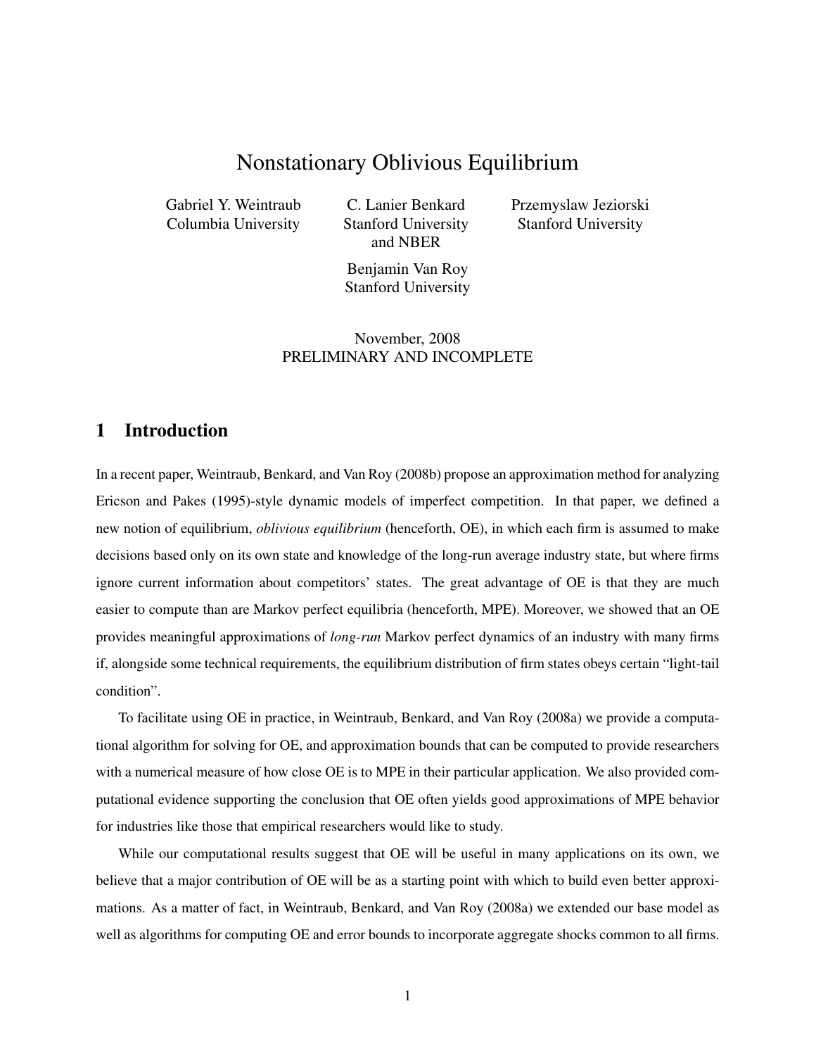# Nonstationary Oblivious Equilibrium

Gabriel Y. Weintraub
Columbia University

C. Lanier Benkard
Stanford University
and NBER

Przemyslaw Jeziorski
Stanford University

Benjamin Van Roy
Stanford University

November, 2008
PRELIMINARY AND INCOMPLETE

## 1 Introduction

In a recent paper, Weintraub, Benkard, and Van Roy (2008b) propose an approximation method for analyzing Ericson and Pakes (1995)-style dynamic models of imperfect competition. In that paper, we defined a new notion of equilibrium, *oblivious equilibrium* (henceforth, OE), in which each firm is assumed to make decisions based only on its own state and knowledge of the long-run average industry state, but where firms ignore current information about competitors' states. The great advantage of OE is that they are much easier to compute than are Markov perfect equilibria (henceforth, MPE). Moreover, we showed that an OE provides meaningful approximations of *long-run* Markov perfect dynamics of an industry with many firms if, alongside some technical requirements, the equilibrium distribution of firm states obeys certain "light-tail condition".

To facilitate using OE in practice, in Weintraub, Benkard, and Van Roy (2008a) we provide a computational algorithm for solving for OE, and approximation bounds that can be computed to provide researchers with a numerical measure of how close OE is to MPE in their particular application. We also provided computational evidence supporting the conclusion that OE often yields good approximations of MPE behavior for industries like those that empirical researchers would like to study.

While our computational results suggest that OE will be useful in many applications on its own, we believe that a major contribution of OE will be as a starting point with which to build even better approximations. As a matter of fact, in Weintraub, Benkard, and Van Roy (2008a) we extended our base model as well as algorithms for computing OE and error bounds to incorporate aggregate shocks common to all firms.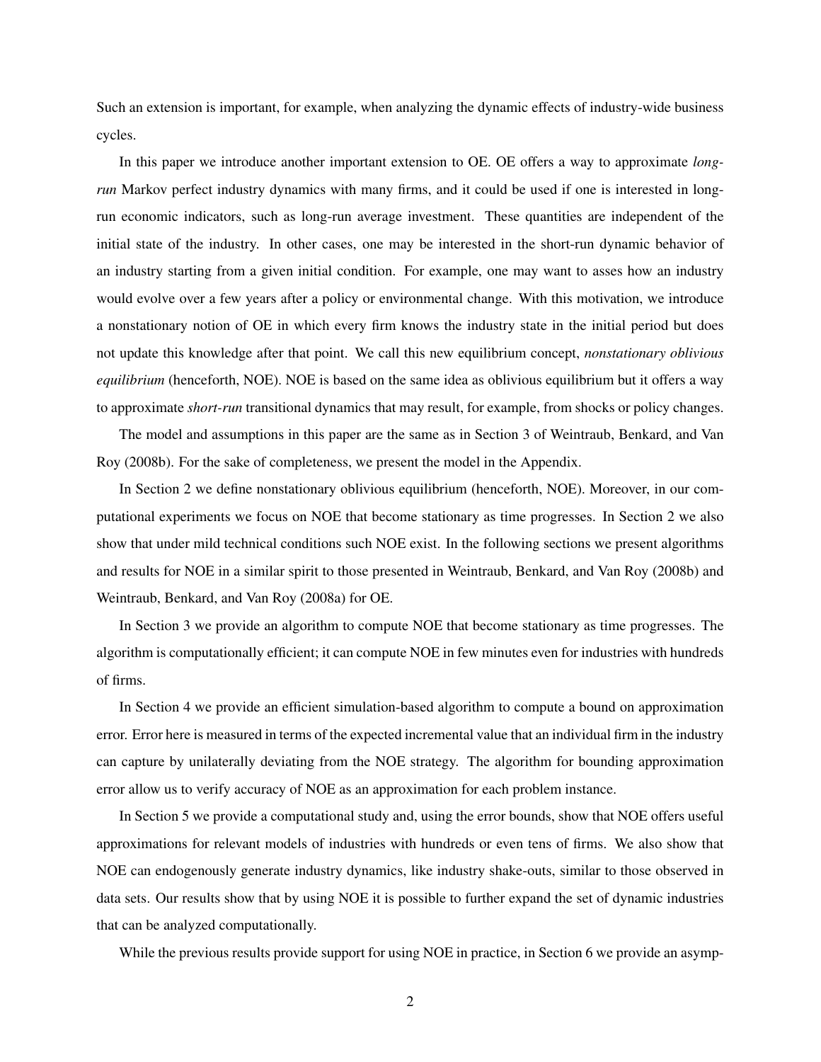Such an extension is important, for example, when analyzing the dynamic effects of industry-wide business cycles.

In this paper we introduce another important extension to OE. OE offers a way to approximate *long-run* Markov perfect industry dynamics with many firms, and it could be used if one is interested in long-run economic indicators, such as long-run average investment. These quantities are independent of the initial state of the industry. In other cases, one may be interested in the short-run dynamic behavior of an industry starting from a given initial condition. For example, one may want to asses how an industry would evolve over a few years after a policy or environmental change. With this motivation, we introduce a nonstationary notion of OE in which every firm knows the industry state in the initial period but does not update this knowledge after that point. We call this new equilibrium concept, *nonstationary oblivious equilibrium* (henceforth, NOE). NOE is based on the same idea as oblivious equilibrium but it offers a way to approximate *short-run* transitional dynamics that may result, for example, from shocks or policy changes.

The model and assumptions in this paper are the same as in Section 3 of Weintraub, Benkard, and Van Roy (2008b). For the sake of completeness, we present the model in the Appendix.

In Section 2 we define nonstationary oblivious equilibrium (henceforth, NOE). Moreover, in our computational experiments we focus on NOE that become stationary as time progresses. In Section 2 we also show that under mild technical conditions such NOE exist. In the following sections we present algorithms and results for NOE in a similar spirit to those presented in Weintraub, Benkard, and Van Roy (2008b) and Weintraub, Benkard, and Van Roy (2008a) for OE.

In Section 3 we provide an algorithm to compute NOE that become stationary as time progresses. The algorithm is computationally efficient; it can compute NOE in few minutes even for industries with hundreds of firms.

In Section 4 we provide an efficient simulation-based algorithm to compute a bound on approximation error. Error here is measured in terms of the expected incremental value that an individual firm in the industry can capture by unilaterally deviating from the NOE strategy. The algorithm for bounding approximation error allow us to verify accuracy of NOE as an approximation for each problem instance.

In Section 5 we provide a computational study and, using the error bounds, show that NOE offers useful approximations for relevant models of industries with hundreds or even tens of firms. We also show that NOE can endogenously generate industry dynamics, like industry shake-outs, similar to those observed in data sets. Our results show that by using NOE it is possible to further expand the set of dynamic industries that can be analyzed computationally.

While the previous results provide support for using NOE in practice, in Section 6 we provide an asymp-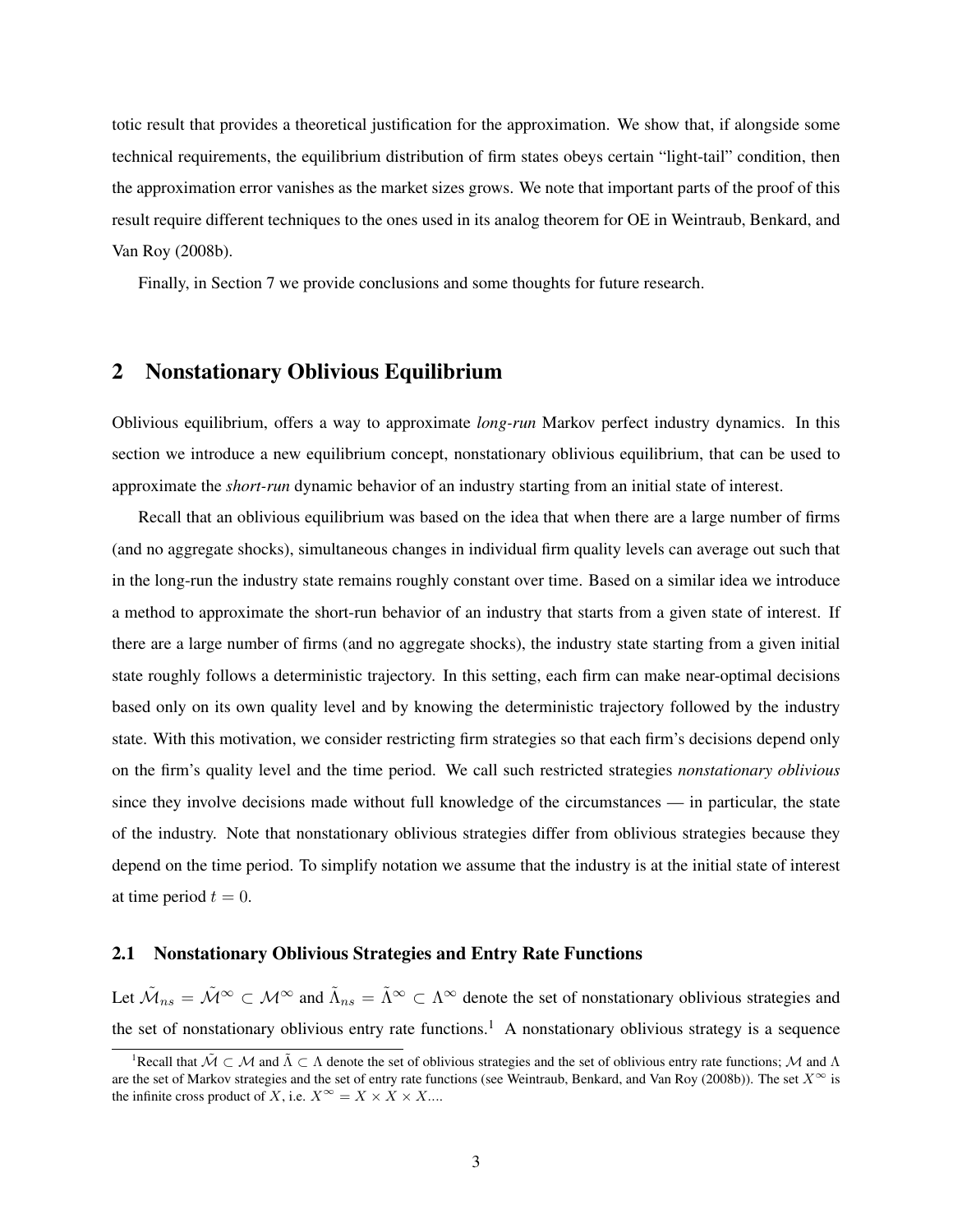totic result that provides a theoretical justification for the approximation. We show that, if alongside some technical requirements, the equilibrium distribution of firm states obeys certain "light-tail" condition, then the approximation error vanishes as the market sizes grows. We note that important parts of the proof of this result require different techniques to the ones used in its analog theorem for OE in Weintraub, Benkard, and Van Roy (2008b).

Finally, in Section 7 we provide conclusions and some thoughts for future research.

## 2 Nonstationary Oblivious Equilibrium

Oblivious equilibrium, offers a way to approximate *long-run* Markov perfect industry dynamics. In this section we introduce a new equilibrium concept, nonstationary oblivious equilibrium, that can be used to approximate the *short-run* dynamic behavior of an industry starting from an initial state of interest.

Recall that an oblivious equilibrium was based on the idea that when there are a large number of firms (and no aggregate shocks), simultaneous changes in individual firm quality levels can average out such that in the long-run the industry state remains roughly constant over time. Based on a similar idea we introduce a method to approximate the short-run behavior of an industry that starts from a given state of interest. If there are a large number of firms (and no aggregate shocks), the industry state starting from a given initial state roughly follows a deterministic trajectory. In this setting, each firm can make near-optimal decisions based only on its own quality level and by knowing the deterministic trajectory followed by the industry state. With this motivation, we consider restricting firm strategies so that each firm's decisions depend only on the firm's quality level and the time period. We call such restricted strategies *nonstationary oblivious* since they involve decisions made without full knowledge of the circumstances — in particular, the state of the industry. Note that nonstationary oblivious strategies differ from oblivious strategies because they depend on the time period. To simplify notation we assume that the industry is at the initial state of interest at time period $t = 0$.

### 2.1 Nonstationary Oblivious Strategies and Entry Rate Functions

Let $\tilde{\mathcal{M}}_{ns} = \tilde{\mathcal{M}}^{\infty} \subset \mathcal{M}^{\infty}$ and $\tilde{\Lambda}_{ns} = \tilde{\Lambda}^{\infty} \subset \Lambda^{\infty}$ denote the set of nonstationary oblivious strategies and the set of nonstationary oblivious entry rate functions.[1] A nonstationary oblivious strategy is a sequence

[1] Recall that $\tilde{\mathcal{M}} \subset \mathcal{M}$ and $\tilde{\Lambda} \subset \Lambda$ denote the set of oblivious strategies and the set of oblivious entry rate functions; $\mathcal{M}$ and $\Lambda$ are the set of Markov strategies and the set of entry rate functions (see Weintraub, Benkard, and Van Roy (2008b)). The set $X^{\infty}$ is the infinite cross product of $X$, i.e. $X^{\infty} = X \times X \times X....$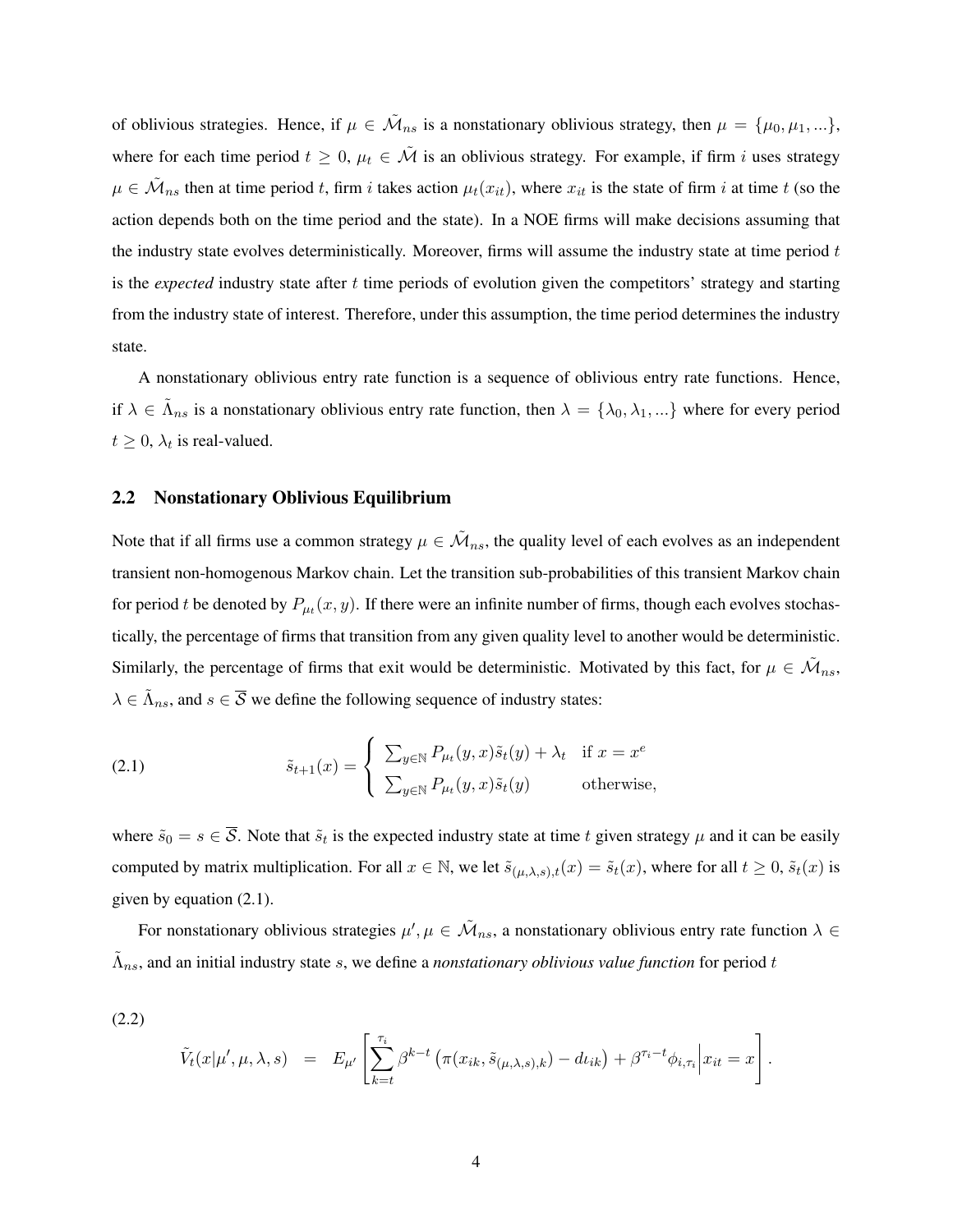of oblivious strategies. Hence, if $\mu \in \tilde{\mathcal{M}}_{ns}$ is a nonstationary oblivious strategy, then $\mu = \{\mu_0, \mu_1, ...\}$, where for each time period $t \geq 0$, $\mu_t \in \tilde{\mathcal{M}}$ is an oblivious strategy. For example, if firm $i$ uses strategy $\mu \in \tilde{\mathcal{M}}_{ns}$ then at time period $t$, firm $i$ takes action $\mu_t(x_{it})$, where $x_{it}$ is the state of firm $i$ at time $t$ (so the action depends both on the time period and the state). In a NOE firms will make decisions assuming that the industry state evolves deterministically. Moreover, firms will assume the industry state at time period $t$ is the *expected* industry state after $t$ time periods of evolution given the competitors' strategy and starting from the industry state of interest. Therefore, under this assumption, the time period determines the industry state.

A nonstationary oblivious entry rate function is a sequence of oblivious entry rate functions. Hence, if $\lambda \in \tilde{\Lambda}_{ns}$ is a nonstationary oblivious entry rate function, then $\lambda = \{\lambda_0, \lambda_1, ...\}$ where for every period $t \geq 0$, $\lambda_t$ is real-valued.

## 2.2 Nonstationary Oblivious Equilibrium

Note that if all firms use a common strategy $\mu \in \tilde{\mathcal{M}}_{ns}$, the quality level of each evolves as an independent transient non-homogenous Markov chain. Let the transition sub-probabilities of this transient Markov chain for period $t$ be denoted by $P_{\mu_t}(x, y)$. If there were an infinite number of firms, though each evolves stochastically, the percentage of firms that transition from any given quality level to another would be deterministic. Similarly, the percentage of firms that exit would be deterministic. Motivated by this fact, for $\mu \in \tilde{\mathcal{M}}_{ns}$, $\lambda \in \tilde{\Lambda}_{ns}$, and $s \in \overline{\mathcal{S}}$ we define the following sequence of industry states:

$$
\tilde{s}_{t+1}(x) = \begin{cases} \sum_{y \in \mathbb{N}} P_{\mu_t}(y, x)\tilde{s}_t(y) + \lambda_t & \text{if } x = x^e \\ \sum_{y \in \mathbb{N}} P_{\mu_t}(y, x)\tilde{s}_t(y) & \text{otherwise,} \end{cases} \tag{2.1}
$$

where $\tilde{s}_0 = s \in \overline{\mathcal{S}}$. Note that $\tilde{s}_t$ is the expected industry state at time $t$ given strategy $\mu$ and it can be easily computed by matrix multiplication. For all $x \in \mathbb{N}$, we let $\tilde{s}_{(\mu,\lambda,s),t}(x) = \tilde{s}_t(x)$, where for all $t \geq 0$, $\tilde{s}_t(x)$ is given by equation (2.1).

For nonstationary oblivious strategies $\mu', \mu \in \tilde{\mathcal{M}}_{ns}$, a nonstationary oblivious entry rate function $\lambda \in \tilde{\Lambda}_{ns}$, and an initial industry state $s$, we define a *nonstationary oblivious value function* for period $t$

$$
\tilde{V}_t(x|\mu', \mu, \lambda, s) = E_{\mu'}\left[\sum_{k=t}^{\tau_i} \beta^{k-t}\left(\pi(x_{ik}, \tilde{s}_{(\mu,\lambda,s),k}) - d\iota_{ik}\right) + \beta^{\tau_i - t}\phi_{i,\tau_i}\Big| x_{it} = x\right]. \tag{2.2}
$$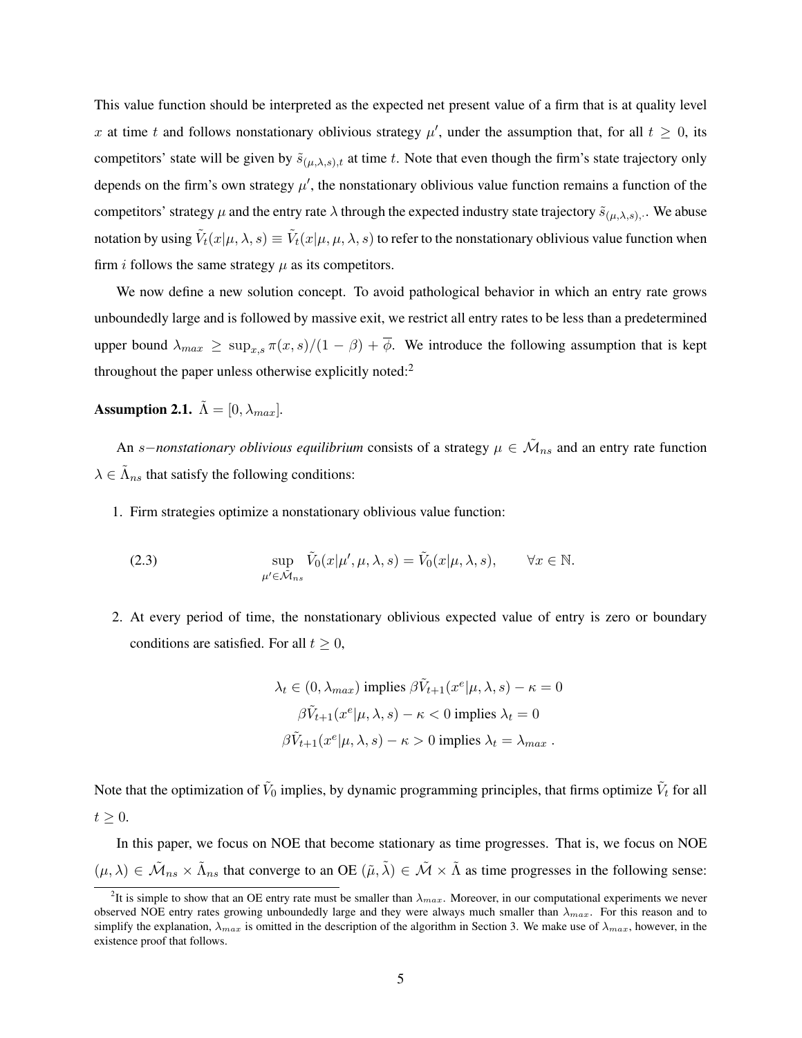This value function should be interpreted as the expected net present value of a firm that is at quality level $x$ at time $t$ and follows nonstationary oblivious strategy $\mu'$, under the assumption that, for all $t \geq 0$, its competitors' state will be given by $\tilde{s}_{(\mu,\lambda,s),t}$ at time $t$. Note that even though the firm's state trajectory only depends on the firm's own strategy $\mu'$, the nonstationary oblivious value function remains a function of the competitors' strategy $\mu$ and the entry rate $\lambda$ through the expected industry state trajectory $\tilde{s}_{(\mu,\lambda,s),\cdot}$. We abuse notation by using $\tilde{V}_t(x|\mu, \lambda, s) \equiv \tilde{V}_t(x|\mu, \mu, \lambda, s)$ to refer to the nonstationary oblivious value function when firm $i$ follows the same strategy $\mu$ as its competitors.

We now define a new solution concept. To avoid pathological behavior in which an entry rate grows unboundedly large and is followed by massive exit, we restrict all entry rates to be less than a predetermined upper bound $\lambda_{max} \geq \sup_{x,s} \pi(x, s)/(1 - \beta) + \overline{\phi}$. We introduce the following assumption that is kept throughout the paper unless otherwise explicitly noted:[2]

**Assumption 2.1.** $\tilde{\Lambda} = [0, \lambda_{max}]$.

An $s-$*nonstationary oblivious equilibrium* consists of a strategy $\mu \in \tilde{\mathcal{M}}_{ns}$ and an entry rate function $\lambda \in \tilde{\Lambda}_{ns}$ that satisfy the following conditions:

1. Firm strategies optimize a nonstationary oblivious value function:

$$\sup_{\mu' \in \tilde{\mathcal{M}}_{ns}} \tilde{V}_0(x|\mu', \mu, \lambda, s) = \tilde{V}_0(x|\mu, \lambda, s), \qquad \forall x \in \mathbb{N}. \tag{2.3}$$

2. At every period of time, the nonstationary oblivious expected value of entry is zero or boundary conditions are satisfied. For all $t \geq 0$,

$$\lambda_t \in (0, \lambda_{max}) \text{ implies } \beta\tilde{V}_{t+1}(x^e|\mu, \lambda, s) - \kappa = 0$$
$$\beta\tilde{V}_{t+1}(x^e|\mu, \lambda, s) - \kappa < 0 \text{ implies } \lambda_t = 0$$
$$\beta\tilde{V}_{t+1}(x^e|\mu, \lambda, s) - \kappa > 0 \text{ implies } \lambda_t = \lambda_{max} .$$

Note that the optimization of $\tilde{V}_0$ implies, by dynamic programming principles, that firms optimize $\tilde{V}_t$ for all $t \geq 0$.

In this paper, we focus on NOE that become stationary as time progresses. That is, we focus on NOE $(\mu, \lambda) \in \tilde{\mathcal{M}}_{ns} \times \tilde{\Lambda}_{ns}$ that converge to an OE $(\tilde{\mu}, \tilde{\lambda}) \in \tilde{\mathcal{M}} \times \tilde{\Lambda}$ as time progresses in the following sense:

[2] It is simple to show that an OE entry rate must be smaller than $\lambda_{max}$. Moreover, in our computational experiments we never observed NOE entry rates growing unboundedly large and they were always much smaller than $\lambda_{max}$. For this reason and to simplify the explanation, $\lambda_{max}$ is omitted in the description of the algorithm in Section 3. We make use of $\lambda_{max}$, however, in the existence proof that follows.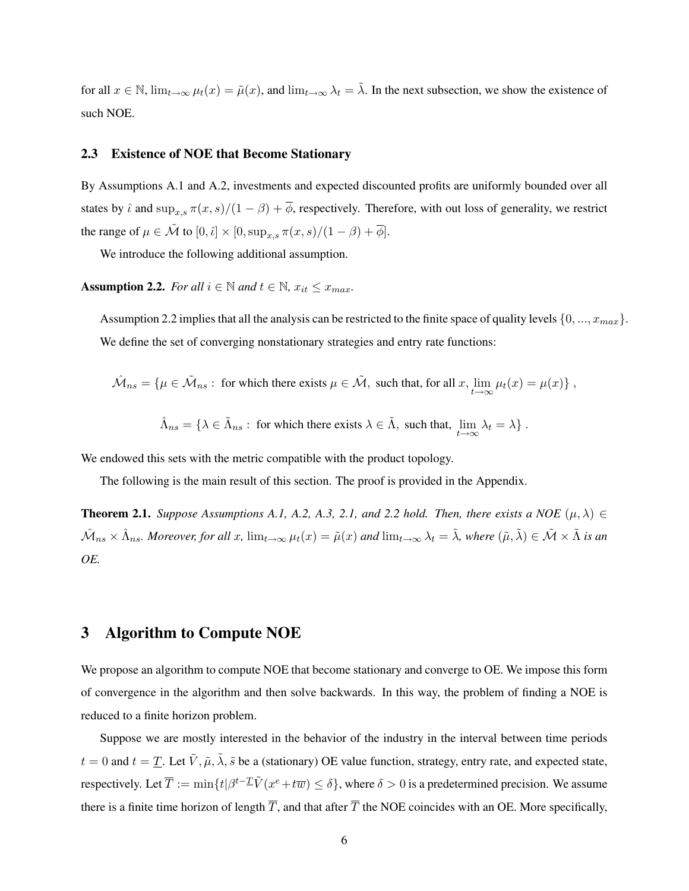for all $x \in \mathbb{N}$, $\lim_{t\to\infty} \mu_t(x) = \tilde{\mu}(x)$, and $\lim_{t\to\infty} \lambda_t = \tilde{\lambda}$. In the next subsection, we show the existence of such NOE.

### 2.3 Existence of NOE that Become Stationary

By Assumptions A.1 and A.2, investments and expected discounted profits are uniformly bounded over all states by $\hat{\iota}$ and $\sup_{x,s} \pi(x,s)/(1-\beta) + \overline{\phi}$, respectively. Therefore, with out loss of generality, we restrict the range of $\mu \in \tilde{\mathcal{M}}$ to $[0, \hat{\iota}] \times [0, \sup_{x,s} \pi(x,s)/(1-\beta) + \overline{\phi}]$.

We introduce the following additional assumption.

**Assumption 2.2.** *For all $i \in \mathbb{N}$ and $t \in \mathbb{N}$, $x_{it} \leq x_{max}$.*

Assumption 2.2 implies that all the analysis can be restricted to the finite space of quality levels $\{0, ..., x_{max}\}$.

We define the set of converging nonstationary strategies and entry rate functions:

$$\hat{\mathcal{M}}_{ns} = \{\mu \in \tilde{\mathcal{M}}_{ns} : \text{ for which there exists } \mu \in \tilde{\mathcal{M}}, \text{ such that, for all } x, \lim_{t\to\infty} \mu_t(x) = \mu(x)\} \,,$$

$$\hat{\Lambda}_{ns} = \{\lambda \in \tilde{\Lambda}_{ns} : \text{ for which there exists } \lambda \in \tilde{\Lambda}, \text{ such that, } \lim_{t\to\infty} \lambda_t = \lambda\} \,.$$

We endowed this sets with the metric compatible with the product topology.

The following is the main result of this section. The proof is provided in the Appendix.

**Theorem 2.1.** *Suppose Assumptions A.1, A.2, A.3, 2.1, and 2.2 hold. Then, there exists a NOE $(\mu, \lambda) \in \hat{\mathcal{M}}_{ns} \times \hat{\Lambda}_{ns}$. Moreover, for all $x$, $\lim_{t\to\infty} \mu_t(x) = \tilde{\mu}(x)$ and $\lim_{t\to\infty} \lambda_t = \tilde{\lambda}$, where $(\tilde{\mu}, \tilde{\lambda}) \in \tilde{\mathcal{M}} \times \tilde{\Lambda}$ is an OE.*

## 3 Algorithm to Compute NOE

We propose an algorithm to compute NOE that become stationary and converge to OE. We impose this form of convergence in the algorithm and then solve backwards. In this way, the problem of finding a NOE is reduced to a finite horizon problem.

Suppose we are mostly interested in the behavior of the industry in the interval between time periods $t = 0$ and $t = \underline{T}$. Let $\tilde{V}, \tilde{\mu}, \tilde{\lambda}, \tilde{s}$ be a (stationary) OE value function, strategy, entry rate, and expected state, respectively. Let $\overline{T} := \min\{t | \beta^{t-\underline{T}} \tilde{V}(x^e + t\overline{w}) \leq \delta\}$, where $\delta > 0$ is a predetermined precision. We assume there is a finite time horizon of length $\overline{T}$, and that after $\overline{T}$ the NOE coincides with an OE. More specifically,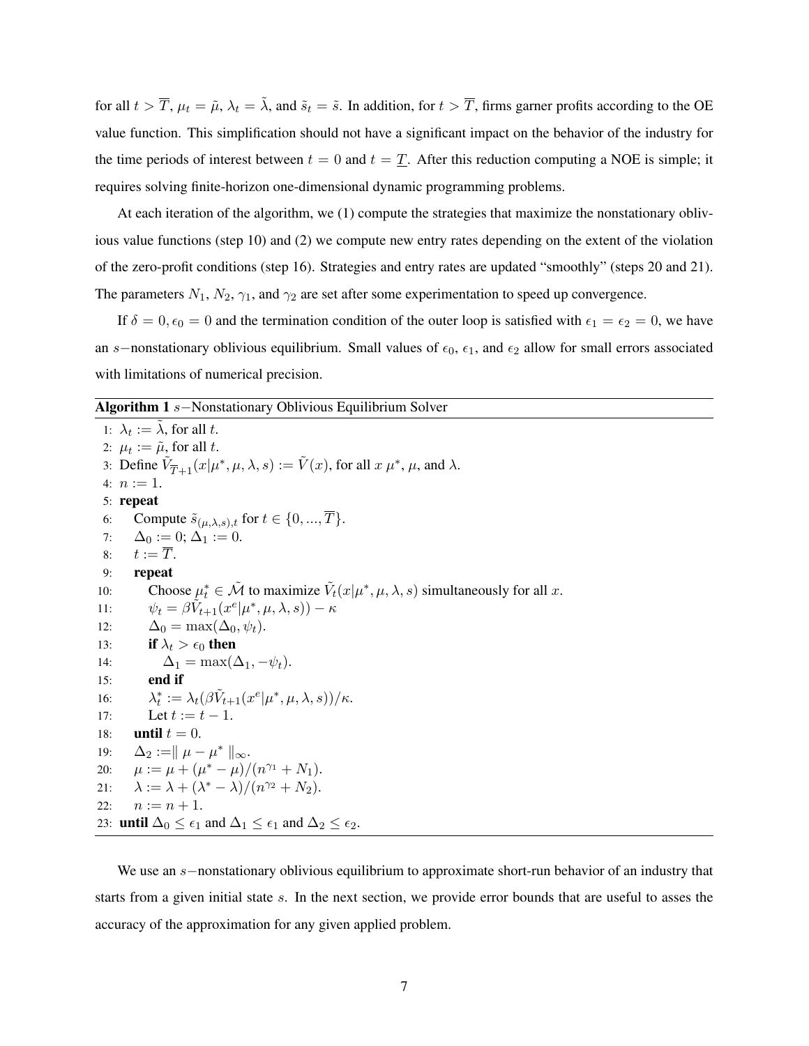for all $t > \overline{T}$, $\mu_t = \tilde{\mu}$, $\lambda_t = \tilde{\lambda}$, and $\tilde{s}_t = \tilde{s}$. In addition, for $t > \overline{T}$, firms garner profits according to the OE value function. This simplification should not have a significant impact on the behavior of the industry for the time periods of interest between $t = 0$ and $t = \underline{T}$. After this reduction computing a NOE is simple; it requires solving finite-horizon one-dimensional dynamic programming problems.

At each iteration of the algorithm, we (1) compute the strategies that maximize the nonstationary oblivious value functions (step 10) and (2) we compute new entry rates depending on the extent of the violation of the zero-profit conditions (step 16). Strategies and entry rates are updated "smoothly" (steps 20 and 21). The parameters $N_1$, $N_2$, $\gamma_1$, and $\gamma_2$ are set after some experimentation to speed up convergence.

If $\delta = 0, \epsilon_0 = 0$ and the termination condition of the outer loop is satisfied with $\epsilon_1 = \epsilon_2 = 0$, we have an $s-$nonstationary oblivious equilibrium. Small values of $\epsilon_0$, $\epsilon_1$, and $\epsilon_2$ allow for small errors associated with limitations of numerical precision.

**Algorithm 1** $s-$Nonstationary Oblivious Equilibrium Solver

```
1:  λ_t := λ̃, for all t.
2:  μ_t := μ̃, for all t.
3:  Define Ṽ_{T̄+1}(x|μ*, μ, λ, s) := Ṽ(x), for all x μ*, μ, and λ.
4:  n := 1.
5:  repeat
6:      Compute s̃_{(μ,λ,s),t} for t ∈ {0, ..., T̄}.
7:      Δ_0 := 0; Δ_1 := 0.
8:      t := T̄.
9:      repeat
10:         Choose μ*_t ∈ M̃ to maximize Ṽ_t(x|μ*, μ, λ, s) simultaneously for all x.
11:         ψ_t = βṼ_{t+1}(x^e|μ*, μ, λ, s)) − κ
12:         Δ_0 = max(Δ_0, ψ_t).
13:         if λ_t > ε_0 then
14:             Δ_1 = max(Δ_1, −ψ_t).
15:         end if
16:         λ*_t := λ_t(βṼ_{t+1}(x^e|μ*, μ, λ, s))/κ.
17:         Let t := t − 1.
18:     until t = 0.
19:     Δ_2 := ‖ μ − μ* ‖_∞.
20:     μ := μ + (μ* − μ)/(n^{γ_1} + N_1).
21:     λ := λ + (λ* − λ)/(n^{γ_2} + N_2).
22:     n := n + 1.
23: until Δ_0 ≤ ε_1 and Δ_1 ≤ ε_1 and Δ_2 ≤ ε_2.
```

We use an $s-$nonstationary oblivious equilibrium to approximate short-run behavior of an industry that starts from a given initial state $s$. In the next section, we provide error bounds that are useful to asses the accuracy of the approximation for any given applied problem.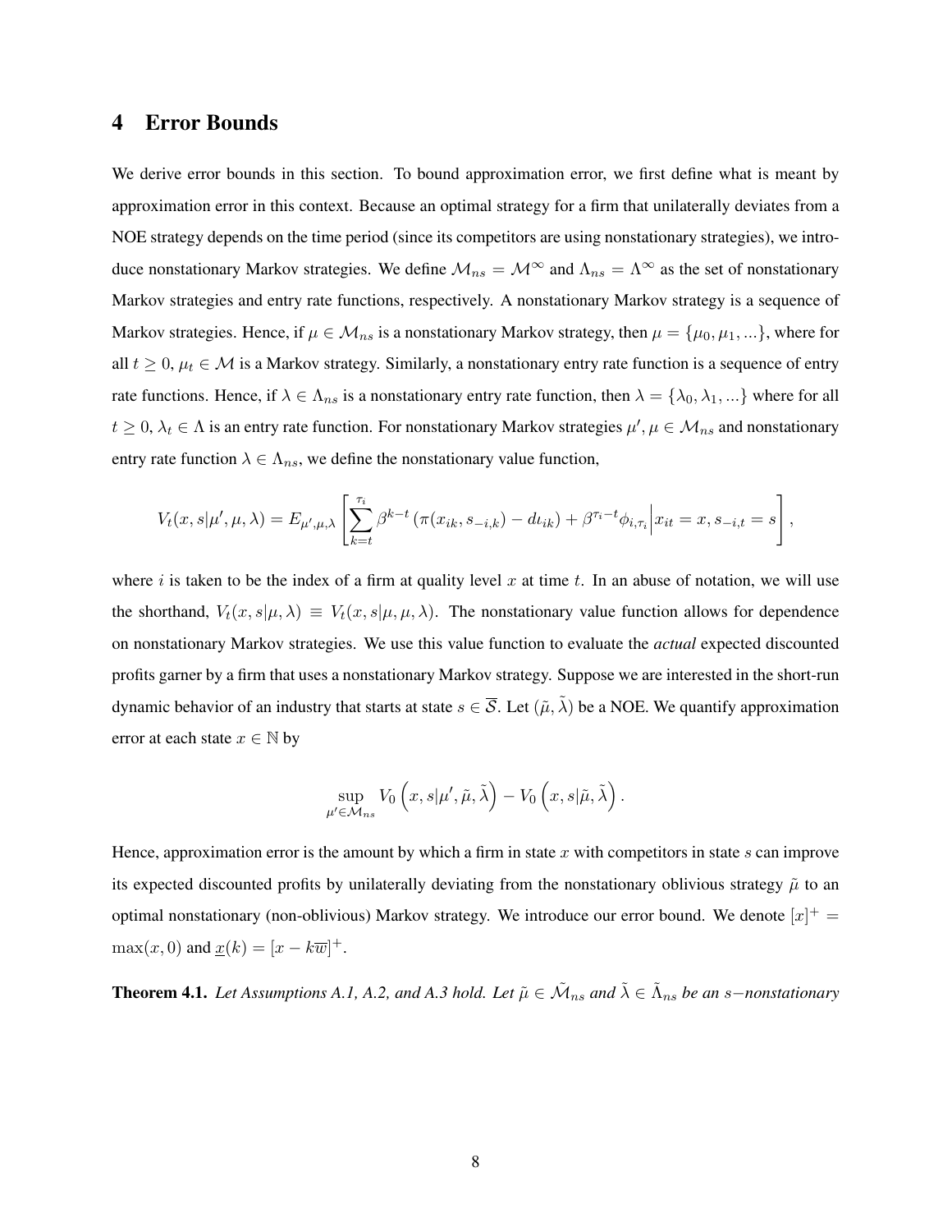## 4 Error Bounds

We derive error bounds in this section. To bound approximation error, we first define what is meant by approximation error in this context. Because an optimal strategy for a firm that unilaterally deviates from a NOE strategy depends on the time period (since its competitors are using nonstationary strategies), we introduce nonstationary Markov strategies. We define $\mathcal{M}_{ns} = \mathcal{M}^{\infty}$ and $\Lambda_{ns} = \Lambda^{\infty}$ as the set of nonstationary Markov strategies and entry rate functions, respectively. A nonstationary Markov strategy is a sequence of Markov strategies. Hence, if $\mu \in \mathcal{M}_{ns}$ is a nonstationary Markov strategy, then $\mu = \{\mu_0, \mu_1, ...\}$, where for all $t \geq 0$, $\mu_t \in \mathcal{M}$ is a Markov strategy. Similarly, a nonstationary entry rate function is a sequence of entry rate functions. Hence, if $\lambda \in \Lambda_{ns}$ is a nonstationary entry rate function, then $\lambda = \{\lambda_0, \lambda_1, ...\}$ where for all $t \geq 0$, $\lambda_t \in \Lambda$ is an entry rate function. For nonstationary Markov strategies $\mu', \mu \in \mathcal{M}_{ns}$ and nonstationary entry rate function $\lambda \in \Lambda_{ns}$, we define the nonstationary value function,

$$V_t(x, s|\mu', \mu, \lambda) = E_{\mu',\mu,\lambda}\left[\sum_{k=t}^{\tau_i} \beta^{k-t}\left(\pi(x_{ik}, s_{-i,k}) - d\iota_{ik}\right) + \beta^{\tau_i - t}\phi_{i,\tau_i}\Big| x_{it} = x, s_{-i,t} = s\right],$$

where $i$ is taken to be the index of a firm at quality level $x$ at time $t$. In an abuse of notation, we will use the shorthand, $V_t(x, s|\mu, \lambda) \equiv V_t(x, s|\mu, \mu, \lambda)$. The nonstationary value function allows for dependence on nonstationary Markov strategies. We use this value function to evaluate the *actual* expected discounted profits garner by a firm that uses a nonstationary Markov strategy. Suppose we are interested in the short-run dynamic behavior of an industry that starts at state $s \in \overline{\mathcal{S}}$. Let $(\tilde{\mu}, \tilde{\lambda})$ be a NOE. We quantify approximation error at each state $x \in \mathbb{N}$ by

$$\sup_{\mu' \in \mathcal{M}_{ns}} V_0\left(x, s|\mu', \tilde{\mu}, \tilde{\lambda}\right) - V_0\left(x, s|\tilde{\mu}, \tilde{\lambda}\right).$$

Hence, approximation error is the amount by which a firm in state $x$ with competitors in state $s$ can improve its expected discounted profits by unilaterally deviating from the nonstationary oblivious strategy $\tilde{\mu}$ to an optimal nonstationary (non-oblivious) Markov strategy. We introduce our error bound. We denote $[x]^+ = \max(x, 0)$ and $\underline{x}(k) = [x - k\overline{w}]^+$.

**Theorem 4.1.** *Let Assumptions A.1, A.2, and A.3 hold. Let $\tilde{\mu} \in \tilde{\mathcal{M}}_{ns}$ and $\tilde{\lambda} \in \tilde{\Lambda}_{ns}$ be an $s-$nonstationary*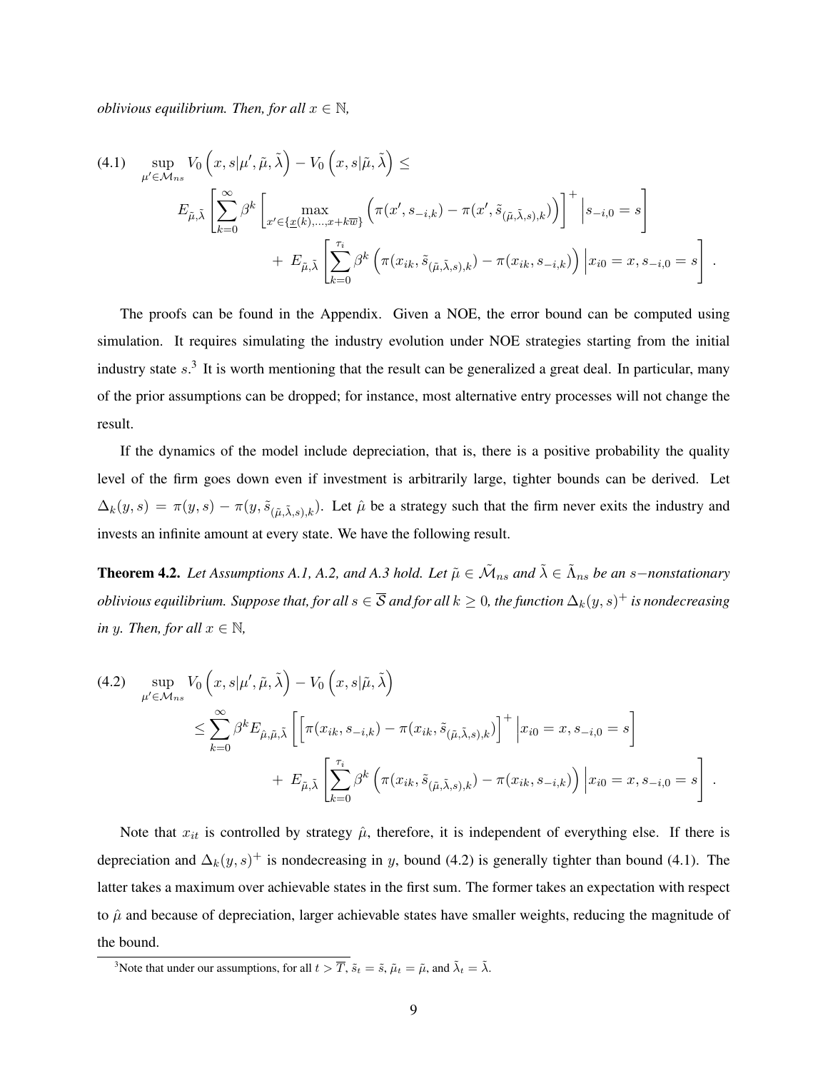*oblivious equilibrium. Then, for all $x \in \mathbb{N}$,*

$$
\begin{aligned}
(4.1) \quad \sup_{\mu' \in \mathcal{M}_{ns}} V_0\left(x, s | \mu', \tilde{\mu}, \tilde{\lambda}\right) - V_0\left(x, s | \tilde{\mu}, \tilde{\lambda}\right) \leq \\
E_{\tilde{\mu}, \tilde{\lambda}}\left[\sum_{k=0}^{\infty} \beta^k \left[\max_{x' \in \{\underline{x}(k), \ldots, x + k\overline{w}\}} \left(\pi(x', s_{-i,k}) - \pi(x', \tilde{s}_{(\tilde{\mu}, \tilde{\lambda}, s), k})\right)\right]^+ \Big| s_{-i,0} = s\right] \\
+ \; E_{\tilde{\mu}, \tilde{\lambda}}\left[\sum_{k=0}^{\tau_i} \beta^k \left(\pi(x_{ik}, \tilde{s}_{(\tilde{\mu}, \tilde{\lambda}, s), k}) - \pi(x_{ik}, s_{-i,k})\right) \Big| x_{i0} = x, s_{-i,0} = s\right].
\end{aligned}
$$

The proofs can be found in the Appendix. Given a NOE, the error bound can be computed using simulation. It requires simulating the industry evolution under NOE strategies starting from the initial industry state $s$.[3] It is worth mentioning that the result can be generalized a great deal. In particular, many of the prior assumptions can be dropped; for instance, most alternative entry processes will not change the result.

If the dynamics of the model include depreciation, that is, there is a positive probability the quality level of the firm goes down even if investment is arbitrarily large, tighter bounds can be derived. Let $\Delta_k(y, s) = \pi(y, s) - \pi(y, \tilde{s}_{(\tilde{\mu}, \tilde{\lambda}, s), k})$. Let $\hat{\mu}$ be a strategy such that the firm never exits the industry and invests an infinite amount at every state. We have the following result.

**Theorem 4.2.** *Let Assumptions A.1, A.2, and A.3 hold. Let $\tilde{\mu} \in \tilde{\mathcal{M}}_{ns}$ and $\tilde{\lambda} \in \tilde{\Lambda}_{ns}$ be an $s-$nonstationary oblivious equilibrium. Suppose that, for all $s \in \overline{\mathcal{S}}$ and for all $k \geq 0$, the function $\Delta_k(y, s)^+$ is nondecreasing in $y$. Then, for all $x \in \mathbb{N}$,*

$$
\begin{aligned}
(4.2) \quad \sup_{\mu' \in \mathcal{M}_{ns}} V_0\left(x, s | \mu', \tilde{\mu}, \tilde{\lambda}\right) - V_0\left(x, s | \tilde{\mu}, \tilde{\lambda}\right) \\
\leq \sum_{k=0}^{\infty} \beta^k E_{\hat{\mu}, \tilde{\mu}, \tilde{\lambda}}\left[\left[\pi(x_{ik}, s_{-i,k}) - \pi(x_{ik}, \tilde{s}_{(\tilde{\mu}, \tilde{\lambda}, s), k})\right]^+ \Big| x_{i0} = x, s_{-i,0} = s\right] \\
+ \; E_{\tilde{\mu}, \tilde{\lambda}}\left[\sum_{k=0}^{\tau_i} \beta^k \left(\pi(x_{ik}, \tilde{s}_{(\tilde{\mu}, \tilde{\lambda}, s), k}) - \pi(x_{ik}, s_{-i,k})\right) \Big| x_{i0} = x, s_{-i,0} = s\right].
\end{aligned}
$$

Note that $x_{it}$ is controlled by strategy $\hat{\mu}$, therefore, it is independent of everything else. If there is depreciation and $\Delta_k(y, s)^+$ is nondecreasing in $y$, bound (4.2) is generally tighter than bound (4.1). The latter takes a maximum over achievable states in the first sum. The former takes an expectation with respect to $\hat{\mu}$ and because of depreciation, larger achievable states have smaller weights, reducing the magnitude of the bound.

[3] Note that under our assumptions, for all $t > \overline{T}$, $\tilde{s}_t = \tilde{s}$, $\tilde{\mu}_t = \tilde{\mu}$, and $\tilde{\lambda}_t = \tilde{\lambda}$.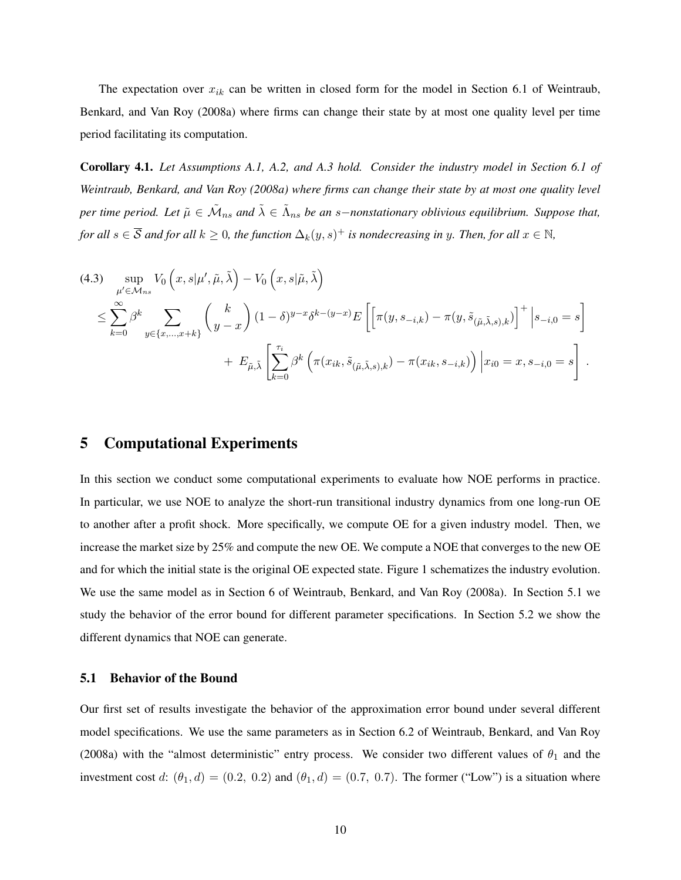The expectation over $x_{ik}$ can be written in closed form for the model in Section 6.1 of Weintraub, Benkard, and Van Roy (2008a) where firms can change their state by at most one quality level per time period facilitating its computation.

**Corollary 4.1.** *Let Assumptions A.1, A.2, and A.3 hold. Consider the industry model in Section 6.1 of Weintraub, Benkard, and Van Roy (2008a) where firms can change their state by at most one quality level per time period. Let $\tilde{\mu} \in \tilde{\mathcal{M}}_{ns}$ and $\tilde{\lambda} \in \tilde{\Lambda}_{ns}$ be an $s-$nonstationary oblivious equilibrium. Suppose that, for all $s \in \overline{\mathcal{S}}$ and for all $k \geq 0$, the function $\Delta_k(y, s)^+$ is nondecreasing in $y$. Then, for all $x \in \mathbb{N}$,*

$$
\begin{aligned}
(4.3) \quad & \sup_{\mu' \in \mathcal{M}_{ns}} V_0\left(x, s|\mu', \tilde{\mu}, \tilde{\lambda}\right) - V_0\left(x, s|\tilde{\mu}, \tilde{\lambda}\right) \\
& \leq \sum_{k=0}^{\infty} \beta^k \sum_{y \in \{x, \ldots, x+k\}} \binom{k}{y-x} (1-\delta)^{y-x} \delta^{k-(y-x)} E\left[\left[\pi(y, s_{-i,k}) - \pi(y, \tilde{s}_{(\tilde{\mu}, \tilde{\lambda}, s), k})\right]^+ \middle| s_{-i,0} = s\right] \\
& \qquad + \; E_{\tilde{\mu}, \tilde{\lambda}}\left[\sum_{k=0}^{\tau_i} \beta^k \left(\pi(x_{ik}, \tilde{s}_{(\tilde{\mu}, \tilde{\lambda}, s), k}) - \pi(x_{ik}, s_{-i,k})\right) \middle| x_{i0} = x, s_{-i,0} = s\right].
\end{aligned}
$$

# 5 Computational Experiments

In this section we conduct some computational experiments to evaluate how NOE performs in practice. In particular, we use NOE to analyze the short-run transitional industry dynamics from one long-run OE to another after a profit shock. More specifically, we compute OE for a given industry model. Then, we increase the market size by 25% and compute the new OE. We compute a NOE that converges to the new OE and for which the initial state is the original OE expected state. Figure 1 schematizes the industry evolution. We use the same model as in Section 6 of Weintraub, Benkard, and Van Roy (2008a). In Section 5.1 we study the behavior of the error bound for different parameter specifications. In Section 5.2 we show the different dynamics that NOE can generate.

## 5.1 Behavior of the Bound

Our first set of results investigate the behavior of the approximation error bound under several different model specifications. We use the same parameters as in Section 6.2 of Weintraub, Benkard, and Van Roy (2008a) with the "almost deterministic" entry process. We consider two different values of $\theta_1$ and the investment cost $d$: $(\theta_1, d) = (0.2,\ 0.2)$ and $(\theta_1, d) = (0.7,\ 0.7)$. The former ("Low") is a situation where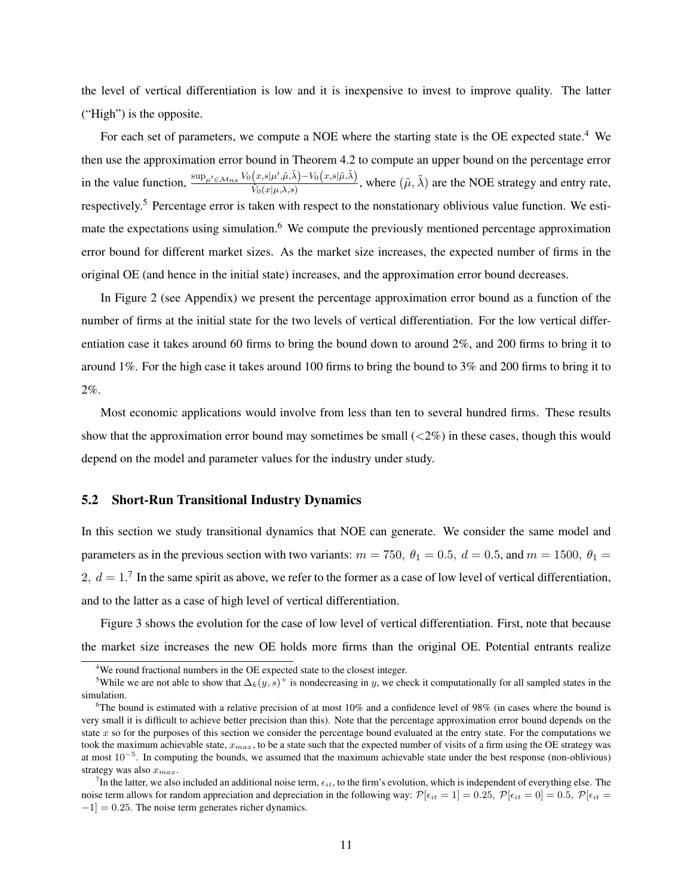the level of vertical differentiation is low and it is inexpensive to invest to improve quality. The latter ("High") is the opposite.

For each set of parameters, we compute a NOE where the starting state is the OE expected state.[4] We then use the approximation error bound in Theorem 4.2 to compute an upper bound on the percentage error in the value function, $\frac{\sup_{\mu' \in \mathcal{M}_{ns}} V_0(x,s|\mu',\tilde{\mu},\tilde{\lambda}) - V_0(x,s|\tilde{\mu},\tilde{\lambda})}{V_0(x|\mu,\lambda,s)}$, where $(\tilde{\mu},\tilde{\lambda})$ are the NOE strategy and entry rate, respectively.[5] Percentage error is taken with respect to the nonstationary oblivious value function. We estimate the expectations using simulation.[6] We compute the previously mentioned percentage approximation error bound for different market sizes. As the market size increases, the expected number of firms in the original OE (and hence in the initial state) increases, and the approximation error bound decreases.

In Figure 2 (see Appendix) we present the percentage approximation error bound as a function of the number of firms at the initial state for the two levels of vertical differentiation. For the low vertical differentiation case it takes around 60 firms to bring the bound down to around 2%, and 200 firms to bring it to around 1%. For the high case it takes around 100 firms to bring the bound to 3% and 200 firms to bring it to 2%.

Most economic applications would involve from less than ten to several hundred firms. These results show that the approximation error bound may sometimes be small (<2%) in these cases, though this would depend on the model and parameter values for the industry under study.

### 5.2 Short-Run Transitional Industry Dynamics

In this section we study transitional dynamics that NOE can generate. We consider the same model and parameters as in the previous section with two variants: $m = 750,\ \theta_1 = 0.5,\ d = 0.5$, and $m = 1500,\ \theta_1 = 2,\ d = 1$.[7] In the same spirit as above, we refer to the former as a case of low level of vertical differentiation, and to the latter as a case of high level of vertical differentiation.

Figure 3 shows the evolution for the case of low level of vertical differentiation. First, note that because the market size increases the new OE holds more firms than the original OE. Potential entrants realize

---

[4] We round fractional numbers in the OE expected state to the closest integer.

[5] While we are not able to show that $\Delta_k(y,s)^+$ is nondecreasing in $y$, we check it computationally for all sampled states in the simulation.

[6] The bound is estimated with a relative precision of at most 10% and a confidence level of 98% (in cases where the bound is very small it is difficult to achieve better precision than this). Note that the percentage approximation error bound depends on the state $x$ so for the purposes of this section we consider the percentage bound evaluated at the entry state. For the computations we took the maximum achievable state, $x_{max}$, to be a state such that the expected number of visits of a firm using the OE strategy was at most $10^{-5}$. In computing the bounds, we assumed that the maximum achievable state under the best response (non-oblivious) strategy was also $x_{max}$.

[7] In the latter, we also included an additional noise term, $\epsilon_{it}$, to the firm's evolution, which is independent of everything else. The noise term allows for random appreciation and depreciation in the following way: $\mathcal{P}[\epsilon_{it} = 1] = 0.25,\ \mathcal{P}[\epsilon_{it} = 0] = 0.5,\ \mathcal{P}[\epsilon_{it} = -1] = 0.25$. The noise term generates richer dynamics.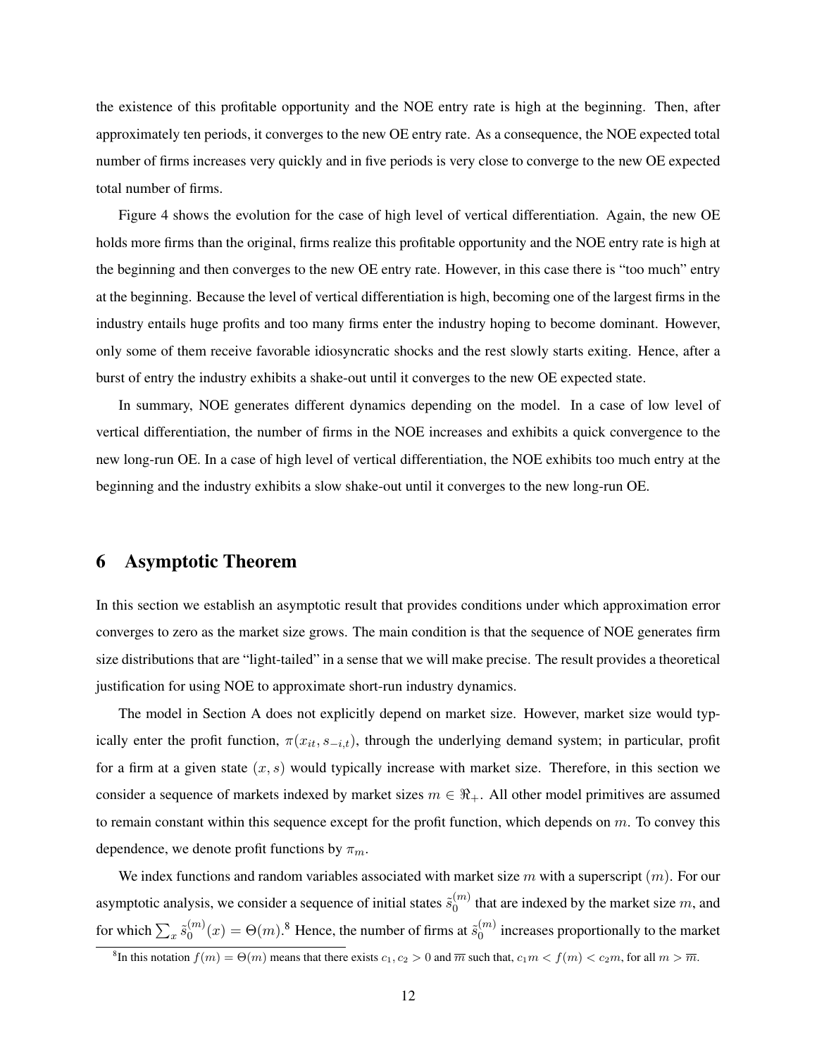the existence of this profitable opportunity and the NOE entry rate is high at the beginning. Then, after approximately ten periods, it converges to the new OE entry rate. As a consequence, the NOE expected total number of firms increases very quickly and in five periods is very close to converge to the new OE expected total number of firms.

Figure 4 shows the evolution for the case of high level of vertical differentiation. Again, the new OE holds more firms than the original, firms realize this profitable opportunity and the NOE entry rate is high at the beginning and then converges to the new OE entry rate. However, in this case there is "too much" entry at the beginning. Because the level of vertical differentiation is high, becoming one of the largest firms in the industry entails huge profits and too many firms enter the industry hoping to become dominant. However, only some of them receive favorable idiosyncratic shocks and the rest slowly starts exiting. Hence, after a burst of entry the industry exhibits a shake-out until it converges to the new OE expected state.

In summary, NOE generates different dynamics depending on the model. In a case of low level of vertical differentiation, the number of firms in the NOE increases and exhibits a quick convergence to the new long-run OE. In a case of high level of vertical differentiation, the NOE exhibits too much entry at the beginning and the industry exhibits a slow shake-out until it converges to the new long-run OE.

# 6 Asymptotic Theorem

In this section we establish an asymptotic result that provides conditions under which approximation error converges to zero as the market size grows. The main condition is that the sequence of NOE generates firm size distributions that are "light-tailed" in a sense that we will make precise. The result provides a theoretical justification for using NOE to approximate short-run industry dynamics.

The model in Section A does not explicitly depend on market size. However, market size would typically enter the profit function, $\pi(x_{it}, s_{-i,t})$, through the underlying demand system; in particular, profit for a firm at a given state $(x, s)$ would typically increase with market size. Therefore, in this section we consider a sequence of markets indexed by market sizes $m \in \Re_+$. All other model primitives are assumed to remain constant within this sequence except for the profit function, which depends on $m$. To convey this dependence, we denote profit functions by $\pi_m$.

We index functions and random variables associated with market size $m$ with a superscript $(m)$. For our asymptotic analysis, we consider a sequence of initial states $\tilde{s}_0^{(m)}$ that are indexed by the market size $m$, and for which $\sum_x \tilde{s}_0^{(m)}(x) = \Theta(m)$.[8] Hence, the number of firms at $\tilde{s}_0^{(m)}$ increases proportionally to the market

[8] In this notation $f(m) = \Theta(m)$ means that there exists $c_1, c_2 > 0$ and $\overline{m}$ such that, $c_1 m < f(m) < c_2 m$, for all $m > \overline{m}$.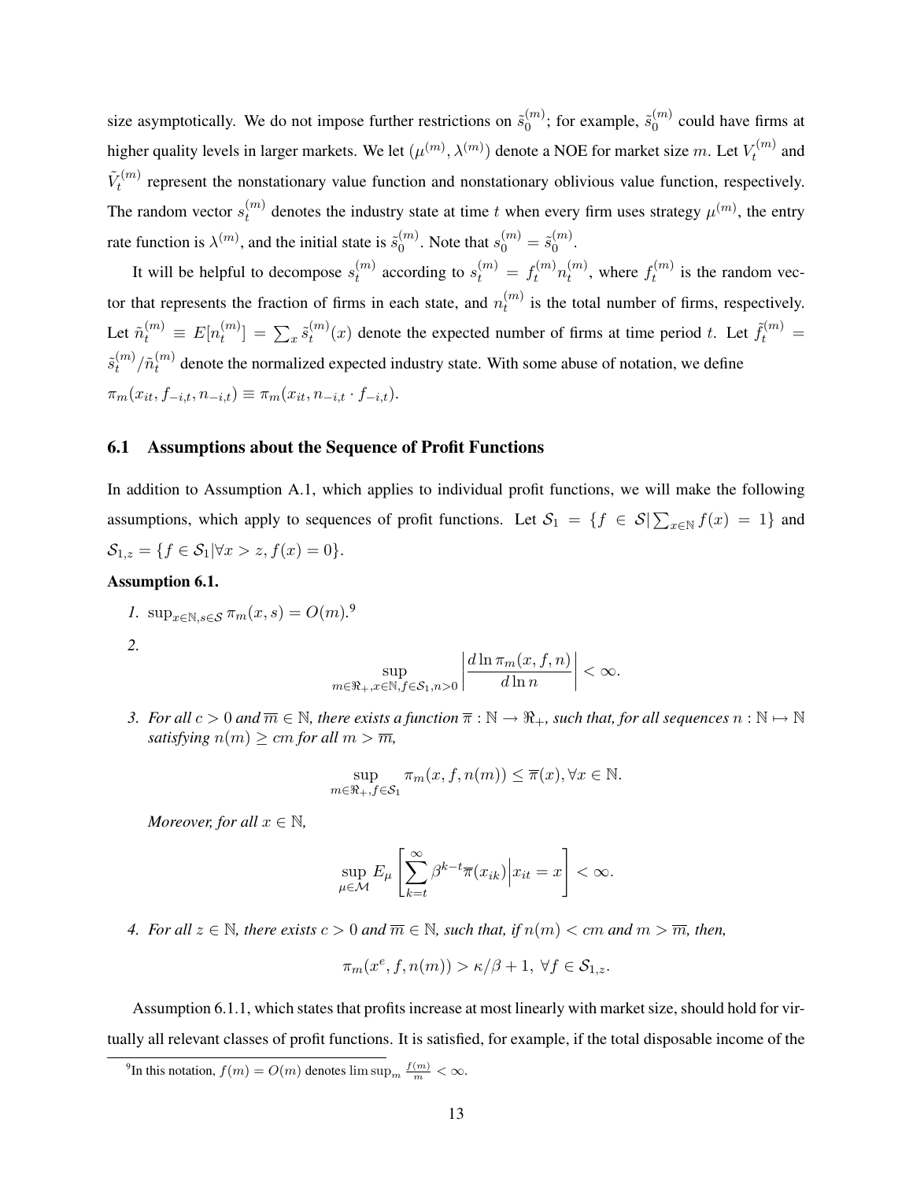size asymptotically. We do not impose further restrictions on $\tilde{s}_0^{(m)}$; for example, $\tilde{s}_0^{(m)}$ could have firms at higher quality levels in larger markets. We let $(\mu^{(m)}, \lambda^{(m)})$ denote a NOE for market size $m$. Let $V_t^{(m)}$ and $\tilde{V}_t^{(m)}$ represent the nonstationary value function and nonstationary oblivious value function, respectively. The random vector $s_t^{(m)}$ denotes the industry state at time $t$ when every firm uses strategy $\mu^{(m)}$, the entry rate function is $\lambda^{(m)}$, and the initial state is $\tilde{s}_0^{(m)}$. Note that $s_0^{(m)} = \tilde{s}_0^{(m)}$.

It will be helpful to decompose $s_t^{(m)}$ according to $s_t^{(m)} = f_t^{(m)} n_t^{(m)}$, where $f_t^{(m)}$ is the random vector that represents the fraction of firms in each state, and $n_t^{(m)}$ is the total number of firms, respectively. Let $\tilde{n}_t^{(m)} \equiv E[n_t^{(m)}] = \sum_x \tilde{s}_t^{(m)}(x)$ denote the expected number of firms at time period $t$. Let $\tilde{f}_t^{(m)} = \tilde{s}_t^{(m)}/\tilde{n}_t^{(m)}$ denote the normalized expected industry state. With some abuse of notation, we define $\pi_m(x_{it}, f_{-i,t}, n_{-i,t}) \equiv \pi_m(x_{it}, n_{-i,t} \cdot f_{-i,t})$.

### 6.1 Assumptions about the Sequence of Profit Functions

In addition to Assumption A.1, which applies to individual profit functions, we will make the following assumptions, which apply to sequences of profit functions. Let $\mathcal{S}_1 = \{f \in \mathcal{S} | \sum_{x \in \mathbb{N}} f(x) = 1\}$ and $\mathcal{S}_{1,z} = \{f \in \mathcal{S}_1 | \forall x > z, f(x) = 0\}$.

**Assumption 6.1.**

1. $\sup_{x \in \mathbb{N}, s \in \mathcal{S}} \pi_m(x, s) = O(m)$.[9]
2. $$\sup_{m \in \Re_+, x \in \mathbb{N}, f \in \mathcal{S}_1, n > 0} \left| \frac{d \ln \pi_m(x, f, n)}{d \ln n} \right| < \infty.$$
3. *For all $c > 0$ and $\overline{m} \in \mathbb{N}$, there exists a function $\overline{\pi} : \mathbb{N} \to \Re_+$, such that, for all sequences $n : \mathbb{N} \mapsto \mathbb{N}$ satisfying $n(m) \geq cm$ for all $m > \overline{m}$,*
$$\sup_{m \in \Re_+, f \in \mathcal{S}_1} \pi_m(x, f, n(m)) \leq \overline{\pi}(x), \forall x \in \mathbb{N}.$$
*Moreover, for all $x \in \mathbb{N}$,*
$$\sup_{\mu \in \mathcal{M}} E_\mu \left[ \sum_{k=t}^{\infty} \beta^{k-t} \overline{\pi}(x_{ik}) \Big| x_{it} = x \right] < \infty.$$
4. *For all $z \in \mathbb{N}$, there exists $c > 0$ and $\overline{m} \in \mathbb{N}$, such that, if $n(m) < cm$ and $m > \overline{m}$, then,*
$$\pi_m(x^e, f, n(m)) > \kappa/\beta + 1, \ \forall f \in \mathcal{S}_{1,z}.$$

Assumption 6.1.1, which states that profits increase at most linearly with market size, should hold for virtually all relevant classes of profit functions. It is satisfied, for example, if the total disposable income of the

[9] In this notation, $f(m) = O(m)$ denotes $\limsup_m \frac{f(m)}{m} < \infty$.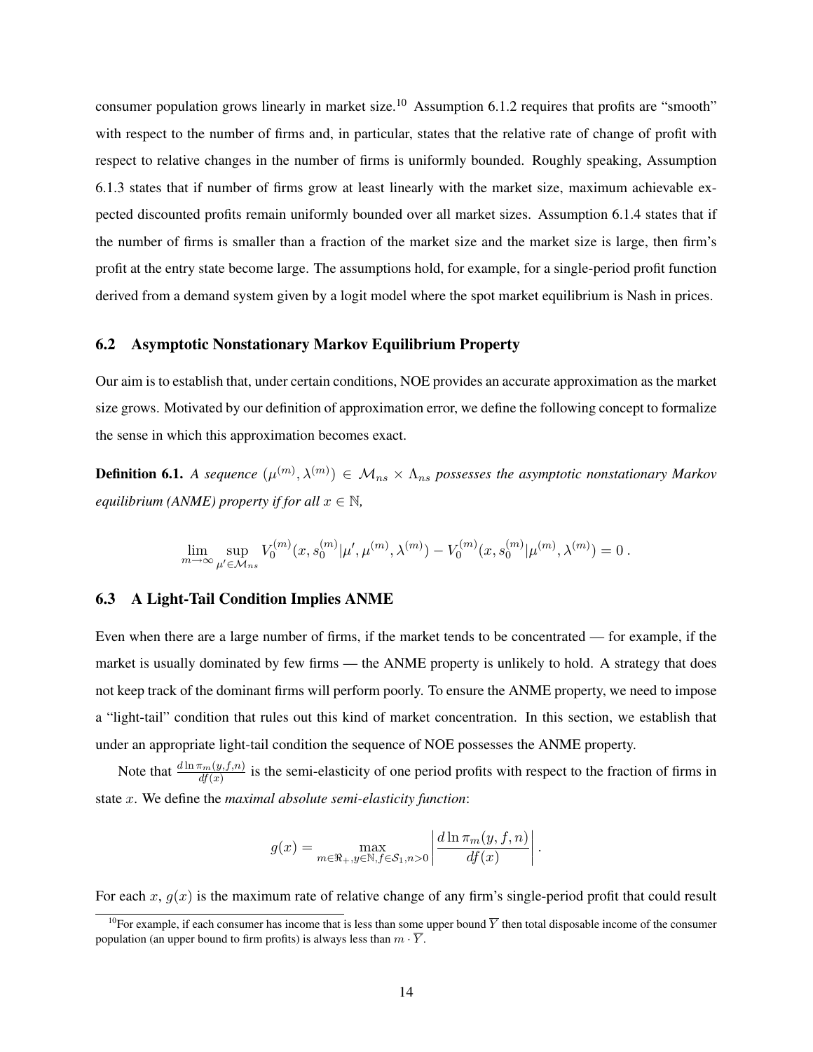consumer population grows linearly in market size.[10] Assumption 6.1.2 requires that profits are "smooth" with respect to the number of firms and, in particular, states that the relative rate of change of profit with respect to relative changes in the number of firms is uniformly bounded. Roughly speaking, Assumption 6.1.3 states that if number of firms grow at least linearly with the market size, maximum achievable expected discounted profits remain uniformly bounded over all market sizes. Assumption 6.1.4 states that if the number of firms is smaller than a fraction of the market size and the market size is large, then firm's profit at the entry state become large. The assumptions hold, for example, for a single-period profit function derived from a demand system given by a logit model where the spot market equilibrium is Nash in prices.

## 6.2 Asymptotic Nonstationary Markov Equilibrium Property

Our aim is to establish that, under certain conditions, NOE provides an accurate approximation as the market size grows. Motivated by our definition of approximation error, we define the following concept to formalize the sense in which this approximation becomes exact.

**Definition 6.1.** *A sequence $(\mu^{(m)}, \lambda^{(m)}) \in \mathcal{M}_{ns} \times \Lambda_{ns}$ possesses the asymptotic nonstationary Markov equilibrium (ANME) property if for all $x \in \mathbb{N}$,*

$$\lim_{m \to \infty} \sup_{\mu' \in \mathcal{M}_{ns}} V_0^{(m)}(x, s_0^{(m)} | \mu', \mu^{(m)}, \lambda^{(m)}) - V_0^{(m)}(x, s_0^{(m)} | \mu^{(m)}, \lambda^{(m)}) = 0 \,.$$

## 6.3 A Light-Tail Condition Implies ANME

Even when there are a large number of firms, if the market tends to be concentrated — for example, if the market is usually dominated by few firms — the ANME property is unlikely to hold. A strategy that does not keep track of the dominant firms will perform poorly. To ensure the ANME property, we need to impose a "light-tail" condition that rules out this kind of market concentration. In this section, we establish that under an appropriate light-tail condition the sequence of NOE possesses the ANME property.

Note that $\frac{d \ln \pi_m(y,f,n)}{df(x)}$ is the semi-elasticity of one period profits with respect to the fraction of firms in state $x$. We define the *maximal absolute semi-elasticity function*:

$$g(x) = \max_{m \in \Re_+, y \in \mathbb{N}, f \in \mathcal{S}_1, n > 0} \left| \frac{d \ln \pi_m(y, f, n)}{df(x)} \right| .$$

For each $x$, $g(x)$ is the maximum rate of relative change of any firm's single-period profit that could result

[10] For example, if each consumer has income that is less than some upper bound $\overline{Y}$ then total disposable income of the consumer population (an upper bound to firm profits) is always less than $m \cdot \overline{Y}$.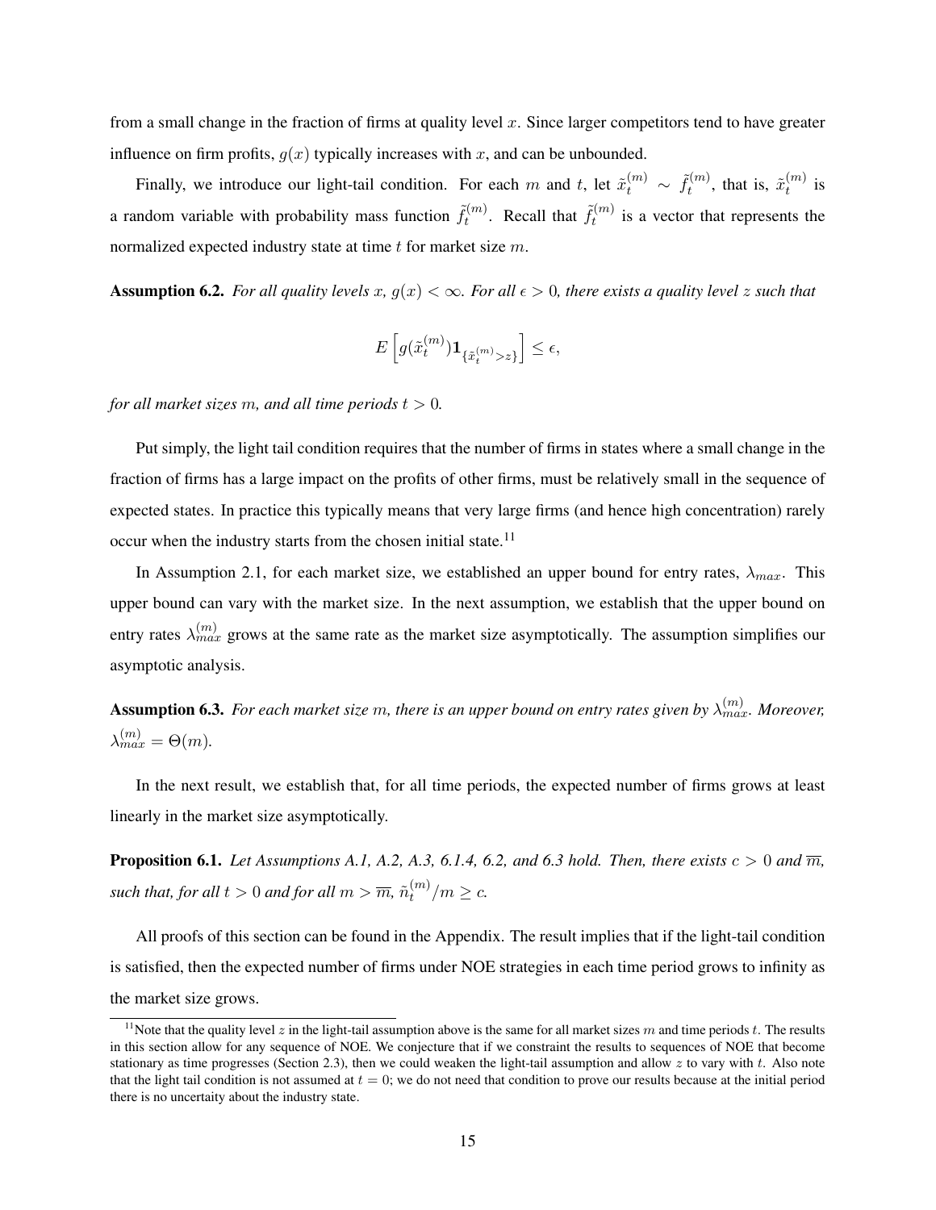from a small change in the fraction of firms at quality level $x$. Since larger competitors tend to have greater influence on firm profits, $g(x)$ typically increases with $x$, and can be unbounded.

Finally, we introduce our light-tail condition. For each $m$ and $t$, let $\tilde{x}_t^{(m)} \sim \tilde{f}_t^{(m)}$, that is, $\tilde{x}_t^{(m)}$ is a random variable with probability mass function $\tilde{f}_t^{(m)}$. Recall that $\tilde{f}_t^{(m)}$ is a vector that represents the normalized expected industry state at time $t$ for market size $m$.

**Assumption 6.2.** *For all quality levels $x$, $g(x) < \infty$. For all $\epsilon > 0$, there exists a quality level $z$ such that*

$$E\left[g(\tilde{x}_t^{(m)})\mathbf{1}_{\{\tilde{x}_t^{(m)} > z\}}\right] \leq \epsilon,$$

*for all market sizes $m$, and all time periods $t > 0$.*

Put simply, the light tail condition requires that the number of firms in states where a small change in the fraction of firms has a large impact on the profits of other firms, must be relatively small in the sequence of expected states. In practice this typically means that very large firms (and hence high concentration) rarely occur when the industry starts from the chosen initial state.[11]

In Assumption 2.1, for each market size, we established an upper bound for entry rates, $\lambda_{max}$. This upper bound can vary with the market size. In the next assumption, we establish that the upper bound on entry rates $\lambda_{max}^{(m)}$ grows at the same rate as the market size asymptotically. The assumption simplifies our asymptotic analysis.

**Assumption 6.3.** *For each market size $m$, there is an upper bound on entry rates given by $\lambda_{max}^{(m)}$. Moreover, $\lambda_{max}^{(m)} = \Theta(m)$.*

In the next result, we establish that, for all time periods, the expected number of firms grows at least linearly in the market size asymptotically.

**Proposition 6.1.** *Let Assumptions A.1, A.2, A.3, 6.1.4, 6.2, and 6.3 hold. Then, there exists $c > 0$ and $\overline{m}$, such that, for all $t > 0$ and for all $m > \overline{m}$, $\tilde{n}_t^{(m)}/m \geq c$.*

All proofs of this section can be found in the Appendix. The result implies that if the light-tail condition is satisfied, then the expected number of firms under NOE strategies in each time period grows to infinity as the market size grows.

[11] Note that the quality level $z$ in the light-tail assumption above is the same for all market sizes $m$ and time periods $t$. The results in this section allow for any sequence of NOE. We conjecture that if we constraint the results to sequences of NOE that become stationary as time progresses (Section 2.3), then we could weaken the light-tail assumption and allow $z$ to vary with $t$. Also note that the light tail condition is not assumed at $t = 0$; we do not need that condition to prove our results because at the initial period there is no uncertaity about the industry state.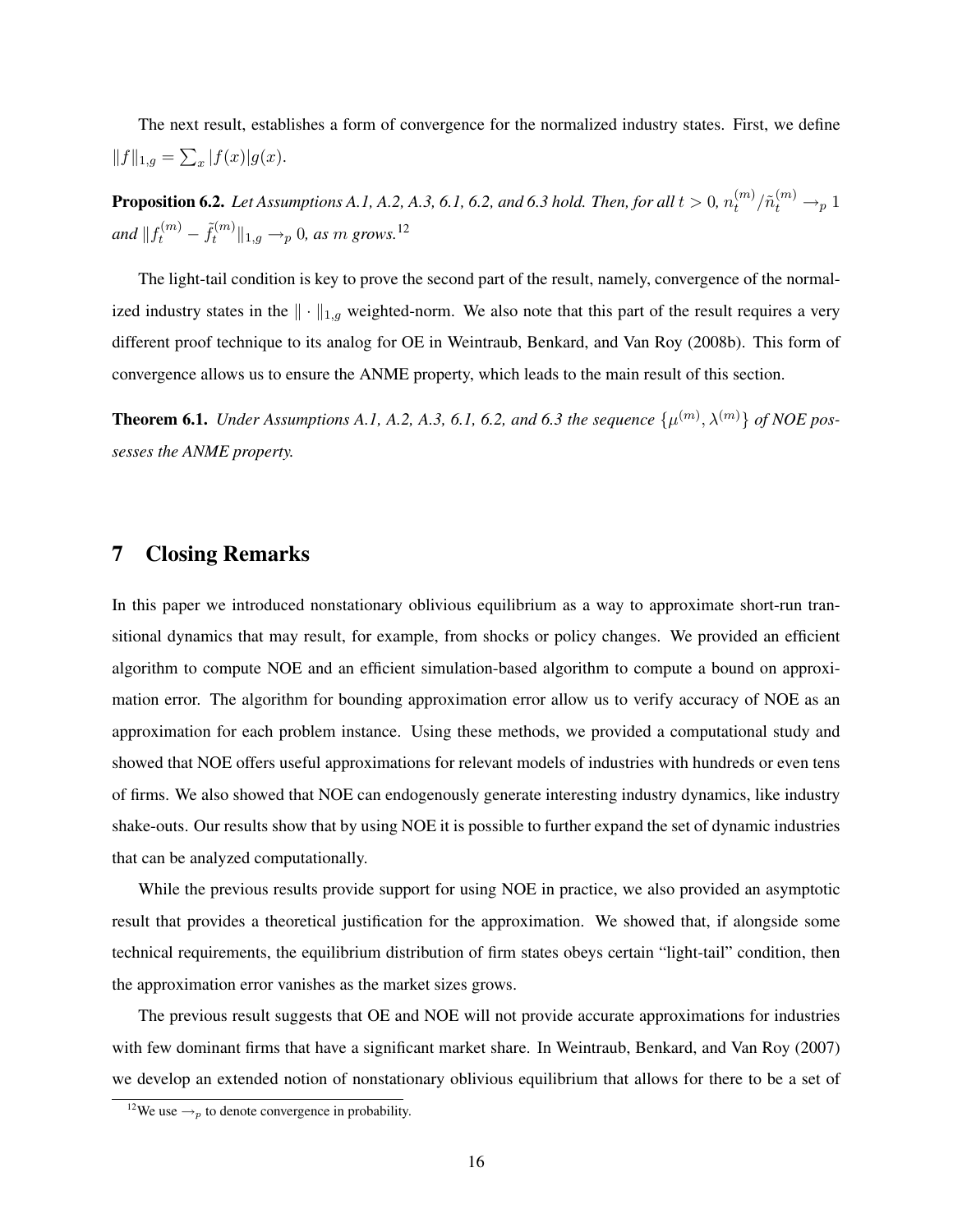The next result, establishes a form of convergence for the normalized industry states. First, we define $\|f\|_{1,g} = \sum_x |f(x)|g(x)$.

**Proposition 6.2.** *Let Assumptions A.1, A.2, A.3, 6.1, 6.2, and 6.3 hold. Then, for all $t > 0$, $n_t^{(m)}/\tilde{n}_t^{(m)} \rightarrow_p 1$ and $\|f_t^{(m)} - \tilde{f}_t^{(m)}\|_{1,g} \rightarrow_p 0$, as $m$ grows.*[12]

The light-tail condition is key to prove the second part of the result, namely, convergence of the normalized industry states in the $\|\cdot\|_{1,g}$ weighted-norm. We also note that this part of the result requires a very different proof technique to its analog for OE in Weintraub, Benkard, and Van Roy (2008b). This form of convergence allows us to ensure the ANME property, which leads to the main result of this section.

**Theorem 6.1.** *Under Assumptions A.1, A.2, A.3, 6.1, 6.2, and 6.3 the sequence $\{\mu^{(m)}, \lambda^{(m)}\}$ of NOE possesses the ANME property.*

# 7 Closing Remarks

In this paper we introduced nonstationary oblivious equilibrium as a way to approximate short-run transitional dynamics that may result, for example, from shocks or policy changes. We provided an efficient algorithm to compute NOE and an efficient simulation-based algorithm to compute a bound on approximation error. The algorithm for bounding approximation error allow us to verify accuracy of NOE as an approximation for each problem instance. Using these methods, we provided a computational study and showed that NOE offers useful approximations for relevant models of industries with hundreds or even tens of firms. We also showed that NOE can endogenously generate interesting industry dynamics, like industry shake-outs. Our results show that by using NOE it is possible to further expand the set of dynamic industries that can be analyzed computationally.

While the previous results provide support for using NOE in practice, we also provided an asymptotic result that provides a theoretical justification for the approximation. We showed that, if alongside some technical requirements, the equilibrium distribution of firm states obeys certain "light-tail" condition, then the approximation error vanishes as the market sizes grows.

The previous result suggests that OE and NOE will not provide accurate approximations for industries with few dominant firms that have a significant market share. In Weintraub, Benkard, and Van Roy (2007) we develop an extended notion of nonstationary oblivious equilibrium that allows for there to be a set of

[12] We use $\rightarrow_p$ to denote convergence in probability.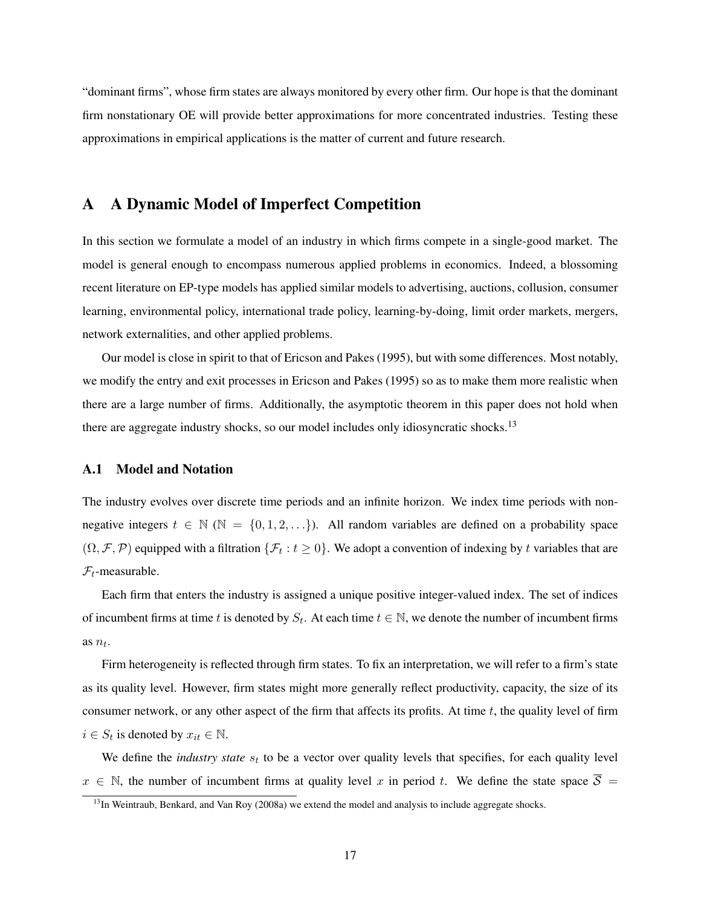"dominant firms", whose firm states are always monitored by every other firm. Our hope is that the dominant firm nonstationary OE will provide better approximations for more concentrated industries. Testing these approximations in empirical applications is the matter of current and future research.

# A A Dynamic Model of Imperfect Competition

In this section we formulate a model of an industry in which firms compete in a single-good market. The model is general enough to encompass numerous applied problems in economics. Indeed, a blossoming recent literature on EP-type models has applied similar models to advertising, auctions, collusion, consumer learning, environmental policy, international trade policy, learning-by-doing, limit order markets, mergers, network externalities, and other applied problems.

Our model is close in spirit to that of Ericson and Pakes (1995), but with some differences. Most notably, we modify the entry and exit processes in Ericson and Pakes (1995) so as to make them more realistic when there are a large number of firms. Additionally, the asymptotic theorem in this paper does not hold when there are aggregate industry shocks, so our model includes only idiosyncratic shocks.[13]

## A.1 Model and Notation

The industry evolves over discrete time periods and an infinite horizon. We index time periods with non-negative integers $t \in \mathbb{N}$ ($\mathbb{N} = \{0, 1, 2, \ldots\}$). All random variables are defined on a probability space $(\Omega, \mathcal{F}, \mathcal{P})$ equipped with a filtration $\{\mathcal{F}_t : t \geq 0\}$. We adopt a convention of indexing by $t$ variables that are $\mathcal{F}_t$-measurable.

Each firm that enters the industry is assigned a unique positive integer-valued index. The set of indices of incumbent firms at time $t$ is denoted by $S_t$. At each time $t \in \mathbb{N}$, we denote the number of incumbent firms as $n_t$.

Firm heterogeneity is reflected through firm states. To fix an interpretation, we will refer to a firm's state as its quality level. However, firm states might more generally reflect productivity, capacity, the size of its consumer network, or any other aspect of the firm that affects its profits. At time $t$, the quality level of firm $i \in S_t$ is denoted by $x_{it} \in \mathbb{N}$.

We define the *industry state* $s_t$ to be a vector over quality levels that specifies, for each quality level $x \in \mathbb{N}$, the number of incumbent firms at quality level $x$ in period $t$. We define the state space $\overline{\mathcal{S}} =$

[13] In Weintraub, Benkard, and Van Roy (2008a) we extend the model and analysis to include aggregate shocks.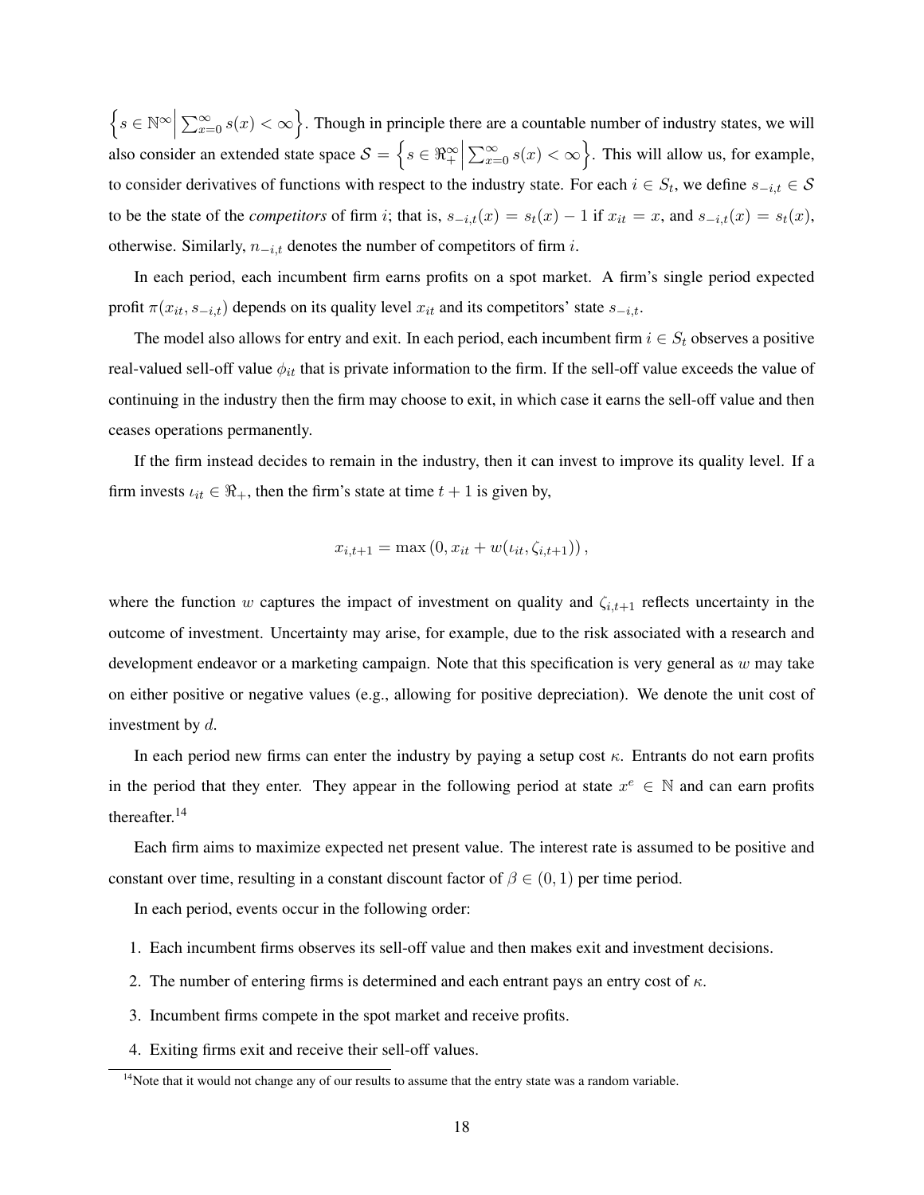$\left\{ s \in \mathbb{N}^\infty \middle| \sum_{x=0}^{\infty} s(x) < \infty \right\}$. Though in principle there are a countable number of industry states, we will also consider an extended state space $\mathcal{S} = \left\{ s \in \Re_+^\infty \middle| \sum_{x=0}^{\infty} s(x) < \infty \right\}$. This will allow us, for example, to consider derivatives of functions with respect to the industry state. For each $i \in S_t$, we define $s_{-i,t} \in \mathcal{S}$ to be the state of the *competitors* of firm $i$; that is, $s_{-i,t}(x) = s_t(x) - 1$ if $x_{it} = x$, and $s_{-i,t}(x) = s_t(x)$, otherwise. Similarly, $n_{-i,t}$ denotes the number of competitors of firm $i$.

In each period, each incumbent firm earns profits on a spot market. A firm's single period expected profit $\pi(x_{it}, s_{-i,t})$ depends on its quality level $x_{it}$ and its competitors' state $s_{-i,t}$.

The model also allows for entry and exit. In each period, each incumbent firm $i \in S_t$ observes a positive real-valued sell-off value $\phi_{it}$ that is private information to the firm. If the sell-off value exceeds the value of continuing in the industry then the firm may choose to exit, in which case it earns the sell-off value and then ceases operations permanently.

If the firm instead decides to remain in the industry, then it can invest to improve its quality level. If a firm invests $\iota_{it} \in \Re_+$, then the firm's state at time $t+1$ is given by,

$$x_{i,t+1} = \max\left(0, x_{it} + w(\iota_{it}, \zeta_{i,t+1})\right),$$

where the function $w$ captures the impact of investment on quality and $\zeta_{i,t+1}$ reflects uncertainty in the outcome of investment. Uncertainty may arise, for example, due to the risk associated with a research and development endeavor or a marketing campaign. Note that this specification is very general as $w$ may take on either positive or negative values (e.g., allowing for positive depreciation). We denote the unit cost of investment by $d$.

In each period new firms can enter the industry by paying a setup cost $\kappa$. Entrants do not earn profits in the period that they enter. They appear in the following period at state $x^e \in \mathbb{N}$ and can earn profits thereafter.[14]

Each firm aims to maximize expected net present value. The interest rate is assumed to be positive and constant over time, resulting in a constant discount factor of $\beta \in (0, 1)$ per time period.

In each period, events occur in the following order:

1. Each incumbent firms observes its sell-off value and then makes exit and investment decisions.
2. The number of entering firms is determined and each entrant pays an entry cost of $\kappa$.
3. Incumbent firms compete in the spot market and receive profits.
4. Exiting firms exit and receive their sell-off values.

[14] Note that it would not change any of our results to assume that the entry state was a random variable.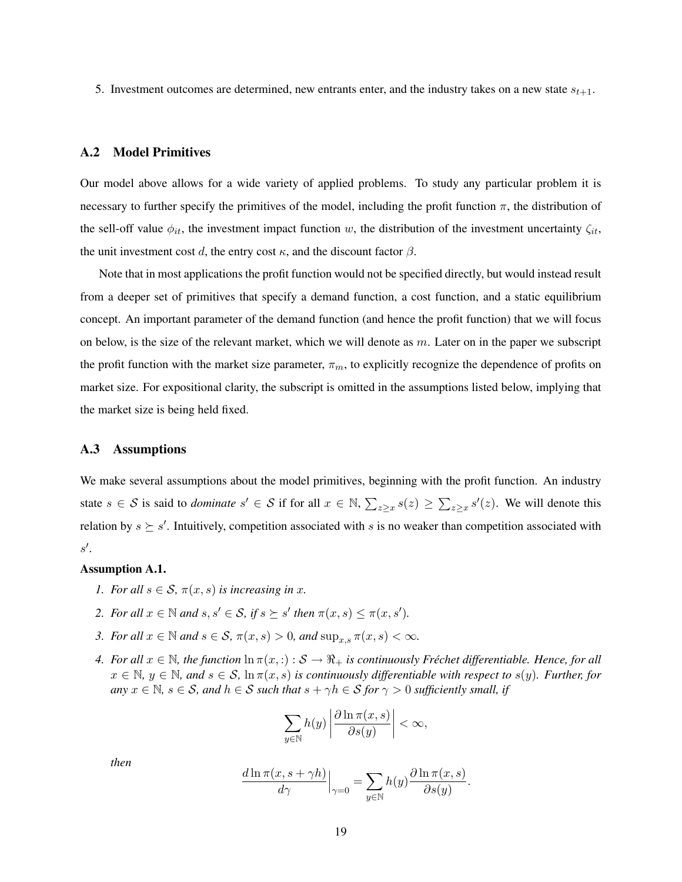5. Investment outcomes are determined, new entrants enter, and the industry takes on a new state $s_{t+1}$.

### A.2 Model Primitives

Our model above allows for a wide variety of applied problems. To study any particular problem it is necessary to further specify the primitives of the model, including the profit function $\pi$, the distribution of the sell-off value $\phi_{it}$, the investment impact function $w$, the distribution of the investment uncertainty $\zeta_{it}$, the unit investment cost $d$, the entry cost $\kappa$, and the discount factor $\beta$.

Note that in most applications the profit function would not be specified directly, but would instead result from a deeper set of primitives that specify a demand function, a cost function, and a static equilibrium concept. An important parameter of the demand function (and hence the profit function) that we will focus on below, is the size of the relevant market, which we will denote as $m$. Later on in the paper we subscript the profit function with the market size parameter, $\pi_m$, to explicitly recognize the dependence of profits on market size. For expositional clarity, the subscript is omitted in the assumptions listed below, implying that the market size is being held fixed.

### A.3 Assumptions

We make several assumptions about the model primitives, beginning with the profit function. An industry state $s \in \mathcal{S}$ is said to *dominate* $s' \in \mathcal{S}$ if for all $x \in \mathbb{N}$, $\sum_{z \geq x} s(z) \geq \sum_{z \geq x} s'(z)$. We will denote this relation by $s \succeq s'$. Intuitively, competition associated with $s$ is no weaker than competition associated with $s'$.

**Assumption A.1.**

1. *For all $s \in \mathcal{S}$, $\pi(x, s)$ is increasing in $x$.*
2. *For all $x \in \mathbb{N}$ and $s, s' \in \mathcal{S}$, if $s \succeq s'$ then $\pi(x, s) \leq \pi(x, s')$.*
3. *For all $x \in \mathbb{N}$ and $s \in \mathcal{S}$, $\pi(x, s) > 0$, and $\sup_{x,s} \pi(x, s) < \infty$.*
4. *For all $x \in \mathbb{N}$, the function $\ln \pi(x, :) : \mathcal{S} \to \Re_+$ is continuously Fréchet differentiable. Hence, for all $x \in \mathbb{N}$, $y \in \mathbb{N}$, and $s \in \mathcal{S}$, $\ln \pi(x, s)$ is continuously differentiable with respect to $s(y)$. Further, for any $x \in \mathbb{N}$, $s \in \mathcal{S}$, and $h \in \mathcal{S}$ such that $s + \gamma h \in \mathcal{S}$ for $\gamma > 0$ sufficiently small, if*

$$\sum_{y \in \mathbb{N}} h(y) \left| \frac{\partial \ln \pi(x, s)}{\partial s(y)} \right| < \infty,$$

*then*

$$\frac{d \ln \pi(x, s + \gamma h)}{d\gamma}\Big|_{\gamma=0} = \sum_{y \in \mathbb{N}} h(y) \frac{\partial \ln \pi(x, s)}{\partial s(y)}.$$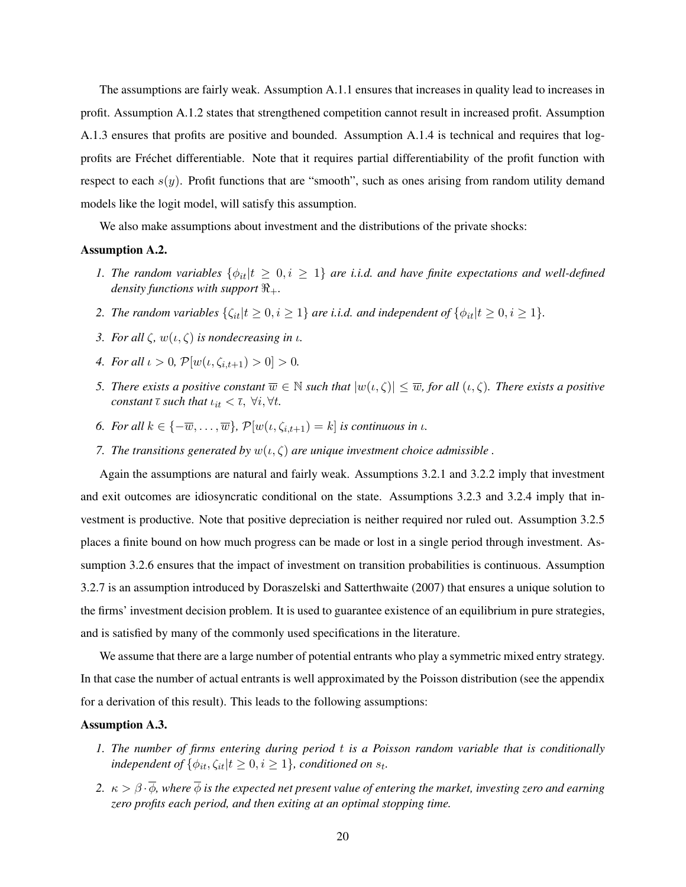The assumptions are fairly weak. Assumption A.1.1 ensures that increases in quality lead to increases in profit. Assumption A.1.2 states that strengthened competition cannot result in increased profit. Assumption A.1.3 ensures that profits are positive and bounded. Assumption A.1.4 is technical and requires that log-profits are Fréchet differentiable. Note that it requires partial differentiability of the profit function with respect to each $s(y)$. Profit functions that are "smooth", such as ones arising from random utility demand models like the logit model, will satisfy this assumption.

We also make assumptions about investment and the distributions of the private shocks:

**Assumption A.2.**

1. *The random variables $\{\phi_{it}|t \geq 0, i \geq 1\}$ are i.i.d. and have finite expectations and well-defined density functions with support $\Re_+$.*
2. *The random variables $\{\zeta_{it}|t \geq 0, i \geq 1\}$ are i.i.d. and independent of $\{\phi_{it}|t \geq 0, i \geq 1\}$.*
3. *For all $\zeta$, $w(\iota, \zeta)$ is nondecreasing in $\iota$.*
4. *For all $\iota > 0$, $\mathcal{P}[w(\iota, \zeta_{i,t+1}) > 0] > 0$.*
5. *There exists a positive constant $\overline{w} \in \mathbb{N}$ such that $|w(\iota, \zeta)| \leq \overline{w}$, for all $(\iota, \zeta)$. There exists a positive constant $\overline{\iota}$ such that $\iota_{it} < \overline{\iota}$, $\forall i, \forall t$.*
6. *For all $k \in \{-\overline{w}, \ldots, \overline{w}\}$, $\mathcal{P}[w(\iota, \zeta_{i,t+1}) = k]$ is continuous in $\iota$.*
7. *The transitions generated by $w(\iota, \zeta)$ are unique investment choice admissible .*

Again the assumptions are natural and fairly weak. Assumptions 3.2.1 and 3.2.2 imply that investment and exit outcomes are idiosyncratic conditional on the state. Assumptions 3.2.3 and 3.2.4 imply that investment is productive. Note that positive depreciation is neither required nor ruled out. Assumption 3.2.5 places a finite bound on how much progress can be made or lost in a single period through investment. Assumption 3.2.6 ensures that the impact of investment on transition probabilities is continuous. Assumption 3.2.7 is an assumption introduced by Doraszelski and Satterthwaite (2007) that ensures a unique solution to the firms' investment decision problem. It is used to guarantee existence of an equilibrium in pure strategies, and is satisfied by many of the commonly used specifications in the literature.

We assume that there are a large number of potential entrants who play a symmetric mixed entry strategy. In that case the number of actual entrants is well approximated by the Poisson distribution (see the appendix for a derivation of this result). This leads to the following assumptions:

**Assumption A.3.**

1. *The number of firms entering during period $t$ is a Poisson random variable that is conditionally independent of $\{\phi_{it}, \zeta_{it}|t \geq 0, i \geq 1\}$, conditioned on $s_t$.*
2. *$\kappa > \beta \cdot \overline{\phi}$, where $\overline{\phi}$ is the expected net present value of entering the market, investing zero and earning zero profits each period, and then exiting at an optimal stopping time.*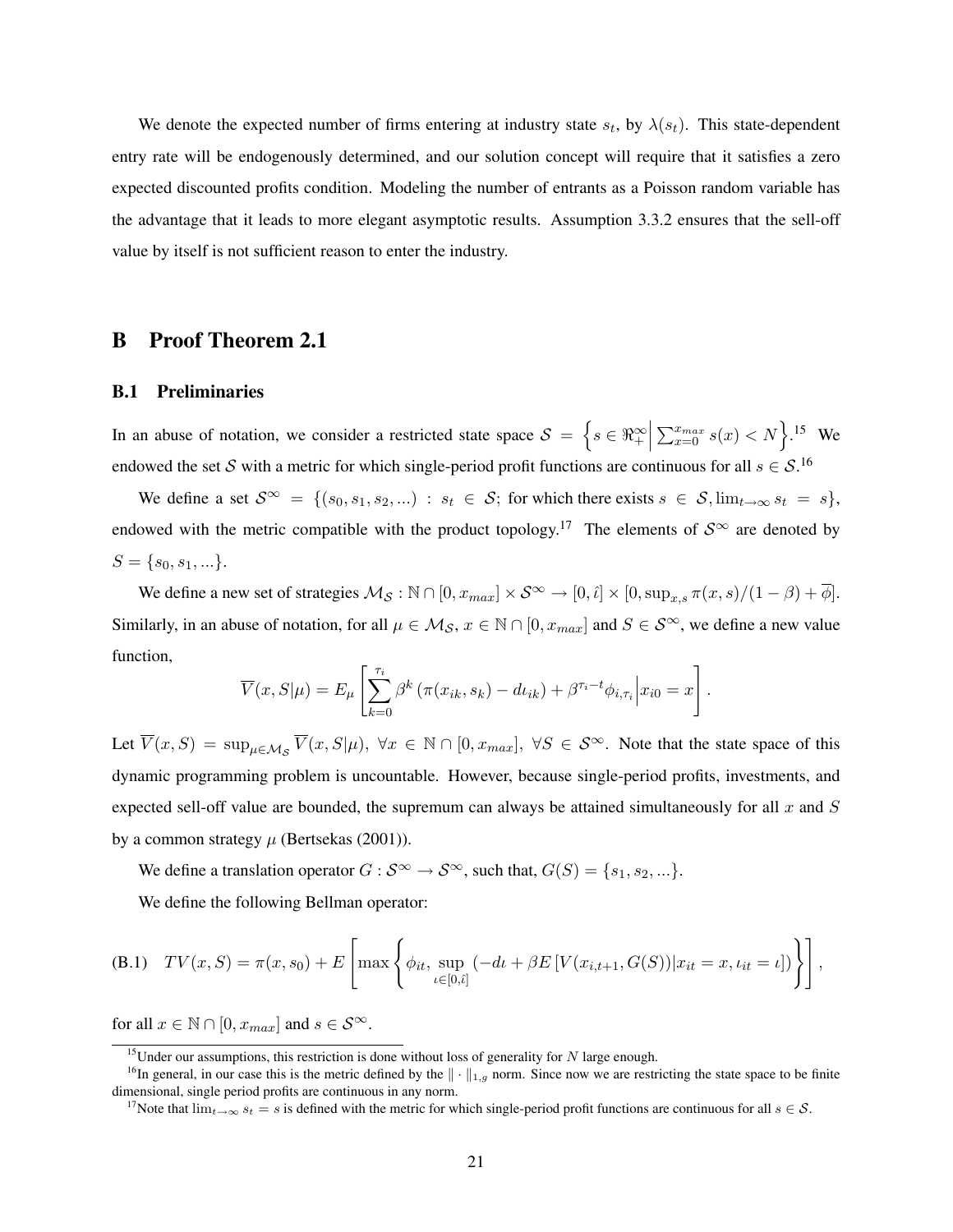We denote the expected number of firms entering at industry state $s_t$, by $\lambda(s_t)$. This state-dependent entry rate will be endogenously determined, and our solution concept will require that it satisfies a zero expected discounted profits condition. Modeling the number of entrants as a Poisson random variable has the advantage that it leads to more elegant asymptotic results. Assumption 3.3.2 ensures that the sell-off value by itself is not sufficient reason to enter the industry.

## B Proof Theorem 2.1

### B.1 Preliminaries

In an abuse of notation, we consider a restricted state space $\mathcal{S} = \left\{ s \in \Re_+^\infty \middle| \sum_{x=0}^{x_{max}} s(x) < N \right\}$.[15] We endowed the set $\mathcal{S}$ with a metric for which single-period profit functions are continuous for all $s \in \mathcal{S}$.[16]

We define a set $\mathcal{S}^\infty = \{(s_0, s_1, s_2, ...) : s_t \in \mathcal{S}$; for which there exists $s \in \mathcal{S}, \lim_{t\to\infty} s_t = s\}$, endowed with the metric compatible with the product topology.[17] The elements of $\mathcal{S}^\infty$ are denoted by $S = \{s_0, s_1, ...\}$.

We define a new set of strategies $\mathcal{M}_\mathcal{S} : \mathbb{N} \cap [0, x_{max}] \times \mathcal{S}^\infty \to [0, \hat{\iota}] \times [0, \sup_{x,s} \pi(x, s)/(1-\beta) + \overline{\phi}]$. Similarly, in an abuse of notation, for all $\mu \in \mathcal{M}_\mathcal{S}$, $x \in \mathbb{N} \cap [0, x_{max}]$ and $S \in \mathcal{S}^\infty$, we define a new value function,

$$\overline{V}(x, S|\mu) = E_\mu \left[ \sum_{k=0}^{\tau_i} \beta^k \left( \pi(x_{ik}, s_k) - d\iota_{ik} \right) + \beta^{\tau_i - t} \phi_{i,\tau_i} \middle| x_{i0} = x \right].$$

Let $\overline{V}(x, S) = \sup_{\mu \in \mathcal{M}_\mathcal{S}} \overline{V}(x, S|\mu)$, $\forall x \in \mathbb{N} \cap [0, x_{max}]$, $\forall S \in \mathcal{S}^\infty$. Note that the state space of this dynamic programming problem is uncountable. However, because single-period profits, investments, and expected sell-off value are bounded, the supremum can always be attained simultaneously for all $x$ and $S$ by a common strategy $\mu$ (Bertsekas (2001)).

We define a translation operator $G : \mathcal{S}^\infty \to \mathcal{S}^\infty$, such that, $G(S) = \{s_1, s_2, ...\}$.

We define the following Bellman operator:

$$\text{(B.1)} \quad TV(x, S) = \pi(x, s_0) + E \left[ \max \left\{ \phi_{it}, \sup_{\iota \in [0, \hat{\iota}]} \left( -d\iota + \beta E \left[ V(x_{i,t+1}, G(S)) | x_{it} = x, \iota_{it} = \iota \right] \right) \right\} \right],$$

for all $x \in \mathbb{N} \cap [0, x_{max}]$ and $s \in \mathcal{S}^\infty$.

---

[15] Under our assumptions, this restriction is done without loss of generality for $N$ large enough.

[16] In general, in our case this is the metric defined by the $\|\cdot\|_{1,g}$ norm. Since now we are restricting the state space to be finite dimensional, single period profits are continuous in any norm.

[17] Note that $\lim_{t\to\infty} s_t = s$ is defined with the metric for which single-period profit functions are continuous for all $s \in \mathcal{S}$.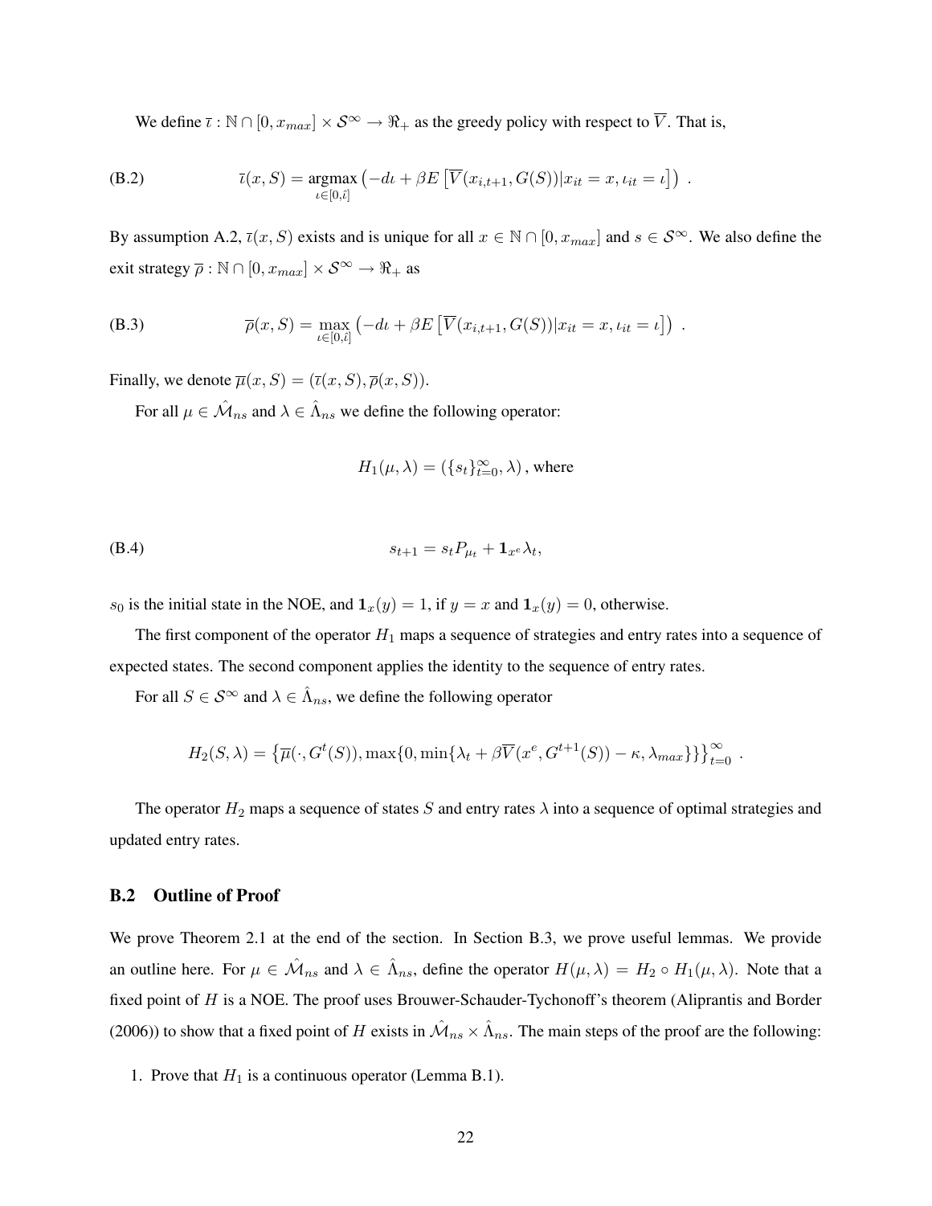We define $\overline{\iota} : \mathbb{N} \cap [0, x_{max}] \times \mathcal{S}^\infty \to \Re_+$ as the greedy policy with respect to $\overline{V}$. That is,

$$\overline{\iota}(x, S) = \underset{\iota \in [0, \hat{\iota}]}{\operatorname{argmax}} \left( -d\iota + \beta E \left[ \overline{V}(x_{i,t+1}, G(S)) | x_{it} = x, \iota_{it} = \iota \right] \right) . \tag{B.2}$$

By assumption A.2, $\overline{\iota}(x, S)$ exists and is unique for all $x \in \mathbb{N} \cap [0, x_{max}]$ and $s \in \mathcal{S}^\infty$. We also define the exit strategy $\overline{\rho} : \mathbb{N} \cap [0, x_{max}] \times \mathcal{S}^\infty \to \Re_+$ as

$$\overline{\rho}(x, S) = \max_{\iota \in [0, \hat{\iota}]} \left( -d\iota + \beta E \left[ \overline{V}(x_{i,t+1}, G(S)) | x_{it} = x, \iota_{it} = \iota \right] \right) . \tag{B.3}$$

Finally, we denote $\overline{\mu}(x, S) = (\overline{\iota}(x, S), \overline{\rho}(x, S))$.

For all $\mu \in \hat{\mathcal{M}}_{ns}$ and $\lambda \in \hat{\Lambda}_{ns}$ we define the following operator:

$$H_1(\mu, \lambda) = (\{s_t\}_{t=0}^\infty, \lambda) \text{, where}$$

$$s_{t+1} = s_t P_{\mu_t} + \mathbf{1}_{x^e} \lambda_t, \tag{B.4}$$

$s_0$ is the initial state in the NOE, and $\mathbf{1}_x(y) = 1$, if $y = x$ and $\mathbf{1}_x(y) = 0$, otherwise.

The first component of the operator $H_1$ maps a sequence of strategies and entry rates into a sequence of expected states. The second component applies the identity to the sequence of entry rates.

For all $S \in \mathcal{S}^\infty$ and $\lambda \in \hat{\Lambda}_{ns}$, we define the following operator

$$H_2(S, \lambda) = \left\{ \overline{\mu}(\cdot, G^t(S)), \max\{0, \min\{\lambda_t + \beta \overline{V}(x^e, G^{t+1}(S)) - \kappa, \lambda_{max}\}\} \right\}_{t=0}^\infty .$$

The operator $H_2$ maps a sequence of states $S$ and entry rates $\lambda$ into a sequence of optimal strategies and updated entry rates.

## B.2 Outline of Proof

We prove Theorem 2.1 at the end of the section. In Section B.3, we prove useful lemmas. We provide an outline here. For $\mu \in \hat{\mathcal{M}}_{ns}$ and $\lambda \in \hat{\Lambda}_{ns}$, define the operator $H(\mu, \lambda) = H_2 \circ H_1(\mu, \lambda)$. Note that a fixed point of $H$ is a NOE. The proof uses Brouwer-Schauder-Tychonoff's theorem (Aliprantis and Border (2006)) to show that a fixed point of $H$ exists in $\hat{\mathcal{M}}_{ns} \times \hat{\Lambda}_{ns}$. The main steps of the proof are the following:

1. Prove that $H_1$ is a continuous operator (Lemma B.1).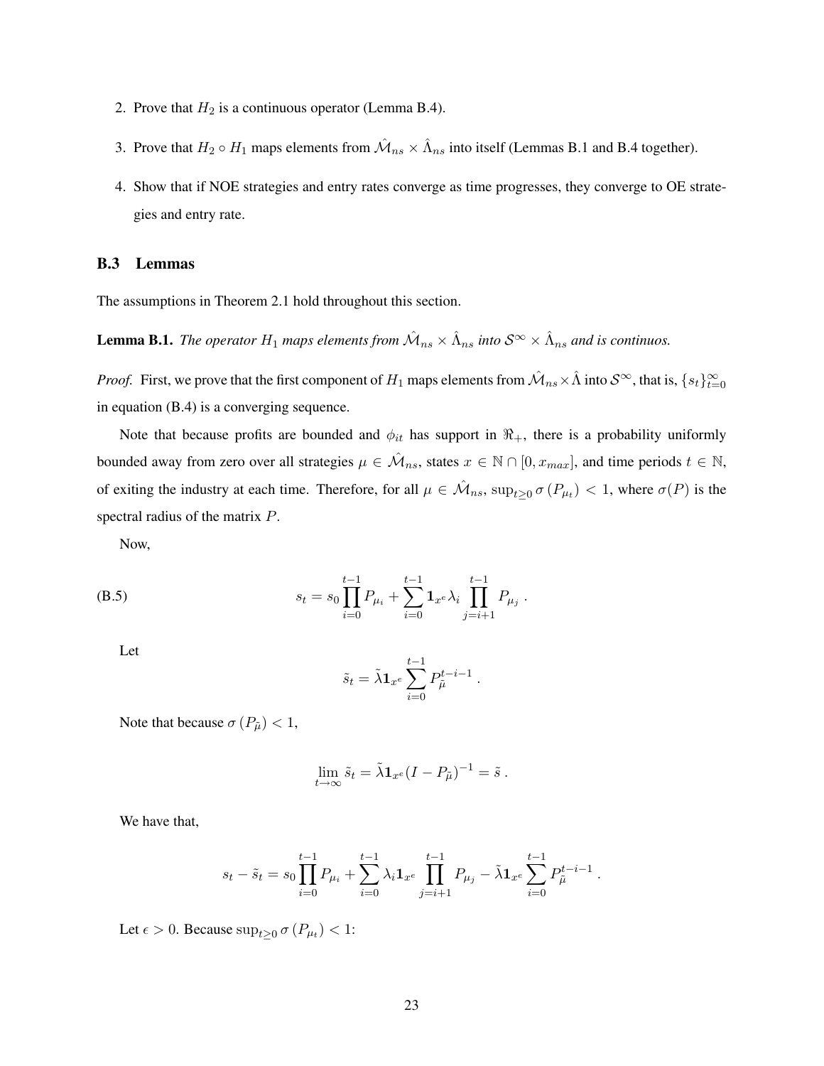2. Prove that $H_2$ is a continuous operator (Lemma B.4).

3. Prove that $H_2 \circ H_1$ maps elements from $\hat{\mathcal{M}}_{ns} \times \hat{\Lambda}_{ns}$ into itself (Lemmas B.1 and B.4 together).

4. Show that if NOE strategies and entry rates converge as time progresses, they converge to OE strategies and entry rate.

### B.3 Lemmas

The assumptions in Theorem 2.1 hold throughout this section.

**Lemma B.1.** *The operator $H_1$ maps elements from $\hat{\mathcal{M}}_{ns} \times \hat{\Lambda}_{ns}$ into $\mathcal{S}^{\infty} \times \hat{\Lambda}_{ns}$ and is continuos.*

*Proof.* First, we prove that the first component of $H_1$ maps elements from $\hat{\mathcal{M}}_{ns} \times \hat{\Lambda}$ into $\mathcal{S}^{\infty}$, that is, $\{s_t\}_{t=0}^{\infty}$ in equation (B.4) is a converging sequence.

Note that because profits are bounded and $\phi_{it}$ has support in $\Re_+$, there is a probability uniformly bounded away from zero over all strategies $\mu \in \hat{\mathcal{M}}_{ns}$, states $x \in \mathbb{N} \cap [0, x_{max}]$, and time periods $t \in \mathbb{N}$, of exiting the industry at each time. Therefore, for all $\mu \in \hat{\mathcal{M}}_{ns}$, $\sup_{t \geq 0} \sigma(P_{\mu_t}) < 1$, where $\sigma(P)$ is the spectral radius of the matrix $P$.

Now,

$$s_t = s_0 \prod_{i=0}^{t-1} P_{\mu_i} + \sum_{i=0}^{t-1} \mathbf{1}_{x^e} \lambda_i \prod_{j=i+1}^{t-1} P_{\mu_j} \, . \tag{B.5}$$

Let

$$\tilde{s}_t = \tilde{\lambda} \mathbf{1}_{x^e} \sum_{i=0}^{t-1} P_{\tilde{\mu}}^{t-i-1} \, .$$

Note that because $\sigma(P_{\tilde{\mu}}) < 1$,

$$\lim_{t \to \infty} \tilde{s}_t = \tilde{\lambda} \mathbf{1}_{x^e} (I - P_{\tilde{\mu}})^{-1} = \tilde{s} \, .$$

We have that,

$$s_t - \tilde{s}_t = s_0 \prod_{i=0}^{t-1} P_{\mu_i} + \sum_{i=0}^{t-1} \lambda_i \mathbf{1}_{x^e} \prod_{j=i+1}^{t-1} P_{\mu_j} - \tilde{\lambda} \mathbf{1}_{x^e} \sum_{i=0}^{t-1} P_{\tilde{\mu}}^{t-i-1} \, .$$

Let $\epsilon > 0$. Because $\sup_{t \geq 0} \sigma(P_{\mu_t}) < 1$: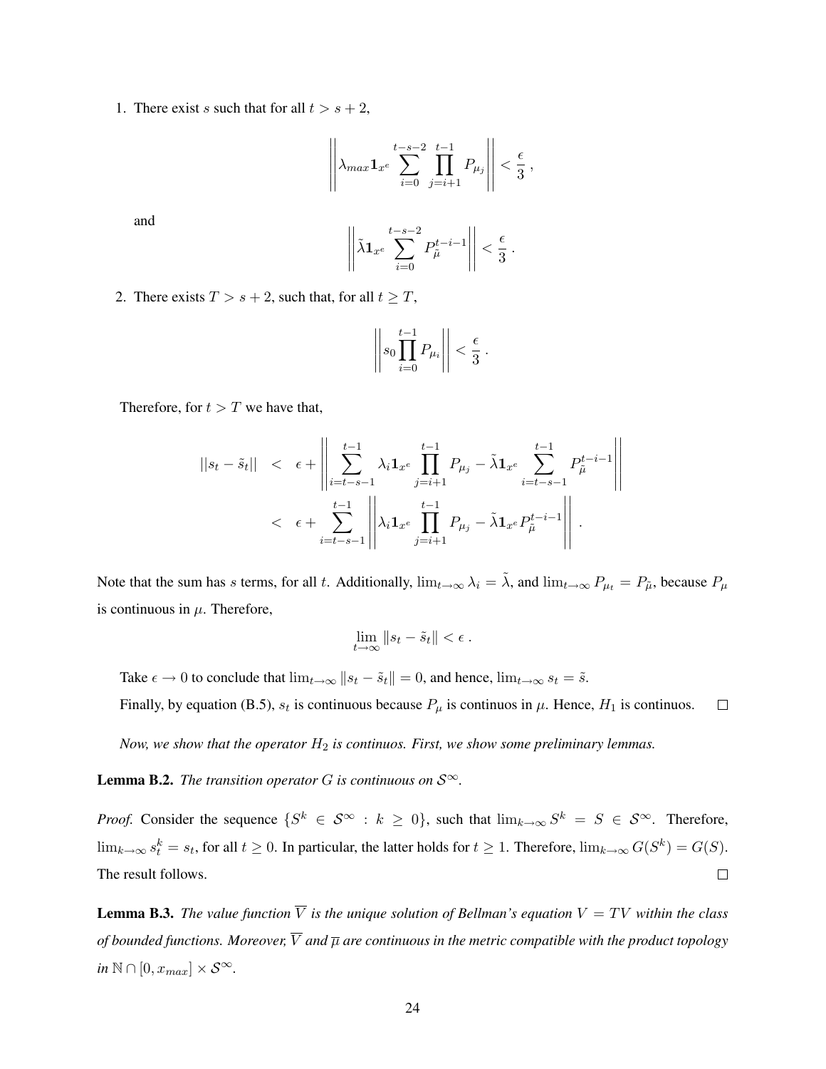1. There exist $s$ such that for all $t > s+2$,

$$\left|\left|\lambda_{max}\mathbf{1}_{x^e}\sum_{i=0}^{t-s-2}\prod_{j=i+1}^{t-1}P_{\mu_j}\right|\right| < \frac{\epsilon}{3}\,,$$

   and

$$\left|\left|\tilde{\lambda}\mathbf{1}_{x^e}\sum_{i=0}^{t-s-2}P_{\tilde{\mu}}^{t-i-1}\right|\right| < \frac{\epsilon}{3}\,.$$

2. There exists $T > s+2$, such that, for all $t \geq T$,

$$\left|\left|s_0\prod_{i=0}^{t-1}P_{\mu_i}\right|\right| < \frac{\epsilon}{3}\,.$$

Therefore, for $t > T$ we have that,

$$\begin{aligned} ||s_t - \tilde{s}_t|| &< \epsilon + \left|\left|\sum_{i=t-s-1}^{t-1}\lambda_i\mathbf{1}_{x^e}\prod_{j=i+1}^{t-1}P_{\mu_j} - \tilde{\lambda}\mathbf{1}_{x^e}\sum_{i=t-s-1}^{t-1}P_{\tilde{\mu}}^{t-i-1}\right|\right| \\ &< \epsilon + \sum_{i=t-s-1}^{t-1}\left|\left|\lambda_i\mathbf{1}_{x^e}\prod_{j=i+1}^{t-1}P_{\mu_j} - \tilde{\lambda}\mathbf{1}_{x^e}P_{\tilde{\mu}}^{t-i-1}\right|\right|\,. \end{aligned}$$

Note that the sum has $s$ terms, for all $t$. Additionally, $\lim_{t\to\infty}\lambda_i = \tilde{\lambda}$, and $\lim_{t\to\infty}P_{\mu_t} = P_{\tilde{\mu}}$, because $P_\mu$ is continuous in $\mu$. Therefore,

$$\lim_{t\to\infty}\|s_t - \tilde{s}_t\| < \epsilon\,.$$

Take $\epsilon \to 0$ to conclude that $\lim_{t\to\infty}\|s_t - \tilde{s}_t\| = 0$, and hence, $\lim_{t\to\infty}s_t = \tilde{s}$.

Finally, by equation (B.5), $s_t$ is continuous because $P_\mu$ is continuos in $\mu$. Hence, $H_1$ is continuos. $\square$

*Now, we show that the operator $H_2$ is continuos. First, we show some preliminary lemmas.*

**Lemma B.2.** *The transition operator $G$ is continuous on $\mathcal{S}^\infty$.*

*Proof.* Consider the sequence $\{S^k \in \mathcal{S}^\infty : k \geq 0\}$, such that $\lim_{k\to\infty}S^k = S \in \mathcal{S}^\infty$. Therefore, $\lim_{k\to\infty}s_t^k = s_t$, for all $t \geq 0$. In particular, the latter holds for $t \geq 1$. Therefore, $\lim_{k\to\infty}G(S^k) = G(S)$. The result follows. $\square$

**Lemma B.3.** *The value function $\overline{V}$ is the unique solution of Bellman's equation $V = TV$ within the class of bounded functions. Moreover, $\overline{V}$ and $\overline{\mu}$ are continuous in the metric compatible with the product topology in $\mathbb{N}\cap[0,x_{max}]\times\mathcal{S}^\infty$.*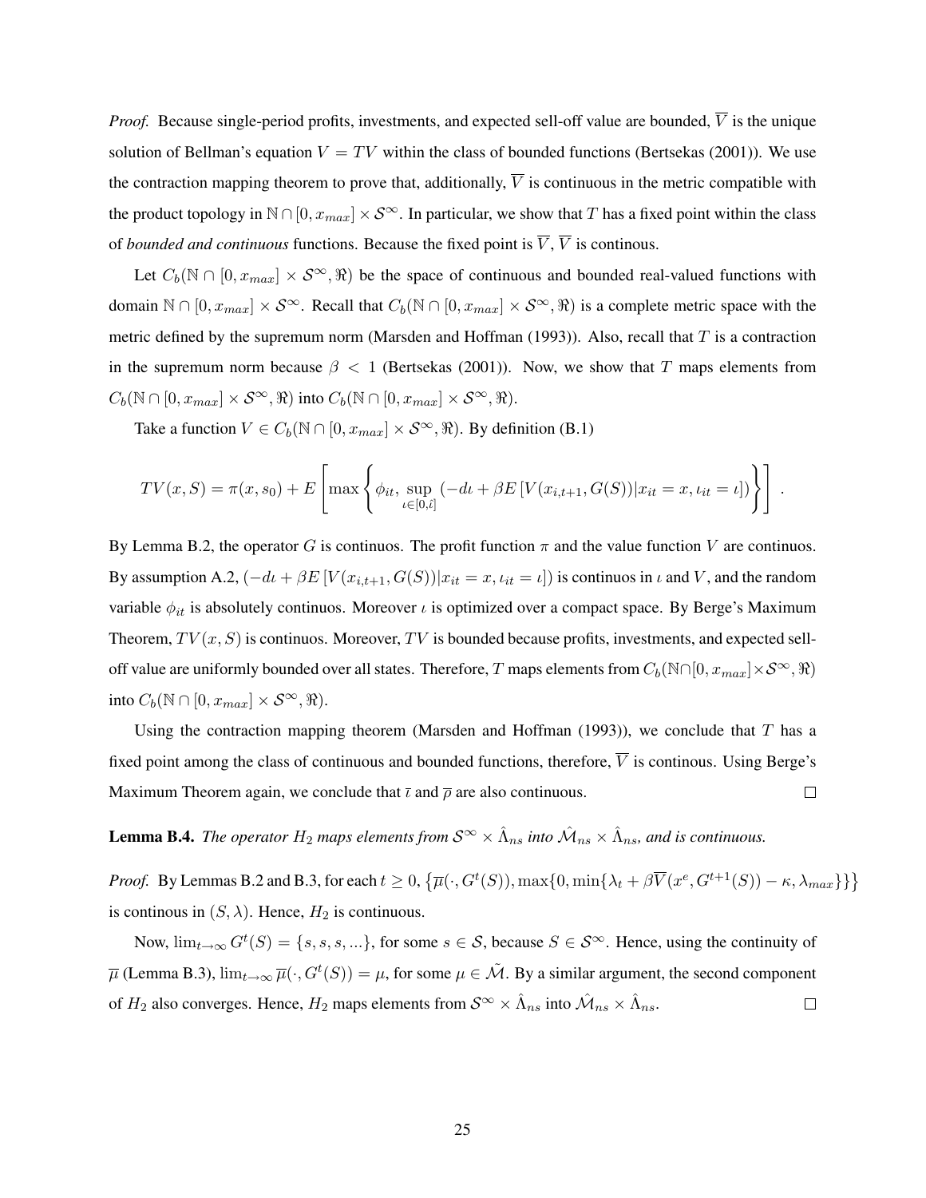*Proof.* Because single-period profits, investments, and expected sell-off value are bounded, $\overline{V}$ is the unique solution of Bellman's equation $V = TV$ within the class of bounded functions (Bertsekas (2001)). We use the contraction mapping theorem to prove that, additionally, $\overline{V}$ is continuous in the metric compatible with the product topology in $\mathbb{N} \cap [0, x_{max}] \times \mathcal{S}^{\infty}$. In particular, we show that $T$ has a fixed point within the class of *bounded and continuous* functions. Because the fixed point is $\overline{V}$, $\overline{V}$ is continous.

Let $C_b(\mathbb{N} \cap [0, x_{max}] \times \mathcal{S}^{\infty}, \Re)$ be the space of continuous and bounded real-valued functions with domain $\mathbb{N} \cap [0, x_{max}] \times \mathcal{S}^{\infty}$. Recall that $C_b(\mathbb{N} \cap [0, x_{max}] \times \mathcal{S}^{\infty}, \Re)$ is a complete metric space with the metric defined by the supremum norm (Marsden and Hoffman (1993)). Also, recall that $T$ is a contraction in the supremum norm because $\beta < 1$ (Bertsekas (2001)). Now, we show that $T$ maps elements from $C_b(\mathbb{N} \cap [0, x_{max}] \times \mathcal{S}^{\infty}, \Re)$ into $C_b(\mathbb{N} \cap [0, x_{max}] \times \mathcal{S}^{\infty}, \Re)$.

Take a function $V \in C_b(\mathbb{N} \cap [0, x_{max}] \times \mathcal{S}^{\infty}, \Re)$. By definition (B.1)

$$TV(x, S) = \pi(x, s_0) + E\left[\max\left\{\phi_{it}, \sup_{\iota \in [0, \bar{\iota}]} \left(-d\iota + \beta E\left[V(x_{i,t+1}, G(S)) | x_{it} = x, \iota_{it} = \iota\right]\right)\right\}\right] .$$

By Lemma B.2, the operator $G$ is continuos. The profit function $\pi$ and the value function $V$ are continuos. By assumption A.2, $(-d\iota + \beta E\left[V(x_{i,t+1}, G(S)) | x_{it} = x, \iota_{it} = \iota\right])$ is continuos in $\iota$ and $V$, and the random variable $\phi_{it}$ is absolutely continuos. Moreover $\iota$ is optimized over a compact space. By Berge's Maximum Theorem, $TV(x, S)$ is continuos. Moreover, $TV$ is bounded because profits, investments, and expected sell-off value are uniformly bounded over all states. Therefore, $T$ maps elements from $C_b(\mathbb{N} \cap [0, x_{max}] \times \mathcal{S}^{\infty}, \Re)$ into $C_b(\mathbb{N} \cap [0, x_{max}] \times \mathcal{S}^{\infty}, \Re)$.

Using the contraction mapping theorem (Marsden and Hoffman (1993)), we conclude that $T$ has a fixed point among the class of continuous and bounded functions, therefore, $\overline{V}$ is continous. Using Berge's Maximum Theorem again, we conclude that $\bar{\iota}$ and $\overline{p}$ are also continuous. $\square$

**Lemma B.4.** *The operator $H_2$ maps elements from $\mathcal{S}^{\infty} \times \hat{\Lambda}_{ns}$ into $\hat{\mathcal{M}}_{ns} \times \hat{\Lambda}_{ns}$, and is continuous.*

*Proof.* By Lemmas B.2 and B.3, for each $t \geq 0$, $\left\{\overline{\mu}(\cdot, G^t(S)), \max\{0, \min\{\lambda_t + \beta\overline{V}(x^e, G^{t+1}(S)) - \kappa, \lambda_{max}\}\}\right\}$ is continous in $(S, \lambda)$. Hence, $H_2$ is continuous.

Now, $\lim_{t\to\infty} G^t(S) = \{s, s, s, ...\}$, for some $s \in \mathcal{S}$, because $S \in \mathcal{S}^{\infty}$. Hence, using the continuity of $\overline{\mu}$ (Lemma B.3), $\lim_{t\to\infty} \overline{\mu}(\cdot, G^t(S)) = \mu$, for some $\mu \in \tilde{\mathcal{M}}$. By a similar argument, the second component of $H_2$ also converges. Hence, $H_2$ maps elements from $\mathcal{S}^{\infty} \times \hat{\Lambda}_{ns}$ into $\hat{\mathcal{M}}_{ns} \times \hat{\Lambda}_{ns}$. $\square$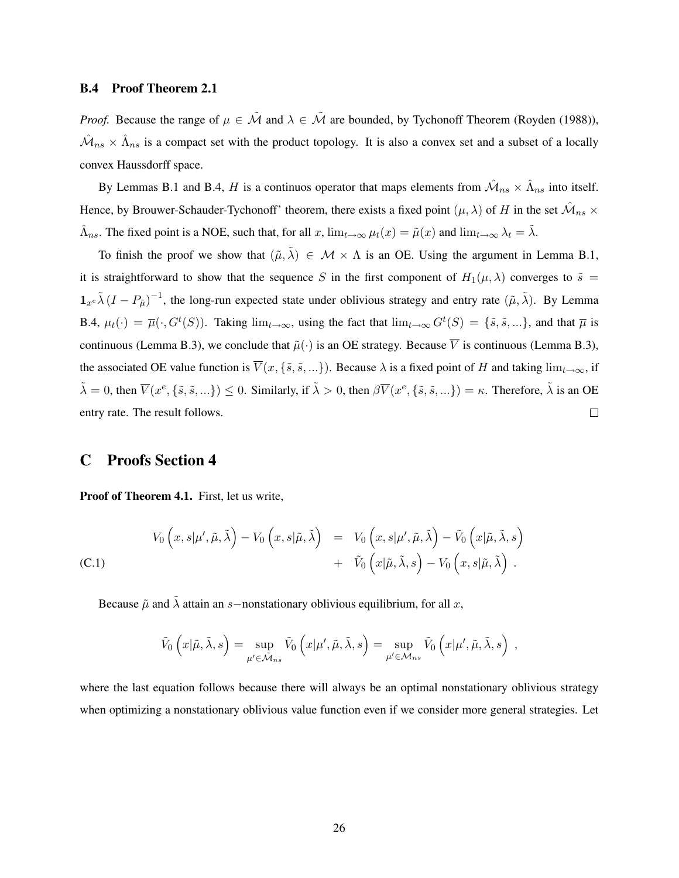### B.4 Proof Theorem 2.1

*Proof.* Because the range of $\mu \in \tilde{\mathcal{M}}$ and $\lambda \in \tilde{\mathcal{M}}$ are bounded, by Tychonoff Theorem (Royden (1988)), $\hat{\mathcal{M}}_{ns} \times \hat{\Lambda}_{ns}$ is a compact set with the product topology. It is also a convex set and a subset of a locally convex Haussdorff space.

By Lemmas B.1 and B.4, $H$ is a continuos operator that maps elements from $\hat{\mathcal{M}}_{ns} \times \hat{\Lambda}_{ns}$ into itself. Hence, by Brouwer-Schauder-Tychonoff' theorem, there exists a fixed point $(\mu, \lambda)$ of $H$ in the set $\hat{\mathcal{M}}_{ns} \times \hat{\Lambda}_{ns}$. The fixed point is a NOE, such that, for all $x$, $\lim_{t\to\infty} \mu_t(x) = \tilde{\mu}(x)$ and $\lim_{t\to\infty} \lambda_t = \tilde{\lambda}$.

To finish the proof we show that $(\tilde{\mu}, \tilde{\lambda}) \in \mathcal{M} \times \Lambda$ is an OE. Using the argument in Lemma B.1, it is straightforward to show that the sequence $S$ in the first component of $H_1(\mu, \lambda)$ converges to $\tilde{s} = \mathbf{1}_{x^e}\tilde{\lambda}\left(I - P_{\tilde{\mu}}\right)^{-1}$, the long-run expected state under oblivious strategy and entry rate $(\tilde{\mu}, \tilde{\lambda})$. By Lemma B.4, $\mu_t(\cdot) = \overline{\mu}(\cdot, G^t(S))$. Taking $\lim_{t\to\infty}$, using the fact that $\lim_{t\to\infty} G^t(S) = \{\tilde{s}, \tilde{s}, ...\}$, and that $\overline{\mu}$ is continuous (Lemma B.3), we conclude that $\tilde{\mu}(\cdot)$ is an OE strategy. Because $\overline{V}$ is continuous (Lemma B.3), the associated OE value function is $\overline{V}(x, \{\tilde{s}, \tilde{s}, ...\})$. Because $\lambda$ is a fixed point of $H$ and taking $\lim_{t\to\infty}$, if $\tilde{\lambda} = 0$, then $\overline{V}(x^e, \{\tilde{s}, \tilde{s}, ...\}) \leq 0$. Similarly, if $\tilde{\lambda} > 0$, then $\beta\overline{V}(x^e, \{\tilde{s}, \tilde{s}, ...\}) = \kappa$. Therefore, $\tilde{\lambda}$ is an OE entry rate. The result follows. $\square$

## C Proofs Section 4

**Proof of Theorem 4.1.** First, let us write,

$$
\begin{aligned}
V_0\left(x, s|\mu', \tilde{\mu}, \tilde{\lambda}\right) - V_0\left(x, s|\tilde{\mu}, \tilde{\lambda}\right) &= V_0\left(x, s|\mu', \tilde{\mu}, \tilde{\lambda}\right) - \tilde{V}_0\left(x|\tilde{\mu}, \tilde{\lambda}, s\right) \\
&+ \tilde{V}_0\left(x|\tilde{\mu}, \tilde{\lambda}, s\right) - V_0\left(x, s|\tilde{\mu}, \tilde{\lambda}\right) .
\end{aligned}
\tag{C.1}
$$

Because $\tilde{\mu}$ and $\tilde{\lambda}$ attain an $s-$nonstationary oblivious equilibrium, for all $x$,

$$
\tilde{V}_0\left(x|\tilde{\mu}, \tilde{\lambda}, s\right) = \sup_{\mu' \in \tilde{\mathcal{M}}_{ns}} \tilde{V}_0\left(x|\mu', \tilde{\mu}, \tilde{\lambda}, s\right) = \sup_{\mu' \in \mathcal{M}_{ns}} \tilde{V}_0\left(x|\mu', \tilde{\mu}, \tilde{\lambda}, s\right) ,
$$

where the last equation follows because there will always be an optimal nonstationary oblivious strategy when optimizing a nonstationary oblivious value function even if we consider more general strategies. Let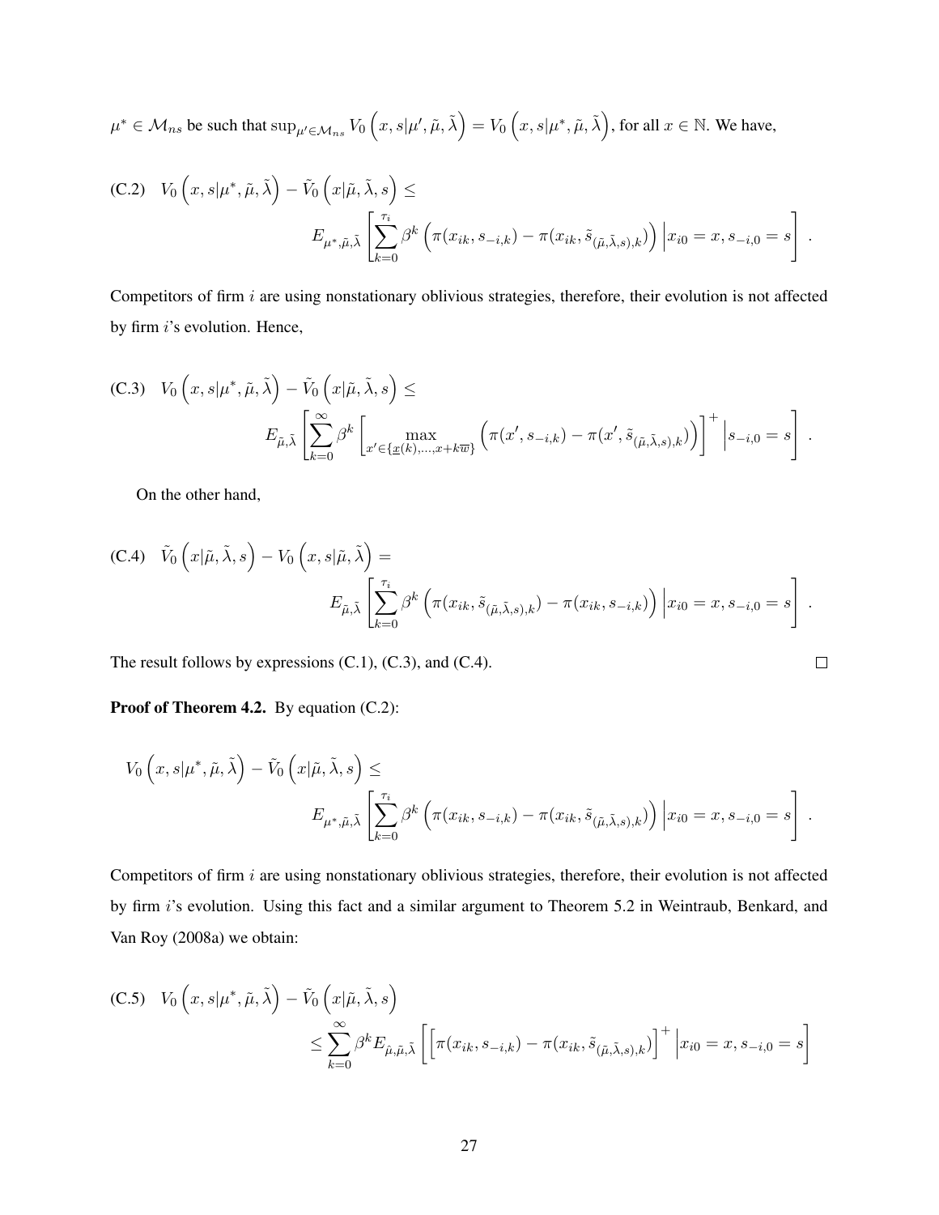$\mu^* \in \mathcal{M}_{ns}$ be such that $\sup_{\mu' \in \mathcal{M}_{ns}} V_0\left(x, s|\mu', \tilde{\mu}, \tilde{\lambda}\right) = V_0\left(x, s|\mu^*, \tilde{\mu}, \tilde{\lambda}\right)$, for all $x \in \mathbb{N}$. We have,

$$
\text{(C.2)} \quad V_0\left(x, s|\mu^*, \tilde{\mu}, \tilde{\lambda}\right) - \tilde{V}_0\left(x|\tilde{\mu}, \tilde{\lambda}, s\right) \leq E_{\mu^*, \tilde{\mu}, \tilde{\lambda}}\left[\sum_{k=0}^{\tau_i} \beta^k \left(\pi(x_{ik}, s_{-i,k}) - \pi(x_{ik}, \tilde{s}_{(\tilde{\mu}, \tilde{\lambda}, s), k})\right) \Big| x_{i0} = x, s_{-i,0} = s\right].
$$

Competitors of firm $i$ are using nonstationary oblivious strategies, therefore, their evolution is not affected by firm $i$'s evolution. Hence,

$$
\text{(C.3)} \quad V_0\left(x, s|\mu^*, \tilde{\mu}, \tilde{\lambda}\right) - \tilde{V}_0\left(x|\tilde{\mu}, \tilde{\lambda}, s\right) \leq E_{\tilde{\mu}, \tilde{\lambda}}\left[\sum_{k=0}^{\infty} \beta^k \left[\max_{x' \in \{\underline{x}(k), \ldots, x + k\overline{w}\}} \left(\pi(x', s_{-i,k}) - \pi(x', \tilde{s}_{(\tilde{\mu}, \tilde{\lambda}, s), k})\right)\right]^+ \Big| s_{-i,0} = s\right].
$$

On the other hand,

$$
\text{(C.4)} \quad \tilde{V}_0\left(x|\tilde{\mu}, \tilde{\lambda}, s\right) - V_0\left(x, s|\tilde{\mu}, \tilde{\lambda}\right) = E_{\tilde{\mu}, \tilde{\lambda}}\left[\sum_{k=0}^{\tau_i} \beta^k \left(\pi(x_{ik}, \tilde{s}_{(\tilde{\mu}, \tilde{\lambda}, s), k}) - \pi(x_{ik}, s_{-i,k})\right) \Big| x_{i0} = x, s_{-i,0} = s\right].
$$

The result follows by expressions (C.1), (C.3), and (C.4). $\square$

**Proof of Theorem 4.2.** By equation (C.2):

$$
V_0\left(x, s|\mu^*, \tilde{\mu}, \tilde{\lambda}\right) - \tilde{V}_0\left(x|\tilde{\mu}, \tilde{\lambda}, s\right) \leq E_{\mu^*, \tilde{\mu}, \tilde{\lambda}}\left[\sum_{k=0}^{\tau_i} \beta^k \left(\pi(x_{ik}, s_{-i,k}) - \pi(x_{ik}, \tilde{s}_{(\tilde{\mu}, \tilde{\lambda}, s), k})\right) \Big| x_{i0} = x, s_{-i,0} = s\right].
$$

Competitors of firm $i$ are using nonstationary oblivious strategies, therefore, their evolution is not affected by firm $i$'s evolution. Using this fact and a similar argument to Theorem 5.2 in Weintraub, Benkard, and Van Roy (2008a) we obtain:

$$
\text{(C.5)} \quad V_0\left(x, s|\mu^*, \tilde{\mu}, \tilde{\lambda}\right) - \tilde{V}_0\left(x|\tilde{\mu}, \tilde{\lambda}, s\right) \leq \sum_{k=0}^{\infty} \beta^k E_{\hat{\mu}, \tilde{\mu}, \tilde{\lambda}}\left[\left[\pi(x_{ik}, s_{-i,k}) - \pi(x_{ik}, \tilde{s}_{(\tilde{\mu}, \tilde{\lambda}, s), k})\right]^+ \Big| x_{i0} = x, s_{-i,0} = s\right]
$$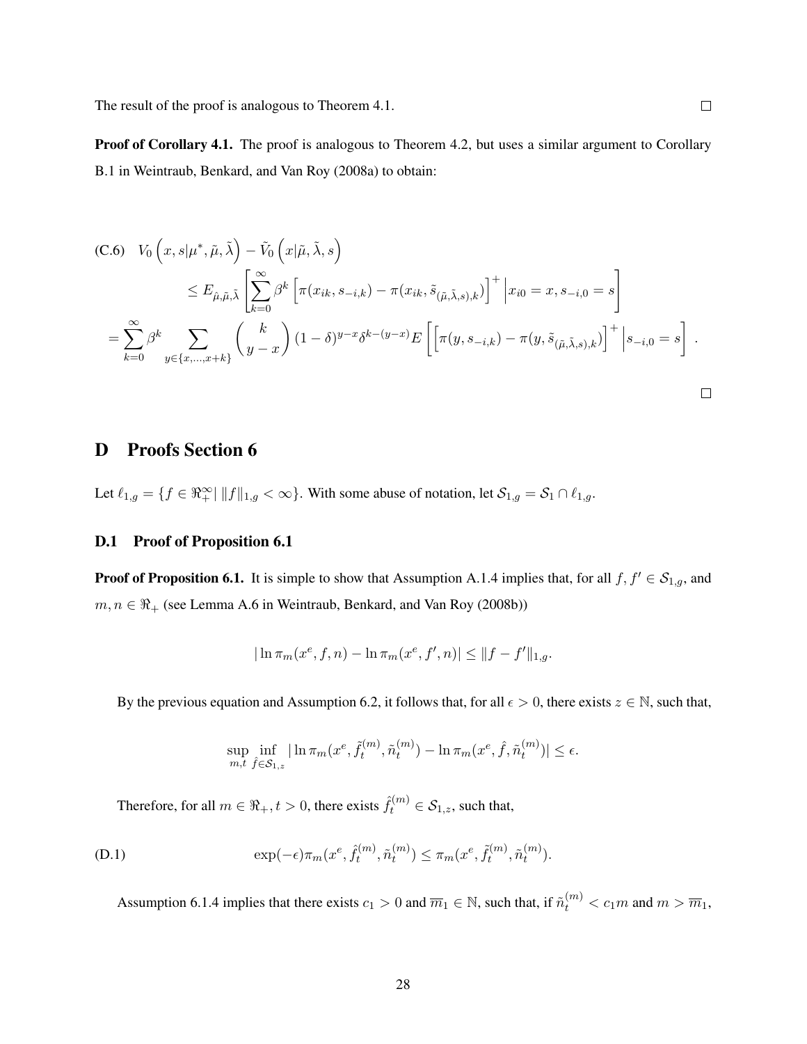The result of the proof is analogous to Theorem 4.1. □

**Proof of Corollary 4.1.** The proof is analogous to Theorem 4.2, but uses a similar argument to Corollary B.1 in Weintraub, Benkard, and Van Roy (2008a) to obtain:

$$
\begin{aligned}
\text{(C.6)} \quad & V_0\left(x, s|\mu^*, \tilde{\mu}, \tilde{\lambda}\right) - \tilde{V}_0\left(x|\tilde{\mu}, \tilde{\lambda}, s\right) \\
& \qquad \leq E_{\hat{\mu}, \tilde{\mu}, \tilde{\lambda}}\left[\sum_{k=0}^{\infty} \beta^k \left[\pi(x_{ik}, s_{-i,k}) - \pi(x_{ik}, \tilde{s}_{(\tilde{\mu}, \tilde{\lambda}, s), k})\right]^+ \Big| x_{i0} = x, s_{-i,0} = s\right] \\
& = \sum_{k=0}^{\infty} \beta^k \sum_{y \in \{x, \ldots, x+k\}} \binom{k}{y-x} (1-\delta)^{y-x} \delta^{k-(y-x)} E\left[\left[\pi(y, s_{-i,k}) - \pi(y, \tilde{s}_{(\tilde{\mu}, \tilde{\lambda}, s), k})\right]^+ \Big| s_{-i,0} = s\right].
\end{aligned}
$$

□

# D Proofs Section 6

Let $\ell_{1,g} = \{f \in \Re_+^\infty | \, \|f\|_{1,g} < \infty\}$. With some abuse of notation, let $\mathcal{S}_{1,g} = \mathcal{S}_1 \cap \ell_{1,g}$.

## D.1 Proof of Proposition 6.1

**Proof of Proposition 6.1.** It is simple to show that Assumption A.1.4 implies that, for all $f, f' \in \mathcal{S}_{1,g}$, and $m, n \in \Re_+$ (see Lemma A.6 in Weintraub, Benkard, and Van Roy (2008b))

$$
|\ln \pi_m(x^e, f, n) - \ln \pi_m(x^e, f', n)| \leq \|f - f'\|_{1,g}.
$$

By the previous equation and Assumption 6.2, it follows that, for all $\epsilon > 0$, there exists $z \in \mathbb{N}$, such that,

$$
\sup_{m,t} \inf_{\hat{f} \in \mathcal{S}_{1,z}} |\ln \pi_m(x^e, \tilde{f}_t^{(m)}, \tilde{n}_t^{(m)}) - \ln \pi_m(x^e, \hat{f}, \tilde{n}_t^{(m)})| \leq \epsilon.
$$

Therefore, for all $m \in \Re_+, t > 0$, there exists $\hat{f}_t^{(m)} \in \mathcal{S}_{1,z}$, such that,

$$
\text{(D.1)} \qquad \exp(-\epsilon)\pi_m(x^e, \hat{f}_t^{(m)}, \tilde{n}_t^{(m)}) \leq \pi_m(x^e, \tilde{f}_t^{(m)}, \tilde{n}_t^{(m)}).
$$

Assumption 6.1.4 implies that there exists $c_1 > 0$ and $\overline{m}_1 \in \mathbb{N}$, such that, if $\tilde{n}_t^{(m)} < c_1 m$ and $m > \overline{m}_1$,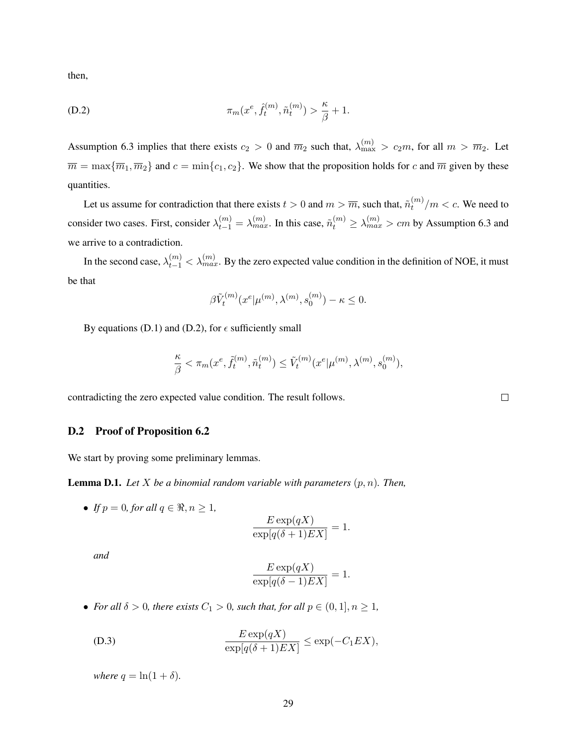then,

$$\pi_m(x^e, \hat{f}_t^{(m)}, \tilde{n}_t^{(m)}) > \frac{\kappa}{\beta} + 1. \tag{D.2}$$

Assumption 6.3 implies that there exists $c_2 > 0$ and $\overline{m}_2$ such that, $\lambda_{\max}^{(m)} > c_2 m$, for all $m > \overline{m}_2$. Let $\overline{m} = \max\{\overline{m}_1, \overline{m}_2\}$ and $c = \min\{c_1, c_2\}$. We show that the proposition holds for $c$ and $\overline{m}$ given by these quantities.

Let us assume for contradiction that there exists $t > 0$ and $m > \overline{m}$, such that, $\tilde{n}_t^{(m)}/m < c$. We need to consider two cases. First, consider $\lambda_{t-1}^{(m)} = \lambda_{max}^{(m)}$. In this case, $\tilde{n}_t^{(m)} \geq \lambda_{max}^{(m)} > cm$ by Assumption 6.3 and we arrive to a contradiction.

In the second case, $\lambda_{t-1}^{(m)} < \lambda_{max}^{(m)}$. By the zero expected value condition in the definition of NOE, it must be that

$$\beta \tilde{V}_t^{(m)}(x^e | \mu^{(m)}, \lambda^{(m)}, s_0^{(m)}) - \kappa \leq 0.$$

By equations (D.1) and (D.2), for $\epsilon$ sufficiently small

$$\frac{\kappa}{\beta} < \pi_m(x^e, \tilde{f}_t^{(m)}, \tilde{n}_t^{(m)}) \leq \tilde{V}_t^{(m)}(x^e | \mu^{(m)}, \lambda^{(m)}, s_0^{(m)}),$$

contradicting the zero expected value condition. The result follows. $\square$

## D.2 Proof of Proposition 6.2

We start by proving some preliminary lemmas.

**Lemma D.1.** *Let $X$ be a binomial random variable with parameters $(p, n)$. Then,*

- *If $p = 0$, for all $q \in \Re, n \geq 1$,*

$$\frac{E \exp(qX)}{\exp[q(\delta + 1)EX]} = 1.$$

*and*

$$\frac{E \exp(qX)}{\exp[q(\delta - 1)EX]} = 1.$$

- *For all $\delta > 0$, there exists $C_1 > 0$, such that, for all $p \in (0, 1], n \geq 1$,*

$$\frac{E \exp(qX)}{\exp[q(\delta + 1)EX]} \leq \exp(-C_1 EX), \tag{D.3}$$

*where $q = \ln(1 + \delta)$.*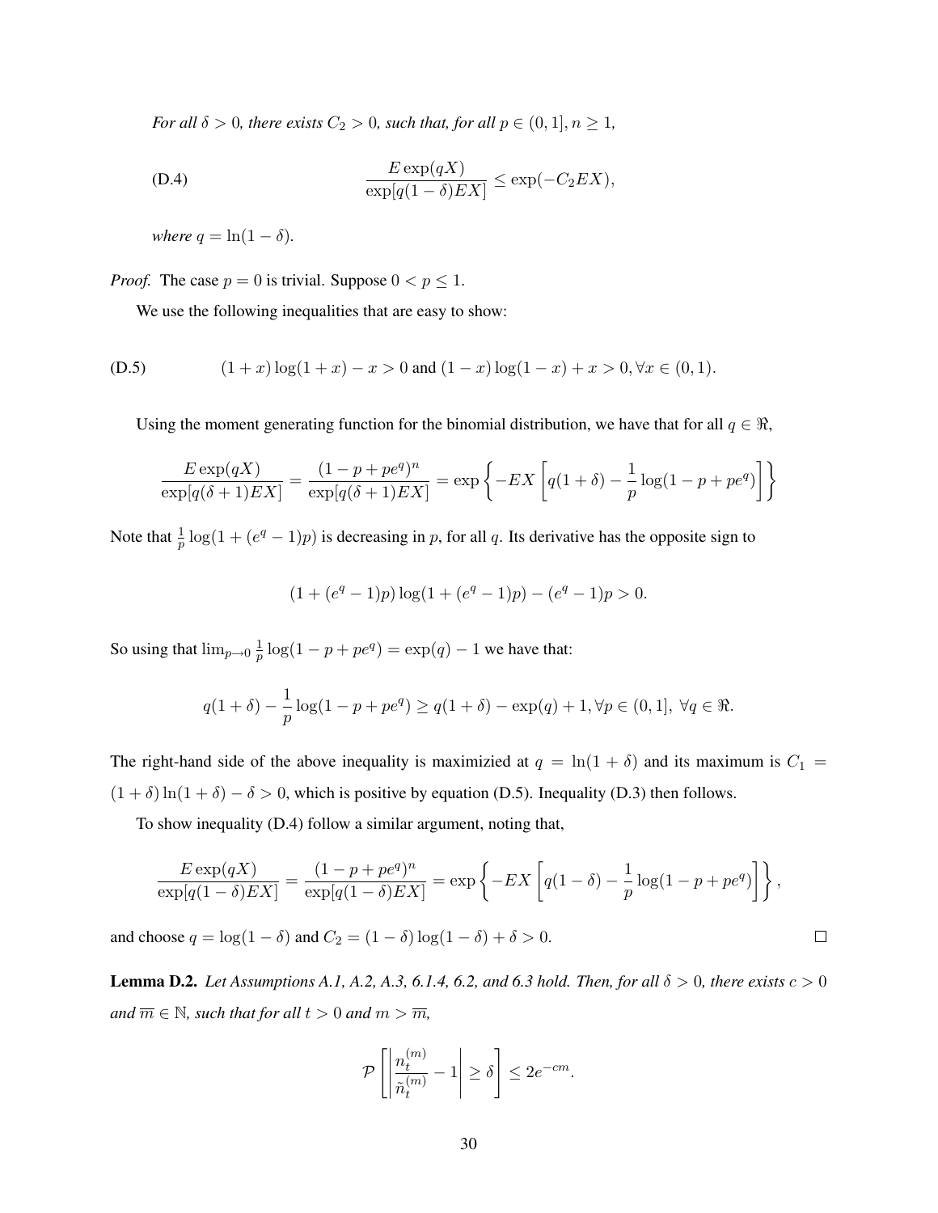*For all $\delta > 0$, there exists $C_2 > 0$, such that, for all $p \in (0, 1], n \geq 1$,*

$$\text{(D.4)} \qquad \frac{E \exp(qX)}{\exp[q(1-\delta)EX]} \leq \exp(-C_2 EX),$$

*where $q = \ln(1 - \delta)$.*

*Proof.* The case $p = 0$ is trivial. Suppose $0 < p \leq 1$.

We use the following inequalities that are easy to show:

$$\text{(D.5)} \qquad (1+x)\log(1+x) - x > 0 \text{ and } (1-x)\log(1-x) + x > 0, \forall x \in (0, 1).$$

Using the moment generating function for the binomial distribution, we have that for all $q \in \Re$,

$$\frac{E \exp(qX)}{\exp[q(\delta+1)EX]} = \frac{(1-p+pe^q)^n}{\exp[q(\delta+1)EX]} = \exp\left\{-EX\left[q(1+\delta) - \frac{1}{p}\log(1-p+pe^q)\right]\right\}$$

Note that $\frac{1}{p}\log(1 + (e^q - 1)p)$ is decreasing in $p$, for all $q$. Its derivative has the opposite sign to

$$(1 + (e^q - 1)p)\log(1 + (e^q - 1)p) - (e^q - 1)p > 0.$$

So using that $\lim_{p \to 0} \frac{1}{p}\log(1 - p + pe^q) = \exp(q) - 1$ we have that:

$$q(1+\delta) - \frac{1}{p}\log(1-p+pe^q) \geq q(1+\delta) - \exp(q) + 1, \forall p \in (0, 1],\ \forall q \in \Re.$$

The right-hand side of the above inequality is maximizied at $q = \ln(1 + \delta)$ and its maximum is $C_1 = (1+\delta)\ln(1+\delta) - \delta > 0$, which is positive by equation (D.5). Inequality (D.3) then follows.

To show inequality (D.4) follow a similar argument, noting that,

$$\frac{E \exp(qX)}{\exp[q(1-\delta)EX]} = \frac{(1-p+pe^q)^n}{\exp[q(1-\delta)EX]} = \exp\left\{-EX\left[q(1-\delta) - \frac{1}{p}\log(1-p+pe^q)\right]\right\},$$

and choose $q = \log(1 - \delta)$ and $C_2 = (1-\delta)\log(1-\delta) + \delta > 0$. □

**Lemma D.2.** *Let Assumptions A.1, A.2, A.3, 6.1.4, 6.2, and 6.3 hold. Then, for all $\delta > 0$, there exists $c > 0$ and $\overline{m} \in \mathbb{N}$, such that for all $t > 0$ and $m > \overline{m}$,*

$$\mathcal{P}\left[\left|\frac{n_t^{(m)}}{\tilde{n}_t^{(m)}} - 1\right| \geq \delta\right] \leq 2e^{-cm}.$$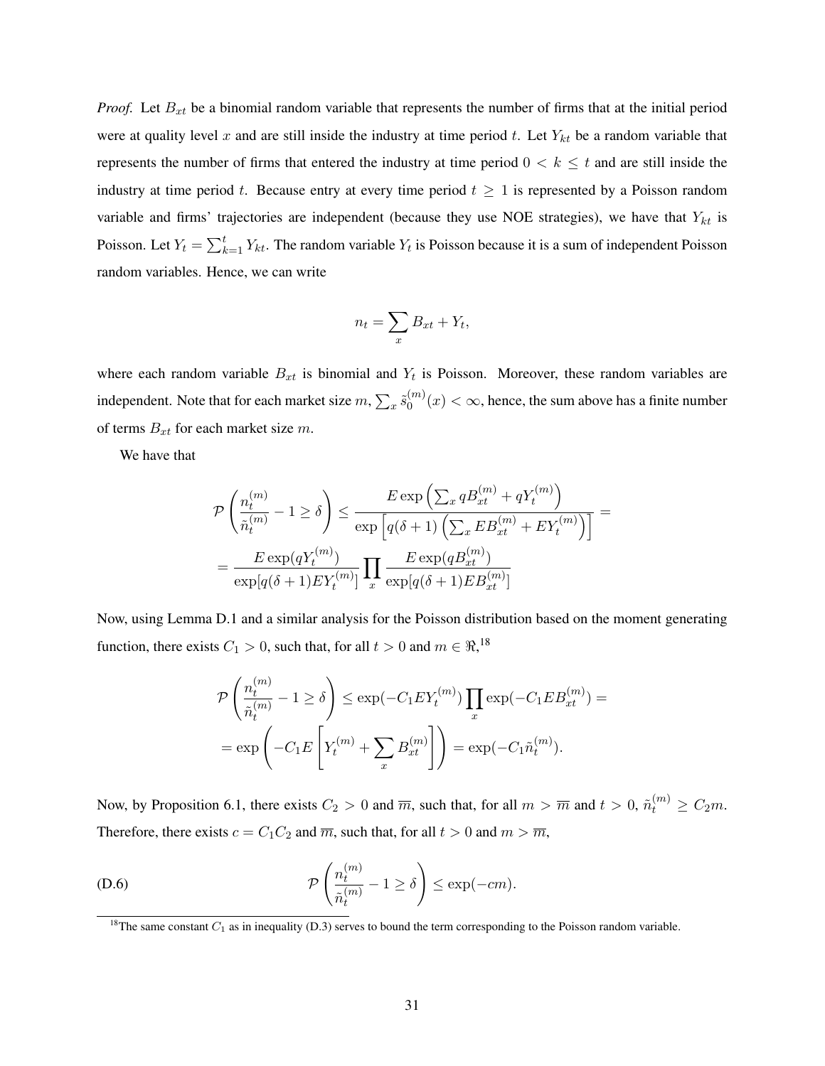*Proof.* Let $B_{xt}$ be a binomial random variable that represents the number of firms that at the initial period were at quality level $x$ and are still inside the industry at time period $t$. Let $Y_{kt}$ be a random variable that represents the number of firms that entered the industry at time period $0 < k \leq t$ and are still inside the industry at time period $t$. Because entry at every time period $t \geq 1$ is represented by a Poisson random variable and firms' trajectories are independent (because they use NOE strategies), we have that $Y_{kt}$ is Poisson. Let $Y_t = \sum_{k=1}^{t} Y_{kt}$. The random variable $Y_t$ is Poisson because it is a sum of independent Poisson random variables. Hence, we can write

$$n_t = \sum_x B_{xt} + Y_t,$$

where each random variable $B_{xt}$ is binomial and $Y_t$ is Poisson. Moreover, these random variables are independent. Note that for each market size $m$, $\sum_x \tilde{s}_0^{(m)}(x) < \infty$, hence, the sum above has a finite number of terms $B_{xt}$ for each market size $m$.

We have that

$$\mathcal{P}\left(\frac{n_t^{(m)}}{\tilde{n}_t^{(m)}} - 1 \geq \delta\right) \leq \frac{E \exp\left(\sum_x qB_{xt}^{(m)} + qY_t^{(m)}\right)}{\exp\left[q(\delta+1)\left(\sum_x EB_{xt}^{(m)} + EY_t^{(m)}\right)\right]} =$$

$$= \frac{E\exp(qY_t^{(m)})}{\exp[q(\delta+1)EY_t^{(m)}]} \prod_x \frac{E\exp(qB_{xt}^{(m)})}{\exp[q(\delta+1)EB_{xt}^{(m)}]}$$

Now, using Lemma D.1 and a similar analysis for the Poisson distribution based on the moment generating function, there exists $C_1 > 0$, such that, for all $t > 0$ and $m \in \Re$,[18]

$$\mathcal{P}\left(\frac{n_t^{(m)}}{\tilde{n}_t^{(m)}} - 1 \geq \delta\right) \leq \exp(-C_1 EY_t^{(m)}) \prod_x \exp(-C_1 EB_{xt}^{(m)}) =$$

$$= \exp\left(-C_1 E\left[Y_t^{(m)} + \sum_x B_{xt}^{(m)}\right]\right) = \exp(-C_1 \tilde{n}_t^{(m)}).$$

Now, by Proposition 6.1, there exists $C_2 > 0$ and $\overline{m}$, such that, for all $m > \overline{m}$ and $t > 0$, $\tilde{n}_t^{(m)} \geq C_2 m$. Therefore, there exists $c = C_1 C_2$ and $\overline{m}$, such that, for all $t > 0$ and $m > \overline{m}$,

$$\mathcal{P}\left(\frac{n_t^{(m)}}{\tilde{n}_t^{(m)}} - 1 \geq \delta\right) \leq \exp(-cm). \tag{D.6}$$

[18] The same constant $C_1$ as in inequality (D.3) serves to bound the term corresponding to the Poisson random variable.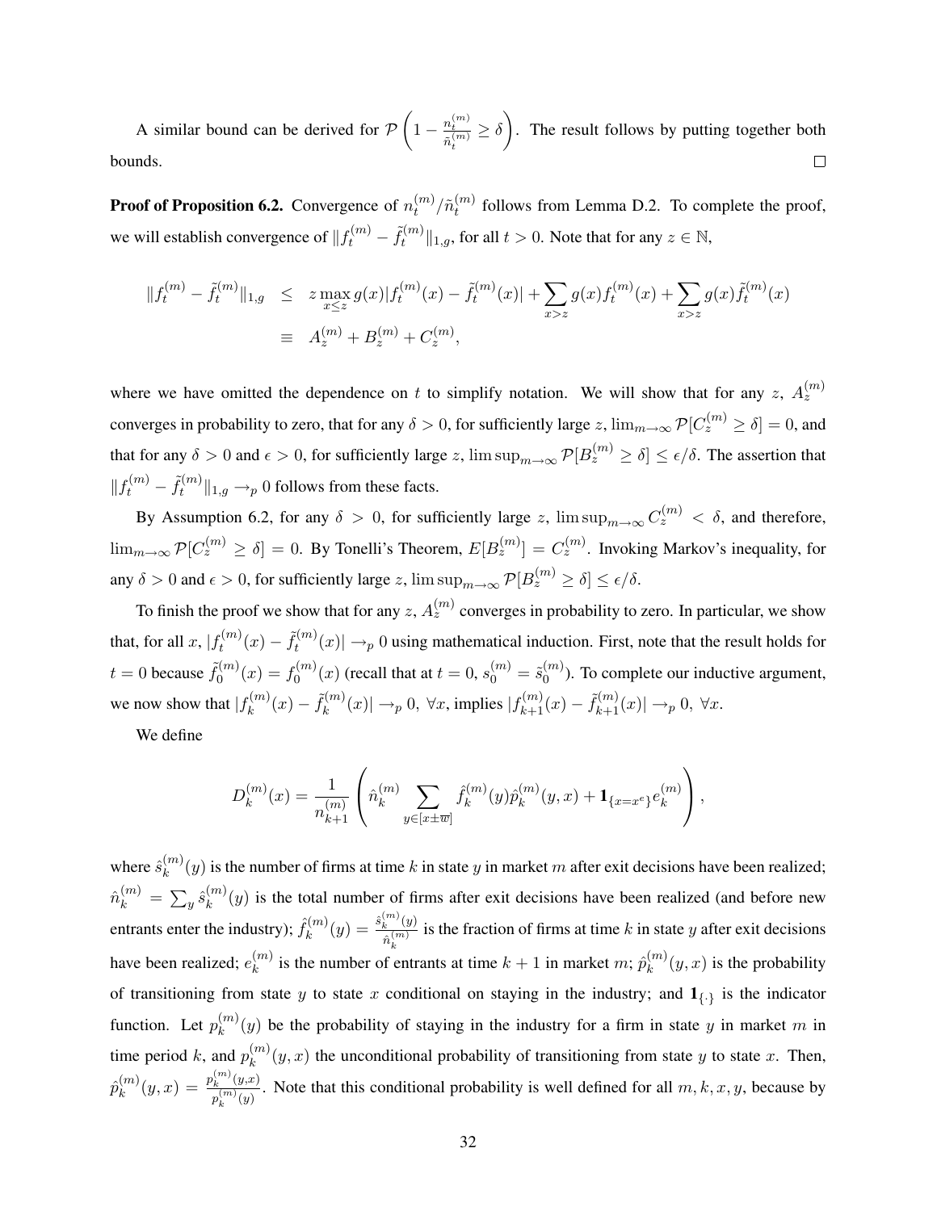A similar bound can be derived for $\mathcal{P}\left(1 - \frac{n_t^{(m)}}{\tilde{n}_t^{(m)}} \geq \delta\right)$. The result follows by putting together both bounds. $\square$

**Proof of Proposition 6.2.** Convergence of $n_t^{(m)}/\tilde{n}_t^{(m)}$ follows from Lemma D.2. To complete the proof, we will establish convergence of $\|f_t^{(m)} - \tilde{f}_t^{(m)}\|_{1,g}$, for all $t > 0$. Note that for any $z \in \mathbb{N}$,

$$
\begin{aligned}
\|f_t^{(m)} - \tilde{f}_t^{(m)}\|_{1,g} &\leq z \max_{x \leq z} g(x)|f_t^{(m)}(x) - \tilde{f}_t^{(m)}(x)| + \sum_{x>z} g(x) f_t^{(m)}(x) + \sum_{x>z} g(x)\tilde{f}_t^{(m)}(x) \\
&\equiv A_z^{(m)} + B_z^{(m)} + C_z^{(m)},
\end{aligned}
$$

where we have omitted the dependence on $t$ to simplify notation. We will show that for any $z$, $A_z^{(m)}$ converges in probability to zero, that for any $\delta > 0$, for sufficiently large $z$, $\lim_{m\to\infty} \mathcal{P}[C_z^{(m)} \geq \delta] = 0$, and that for any $\delta > 0$ and $\epsilon > 0$, for sufficiently large $z$, $\limsup_{m\to\infty} \mathcal{P}[B_z^{(m)} \geq \delta] \leq \epsilon/\delta$. The assertion that $\|f_t^{(m)} - \tilde{f}_t^{(m)}\|_{1,g} \to_p 0$ follows from these facts.

By Assumption 6.2, for any $\delta > 0$, for sufficiently large $z$, $\limsup_{m\to\infty} C_z^{(m)} < \delta$, and therefore, $\lim_{m\to\infty} \mathcal{P}[C_z^{(m)} \geq \delta] = 0$. By Tonelli's Theorem, $E[B_z^{(m)}] = C_z^{(m)}$. Invoking Markov's inequality, for any $\delta > 0$ and $\epsilon > 0$, for sufficiently large $z$, $\limsup_{m\to\infty} \mathcal{P}[B_z^{(m)} \geq \delta] \leq \epsilon/\delta$.

To finish the proof we show that for any $z$, $A_z^{(m)}$ converges in probability to zero. In particular, we show that, for all $x$, $|f_t^{(m)}(x) - \tilde{f}_t^{(m)}(x)| \to_p 0$ using mathematical induction. First, note that the result holds for $t = 0$ because $\tilde{f}_0^{(m)}(x) = f_0^{(m)}(x)$ (recall that at $t = 0$, $s_0^{(m)} = \tilde{s}_0^{(m)}$). To complete our inductive argument, we now show that $|f_k^{(m)}(x) - \tilde{f}_k^{(m)}(x)| \to_p 0,\ \forall x$, implies $|f_{k+1}^{(m)}(x) - \tilde{f}_{k+1}^{(m)}(x)| \to_p 0,\ \forall x$.

We define

$$
D_k^{(m)}(x) = \frac{1}{n_{k+1}^{(m)}} \left( \hat{n}_k^{(m)} \sum_{y \in [x \pm \overline{w}]} \hat{f}_k^{(m)}(y) \hat{p}_k^{(m)}(y, x) + \mathbf{1}_{\{x = x^e\}} e_k^{(m)} \right),
$$

where $\hat{s}_k^{(m)}(y)$ is the number of firms at time $k$ in state $y$ in market $m$ after exit decisions have been realized; $\hat{n}_k^{(m)} = \sum_y \hat{s}_k^{(m)}(y)$ is the total number of firms after exit decisions have been realized (and before new entrants enter the industry); $\hat{f}_k^{(m)}(y) = \frac{\hat{s}_k^{(m)}(y)}{\hat{n}_k^{(m)}}$ is the fraction of firms at time $k$ in state $y$ after exit decisions have been realized; $e_k^{(m)}$ is the number of entrants at time $k+1$ in market $m$; $\hat{p}_k^{(m)}(y, x)$ is the probability of transitioning from state $y$ to state $x$ conditional on staying in the industry; and $\mathbf{1}_{\{\cdot\}}$ is the indicator function. Let $p_k^{(m)}(y)$ be the probability of staying in the industry for a firm in state $y$ in market $m$ in time period $k$, and $p_k^{(m)}(y, x)$ the unconditional probability of transitioning from state $y$ to state $x$. Then, $\hat{p}_k^{(m)}(y, x) = \frac{p_k^{(m)}(y,x)}{p_k^{(m)}(y)}$. Note that this conditional probability is well defined for all $m, k, x, y$, because by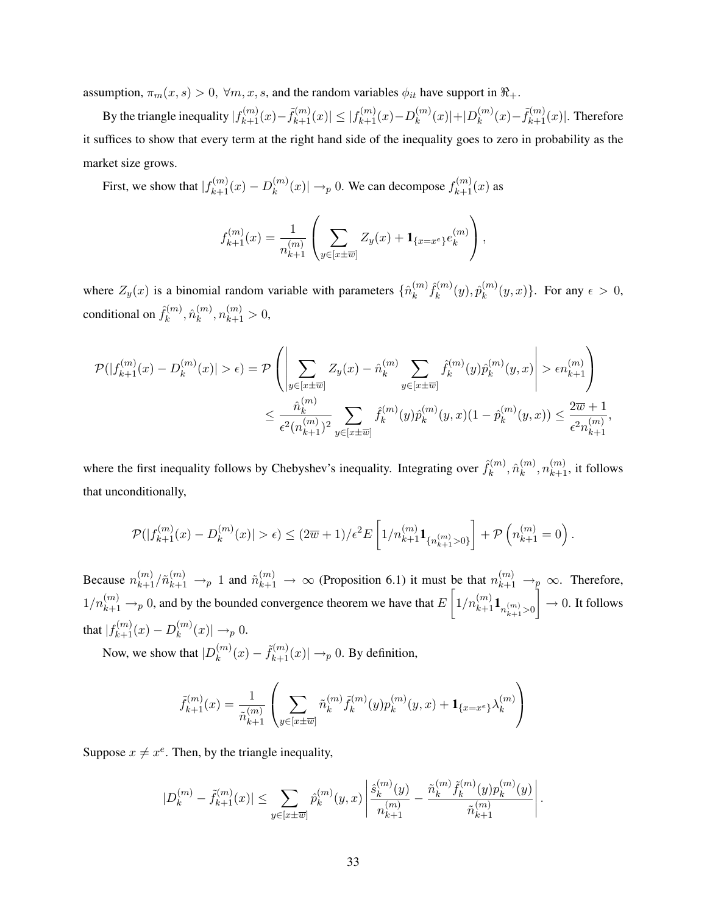assumption, $\pi_m(x,s) > 0,\ \forall m, x, s$, and the random variables $\phi_{it}$ have support in $\Re_+$.

By the triangle inequality $|f_{k+1}^{(m)}(x) - \tilde{f}_{k+1}^{(m)}(x)| \leq |f_{k+1}^{(m)}(x) - D_k^{(m)}(x)| + |D_k^{(m)}(x) - \tilde{f}_{k+1}^{(m)}(x)|$. Therefore it suffices to show that every term at the right hand side of the inequality goes to zero in probability as the market size grows.

First, we show that $|f_{k+1}^{(m)}(x) - D_k^{(m)}(x)| \to_p 0$. We can decompose $f_{k+1}^{(m)}(x)$ as

$$f_{k+1}^{(m)}(x) = \frac{1}{n_{k+1}^{(m)}} \left( \sum_{y \in [x \pm \overline{w}]} Z_y(x) + \mathbf{1}_{\{x = x^e\}} e_k^{(m)} \right),$$

where $Z_y(x)$ is a binomial random variable with parameters $\{\hat{n}_k^{(m)} \hat{f}_k^{(m)}(y), \hat{p}_k^{(m)}(y,x)\}$. For any $\epsilon > 0$, conditional on $\hat{f}_k^{(m)}, \hat{n}_k^{(m)}, n_{k+1}^{(m)} > 0$,

$$\begin{aligned}
\mathcal{P}(|f_{k+1}^{(m)}(x) - D_k^{(m)}(x)| > \epsilon) &= \mathcal{P}\left( \left| \sum_{y \in [x \pm \overline{w}]} Z_y(x) - \hat{n}_k^{(m)} \sum_{y \in [x \pm \overline{w}]} \hat{f}_k^{(m)}(y) \hat{p}_k^{(m)}(y,x) \right| > \epsilon n_{k+1}^{(m)} \right) \\
&\leq \frac{\hat{n}_k^{(m)}}{\epsilon^2 (n_{k+1}^{(m)})^2} \sum_{y \in [x \pm \overline{w}]} \hat{f}_k^{(m)}(y) \hat{p}_k^{(m)}(y,x)(1 - \hat{p}_k^{(m)}(y,x)) \leq \frac{2\overline{w} + 1}{\epsilon^2 n_{k+1}^{(m)}},
\end{aligned}$$

where the first inequality follows by Chebyshev's inequality. Integrating over $\hat{f}_k^{(m)}, \hat{n}_k^{(m)}, n_{k+1}^{(m)}$, it follows that unconditionally,

$$\mathcal{P}(|f_{k+1}^{(m)}(x) - D_k^{(m)}(x)| > \epsilon) \leq (2\overline{w} + 1)/\epsilon^2 E\left[ 1/n_{k+1}^{(m)} \mathbf{1}_{\{n_{k+1}^{(m)} > 0\}} \right] + \mathcal{P}\left( n_{k+1}^{(m)} = 0 \right).$$

Because $n_{k+1}^{(m)} / \tilde{n}_{k+1}^{(m)} \to_p 1$ and $\tilde{n}_{k+1}^{(m)} \to \infty$ (Proposition 6.1) it must be that $n_{k+1}^{(m)} \to_p \infty$. Therefore, $1/n_{k+1}^{(m)} \to_p 0$, and by the bounded convergence theorem we have that $E\left[ 1/n_{k+1}^{(m)} \mathbf{1}_{n_{k+1}^{(m)} > 0} \right] \to 0$. It follows that $|f_{k+1}^{(m)}(x) - D_k^{(m)}(x)| \to_p 0$.

Now, we show that $|D_k^{(m)}(x) - \tilde{f}_{k+1}^{(m)}(x)| \to_p 0$. By definition,

$$\tilde{f}_{k+1}^{(m)}(x) = \frac{1}{\tilde{n}_{k+1}^{(m)}} \left( \sum_{y \in [x \pm \overline{w}]} \tilde{n}_k^{(m)} \tilde{f}_k^{(m)}(y) p_k^{(m)}(y,x) + \mathbf{1}_{\{x = x^e\}} \lambda_k^{(m)} \right)$$

Suppose $x \neq x^e$. Then, by the triangle inequality,

$$|D_k^{(m)} - \tilde{f}_{k+1}^{(m)}(x)| \leq \sum_{y \in [x \pm \overline{w}]} \hat{p}_k^{(m)}(y,x) \left| \frac{\hat{s}_k^{(m)}(y)}{n_{k+1}^{(m)}} - \frac{\tilde{n}_k^{(m)} \tilde{f}_k^{(m)}(y) p_k^{(m)}(y)}{\tilde{n}_{k+1}^{(m)}} \right|.$$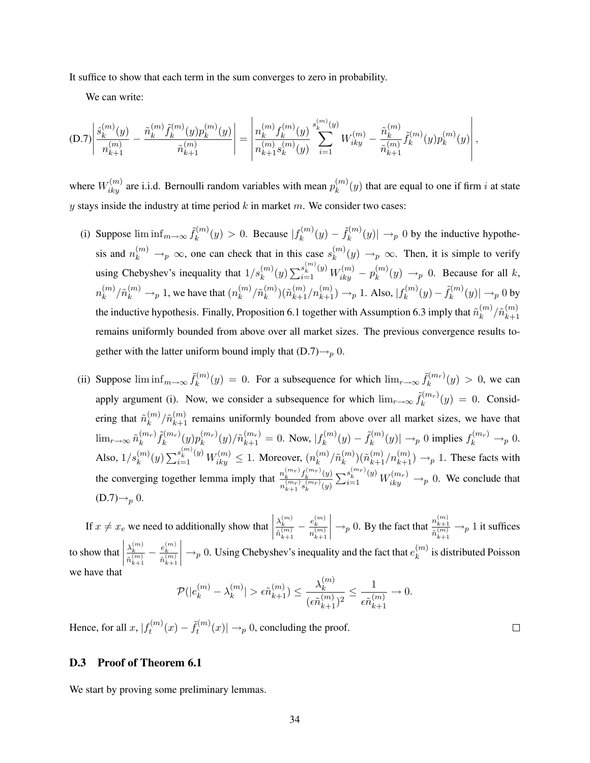It suffice to show that each term in the sum converges to zero in probability.

We can write:

$$
\text{(D.7)} \left| \frac{\hat{s}_k^{(m)}(y)}{n_{k+1}^{(m)}} - \frac{\tilde{n}_k^{(m)} \tilde{f}_k^{(m)}(y) p_k^{(m)}(y)}{\tilde{n}_{k+1}^{(m)}} \right| = \left| \frac{n_k^{(m)} f_k^{(m)}(y)}{n_{k+1}^{(m)} s_k^{(m)}(y)} \sum_{i=1}^{s_k^{(m)}(y)} W_{iky}^{(m)} - \frac{\tilde{n}_k^{(m)}}{\tilde{n}_{k+1}^{(m)}} \tilde{f}_k^{(m)}(y) p_k^{(m)}(y) \right|,
$$

where $W_{iky}^{(m)}$ are i.i.d. Bernoulli random variables with mean $p_k^{(m)}(y)$ that are equal to one if firm $i$ at state $y$ stays inside the industry at time period $k$ in market $m$. We consider two cases:

(i) Suppose $\liminf_{m\to\infty} \tilde{f}_k^{(m)}(y) > 0$. Because $|f_k^{(m)}(y) - \tilde{f}_k^{(m)}(y)| \to_p 0$ by the inductive hypothesis and $n_k^{(m)} \to_p \infty$, one can check that in this case $s_k^{(m)}(y) \to_p \infty$. Then, it is simple to verify using Chebyshev's inequality that $1/s_k^{(m)}(y) \sum_{i=1}^{s_k^{(m)}(y)} W_{iky}^{(m)} - p_k^{(m)}(y) \to_p 0$. Because for all $k$, $n_k^{(m)}/\tilde{n}_k^{(m)} \to_p 1$, we have that $(n_k^{(m)}/\tilde{n}_k^{(m)})(\tilde{n}_{k+1}^{(m)}/n_{k+1}^{(m)}) \to_p 1$. Also, $|f_k^{(m)}(y) - \tilde{f}_k^{(m)}(y)| \to_p 0$ by the inductive hypothesis. Finally, Proposition 6.1 together with Assumption 6.3 imply that $\tilde{n}_k^{(m)}/\tilde{n}_{k+1}^{(m)}$ remains uniformly bounded from above over all market sizes. The previous convergence results together with the latter uniform bound imply that (D.7)$\to_p 0$.

(ii) Suppose $\liminf_{m\to\infty} \tilde{f}_k^{(m)}(y) = 0$. For a subsequence for which $\lim_{r\to\infty} \tilde{f}_k^{(m_r)}(y) > 0$, we can apply argument (i). Now, we consider a subsequence for which $\lim_{r\to\infty} \tilde{f}_k^{(m_r)}(y) = 0$. Considering that $\tilde{n}_k^{(m)}/\tilde{n}_{k+1}^{(m)}$ remains uniformly bounded from above over all market sizes, we have that $\lim_{r\to\infty} \tilde{n}_k^{(m_r)} \tilde{f}_k^{(m_r)}(y) p_k^{(m_r)}(y)/\tilde{n}_{k+1}^{(m_r)} = 0$. Now, $|f_k^{(m)}(y) - \tilde{f}_k^{(m)}(y)| \to_p 0$ implies $f_k^{(m_r)} \to_p 0$. Also, $1/s_k^{(m)}(y) \sum_{i=1}^{s_k^{(m)}(y)} W_{iky}^{(m)} \leq 1$. Moreover, $(n_k^{(m)}/\tilde{n}_k^{(m)})(\tilde{n}_{k+1}^{(m)}/n_{k+1}^{(m)}) \to_p 1$. These facts with the converging together lemma imply that $\frac{n_k^{(m_r)} f_k^{(m_r)}(y)}{n_{k+1}^{(m_r)} s_k^{(m_r)}(y)} \sum_{i=1}^{s_k^{(m_r)}(y)} W_{iky}^{(m_r)} \to_p 0$. We conclude that (D.7)$\to_p 0$.

If $x \neq x_e$ we need to additionally show that $\left| \frac{\lambda_k^{(m)}}{\tilde{n}_{k+1}^{(m)}} - \frac{e_k^{(m)}}{n_{k+1}^{(m)}} \right| \to_p 0$. By the fact that $\frac{n_{k+1}^{(m)}}{\tilde{n}_{k+1}^{(m)}} \to_p 1$ it suffices to show that $\left| \frac{\lambda_k^{(m)}}{\tilde{n}_{k+1}^{(m)}} - \frac{e_k^{(m)}}{\tilde{n}_{k+1}^{(m)}} \right| \to_p 0$. Using Chebyshev's inequality and the fact that $e_k^{(m)}$ is distributed Poisson we have that

$$
\mathcal{P}(|e_k^{(m)} - \lambda_k^{(m)}| > \epsilon \tilde{n}_{k+1}^{(m)}) \leq \frac{\lambda_k^{(m)}}{(\epsilon \tilde{n}_{k+1}^{(m)})^2} \leq \frac{1}{\epsilon \tilde{n}_{k+1}^{(m)}} \to 0.
$$

Hence, for all $x$, $|f_t^{(m)}(x) - \tilde{f}_t^{(m)}(x)| \to_p 0$, concluding the proof. □

### D.3 Proof of Theorem 6.1

We start by proving some preliminary lemmas.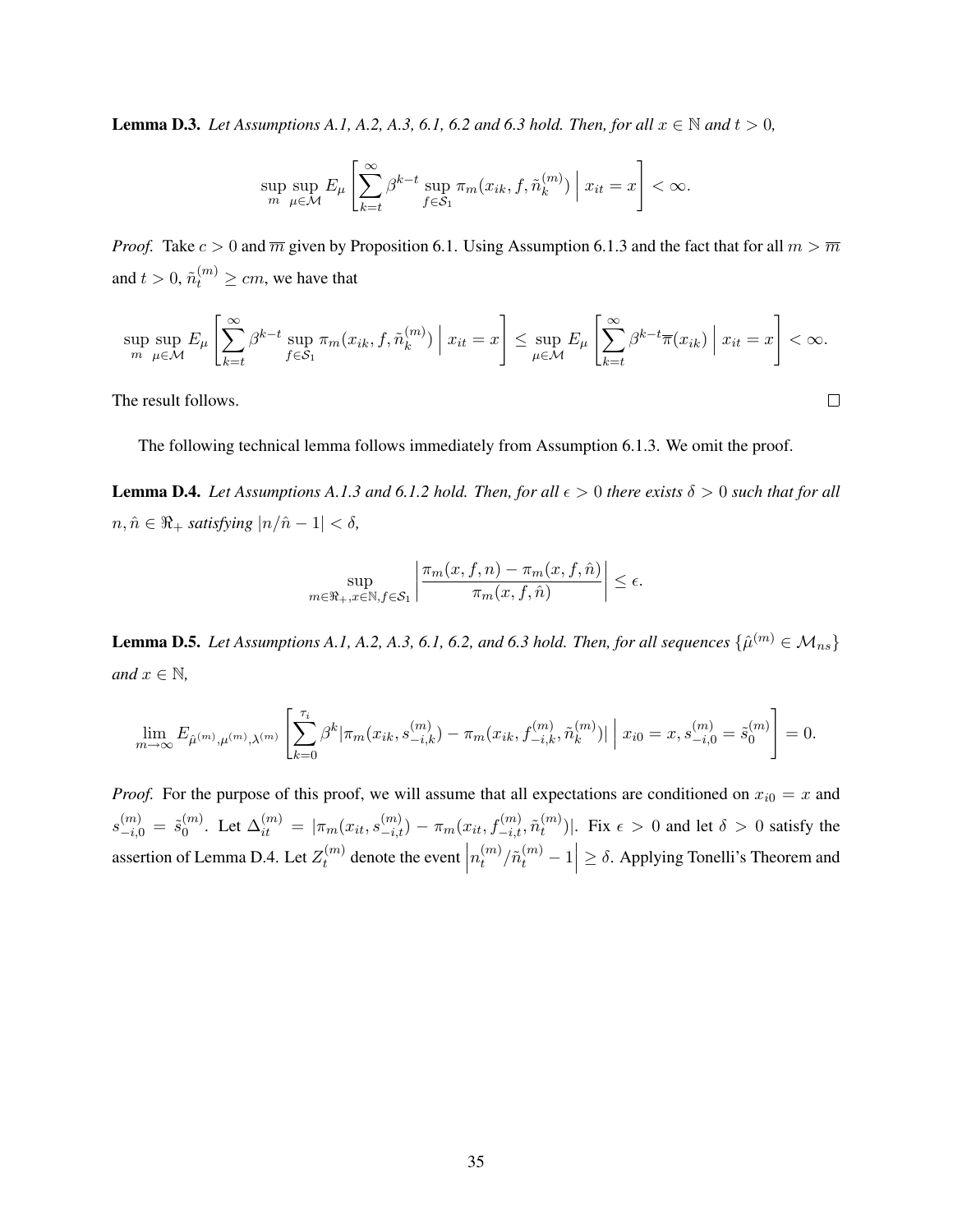**Lemma D.3.** *Let Assumptions A.1, A.2, A.3, 6.1, 6.2 and 6.3 hold. Then, for all $x \in \mathbb{N}$ and $t > 0$,*

$$\sup_m \sup_{\mu \in \mathcal{M}} E_\mu \left[ \sum_{k=t}^{\infty} \beta^{k-t} \sup_{f \in \mathcal{S}_1} \pi_m(x_{ik}, f, \tilde{n}_k^{(m)}) \;\Big|\; x_{it} = x \right] < \infty.$$

*Proof.* Take $c > 0$ and $\overline{m}$ given by Proposition 6.1. Using Assumption 6.1.3 and the fact that for all $m > \overline{m}$ and $t > 0$, $\tilde{n}_t^{(m)} \geq cm$, we have that

$$\sup_m \sup_{\mu \in \mathcal{M}} E_\mu \left[ \sum_{k=t}^{\infty} \beta^{k-t} \sup_{f \in \mathcal{S}_1} \pi_m(x_{ik}, f, \tilde{n}_k^{(m)}) \;\Big|\; x_{it} = x \right] \leq \sup_{\mu \in \mathcal{M}} E_\mu \left[ \sum_{k=t}^{\infty} \beta^{k-t} \overline{\pi}(x_{ik}) \;\Big|\; x_{it} = x \right] < \infty.$$

The result follows. $\square$

The following technical lemma follows immediately from Assumption 6.1.3. We omit the proof.

**Lemma D.4.** *Let Assumptions A.1.3 and 6.1.2 hold. Then, for all $\epsilon > 0$ there exists $\delta > 0$ such that for all $n, \hat{n} \in \Re_+$ satisfying $|n/\hat{n} - 1| < \delta$,*

$$\sup_{m \in \Re_+, x \in \mathbb{N}, f \in \mathcal{S}_1} \left| \frac{\pi_m(x, f, n) - \pi_m(x, f, \hat{n})}{\pi_m(x, f, \hat{n})} \right| \leq \epsilon.$$

**Lemma D.5.** *Let Assumptions A.1, A.2, A.3, 6.1, 6.2, and 6.3 hold. Then, for all sequences $\{\hat{\mu}^{(m)} \in \mathcal{M}_{ns}\}$ and $x \in \mathbb{N}$,*

$$\lim_{m \to \infty} E_{\hat{\mu}^{(m)}, \mu^{(m)}, \lambda^{(m)}} \left[ \sum_{k=0}^{\tau_i} \beta^k |\pi_m(x_{ik}, s_{-i,k}^{(m)}) - \pi_m(x_{ik}, f_{-i,k}^{(m)}, \tilde{n}_k^{(m)})| \;\Big|\; x_{i0} = x, s_{-i,0}^{(m)} = \tilde{s}_0^{(m)} \right] = 0.$$

*Proof.* For the purpose of this proof, we will assume that all expectations are conditioned on $x_{i0} = x$ and $s_{-i,0}^{(m)} = \tilde{s}_0^{(m)}$. Let $\Delta_{it}^{(m)} = |\pi_m(x_{it}, s_{-i,t}^{(m)}) - \pi_m(x_{it}, f_{-i,t}^{(m)}, \tilde{n}_t^{(m)})|$. Fix $\epsilon > 0$ and let $\delta > 0$ satisfy the assertion of Lemma D.4. Let $Z_t^{(m)}$ denote the event $\left| n_t^{(m)} / \tilde{n}_t^{(m)} - 1 \right| \geq \delta$. Applying Tonelli's Theorem and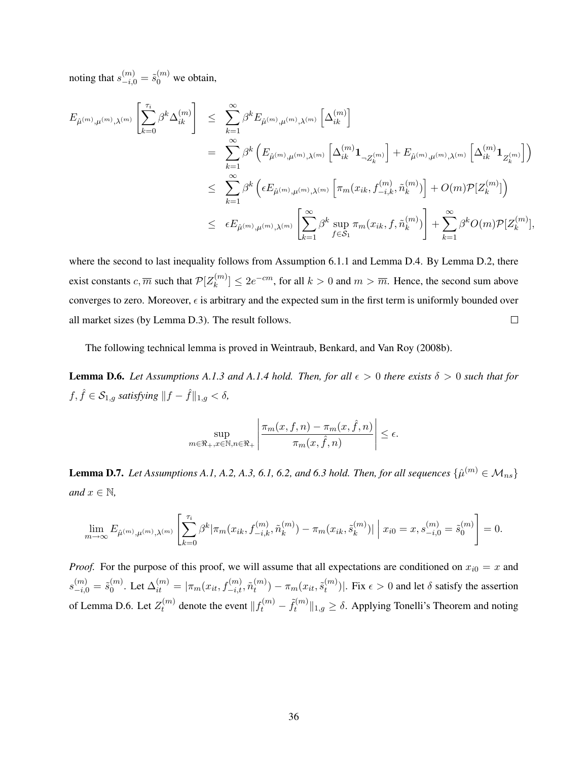noting that $s_{-i,0}^{(m)} = \tilde{s}_0^{(m)}$ we obtain,

$$
\begin{aligned}
E_{\hat{\mu}^{(m)},\mu^{(m)},\lambda^{(m)}}\left[\sum_{k=0}^{\tau_i}\beta^k\Delta_{ik}^{(m)}\right] &\leq \sum_{k=1}^{\infty}\beta^k E_{\hat{\mu}^{(m)},\mu^{(m)},\lambda^{(m)}}\left[\Delta_{ik}^{(m)}\right] \\
&= \sum_{k=1}^{\infty}\beta^k\left(E_{\hat{\mu}^{(m)},\mu^{(m)},\lambda^{(m)}}\left[\Delta_{ik}^{(m)}\mathbf{1}_{\neg Z_k^{(m)}}\right] + E_{\hat{\mu}^{(m)},\mu^{(m)},\lambda^{(m)}}\left[\Delta_{ik}^{(m)}\mathbf{1}_{Z_k^{(m)}}\right]\right) \\
&\leq \sum_{k=1}^{\infty}\beta^k\left(\epsilon E_{\hat{\mu}^{(m)},\mu^{(m)},\lambda^{(m)}}\left[\pi_m(x_{ik}, f_{-i,k}^{(m)}, \tilde{n}_k^{(m)})\right] + O(m)\mathcal{P}[Z_k^{(m)}]\right) \\
&\leq \epsilon E_{\hat{\mu}^{(m)},\mu^{(m)},\lambda^{(m)}}\left[\sum_{k=1}^{\infty}\beta^k \sup_{f\in\mathcal{S}_1}\pi_m(x_{ik}, f, \tilde{n}_k^{(m)})\right] + \sum_{k=1}^{\infty}\beta^k O(m)\mathcal{P}[Z_k^{(m)}],
\end{aligned}
$$

where the second to last inequality follows from Assumption 6.1.1 and Lemma D.4. By Lemma D.2, there exist constants $c, \overline{m}$ such that $\mathcal{P}[Z_k^{(m)}] \leq 2e^{-cm}$, for all $k > 0$ and $m > \overline{m}$. Hence, the second sum above converges to zero. Moreover, $\epsilon$ is arbitrary and the expected sum in the first term is uniformly bounded over all market sizes (by Lemma D.3). The result follows. $\square$

The following technical lemma is proved in Weintraub, Benkard, and Van Roy (2008b).

**Lemma D.6.** *Let Assumptions A.1.3 and A.1.4 hold. Then, for all $\epsilon > 0$ there exists $\delta > 0$ such that for $f, \hat{f} \in \mathcal{S}_{1,g}$ satisfying $\|f - \hat{f}\|_{1,g} < \delta$,*

$$
\sup_{m\in\Re_+, x\in\mathbb{N}, n\in\Re_+}\left|\frac{\pi_m(x, f, n) - \pi_m(x, \hat{f}, n)}{\pi_m(x, \hat{f}, n)}\right| \leq \epsilon.
$$

**Lemma D.7.** *Let Assumptions A.1, A.2, A.3, 6.1, 6.2, and 6.3 hold. Then, for all sequences $\{\hat{\mu}^{(m)} \in \mathcal{M}_{ns}\}$ and $x \in \mathbb{N}$,*

$$
\lim_{m\to\infty} E_{\hat{\mu}^{(m)},\mu^{(m)},\lambda^{(m)}}\left[\sum_{k=0}^{\tau_i}\beta^k|\pi_m(x_{ik}, f_{-i,k}^{(m)}, \tilde{n}_k^{(m)}) - \pi_m(x_{ik}, \tilde{s}_k^{(m)})| \;\middle|\; x_{i0} = x, s_{-i,0}^{(m)} = \tilde{s}_0^{(m)}\right] = 0.
$$

*Proof.* For the purpose of this proof, we will assume that all expectations are conditioned on $x_{i0} = x$ and $s_{-i,0}^{(m)} = \tilde{s}_0^{(m)}$. Let $\Delta_{it}^{(m)} = |\pi_m(x_{it}, f_{-i,t}^{(m)}, \tilde{n}_t^{(m)}) - \pi_m(x_{it}, \tilde{s}_t^{(m)})|$. Fix $\epsilon > 0$ and let $\delta$ satisfy the assertion of Lemma D.6. Let $Z_t^{(m)}$ denote the event $\|f_t^{(m)} - \tilde{f}_t^{(m)}\|_{1,g} \geq \delta$. Applying Tonelli's Theorem and noting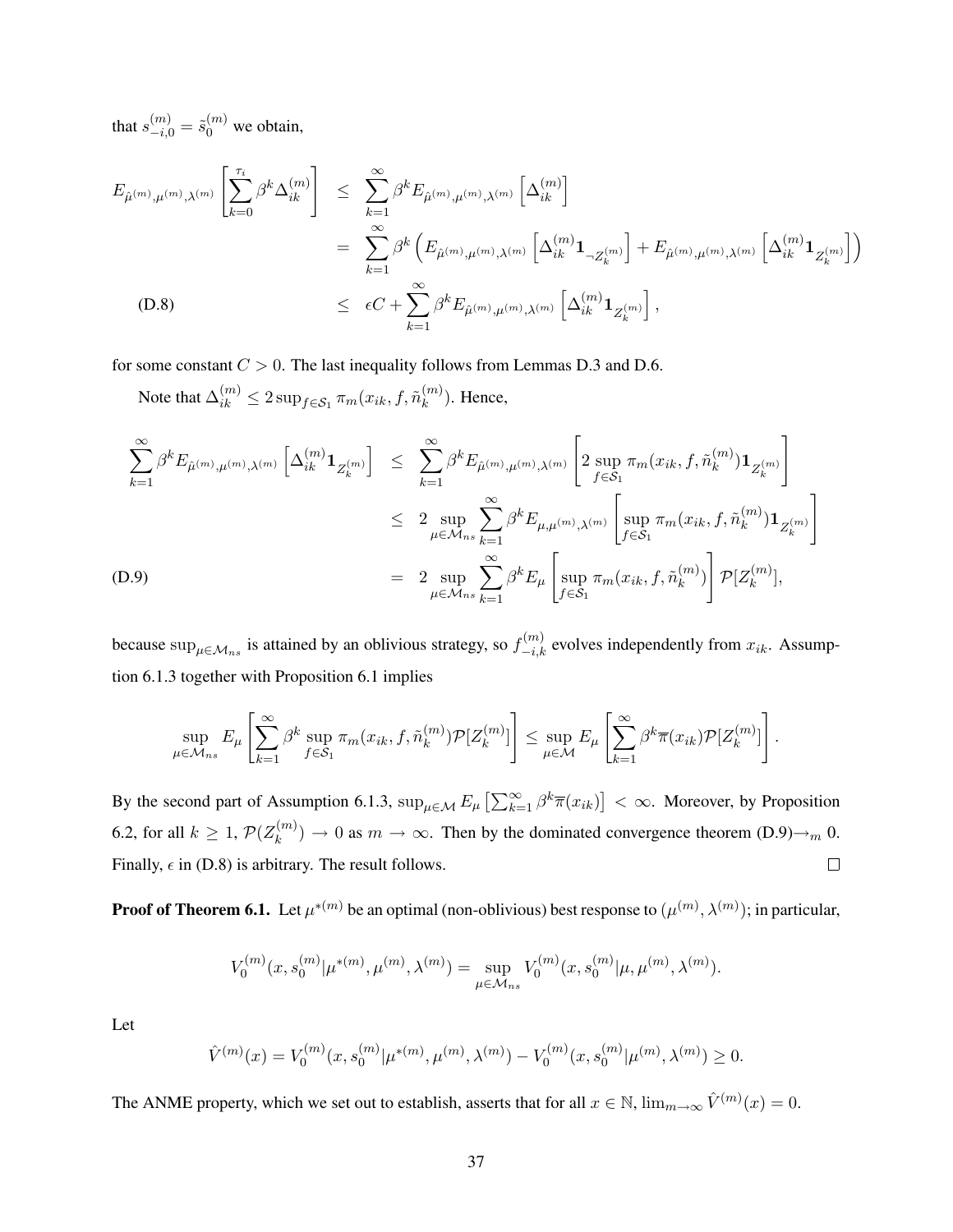that $s_{-i,0}^{(m)} = \tilde{s}_0^{(m)}$ we obtain,

$$
\begin{aligned}
E_{\hat{\mu}^{(m)},\mu^{(m)},\lambda^{(m)}}\left[\sum_{k=0}^{\tau_i}\beta^k\Delta_{ik}^{(m)}\right] &\leq \sum_{k=1}^{\infty}\beta^k E_{\hat{\mu}^{(m)},\mu^{(m)},\lambda^{(m)}}\left[\Delta_{ik}^{(m)}\right] \\
&= \sum_{k=1}^{\infty}\beta^k\left(E_{\hat{\mu}^{(m)},\mu^{(m)},\lambda^{(m)}}\left[\Delta_{ik}^{(m)}\mathbf{1}_{\neg Z_k^{(m)}}\right] + E_{\hat{\mu}^{(m)},\mu^{(m)},\lambda^{(m)}}\left[\Delta_{ik}^{(m)}\mathbf{1}_{Z_k^{(m)}}\right]\right) \\
&\leq \epsilon C + \sum_{k=1}^{\infty}\beta^k E_{\hat{\mu}^{(m)},\mu^{(m)},\lambda^{(m)}}\left[\Delta_{ik}^{(m)}\mathbf{1}_{Z_k^{(m)}}\right], \qquad \text{(D.8)}
\end{aligned}
$$

for some constant $C > 0$. The last inequality follows from Lemmas D.3 and D.6.

Note that $\Delta_{ik}^{(m)} \leq 2\sup_{f\in\mathcal{S}_1}\pi_m(x_{ik}, f, \tilde{n}_k^{(m)})$. Hence,

$$
\begin{aligned}
\sum_{k=1}^{\infty}\beta^k E_{\hat{\mu}^{(m)},\mu^{(m)},\lambda^{(m)}}\left[\Delta_{ik}^{(m)}\mathbf{1}_{Z_k^{(m)}}\right] &\leq \sum_{k=1}^{\infty}\beta^k E_{\hat{\mu}^{(m)},\mu^{(m)},\lambda^{(m)}}\left[2\sup_{f\in\mathcal{S}_1}\pi_m(x_{ik}, f, \tilde{n}_k^{(m)})\mathbf{1}_{Z_k^{(m)}}\right] \\
&\leq 2\sup_{\mu\in\mathcal{M}_{ns}}\sum_{k=1}^{\infty}\beta^k E_{\mu,\mu^{(m)},\lambda^{(m)}}\left[\sup_{f\in\mathcal{S}_1}\pi_m(x_{ik}, f, \tilde{n}_k^{(m)})\mathbf{1}_{Z_k^{(m)}}\right] \\
&= 2\sup_{\mu\in\mathcal{M}_{ns}}\sum_{k=1}^{\infty}\beta^k E_{\mu}\left[\sup_{f\in\mathcal{S}_1}\pi_m(x_{ik}, f, \tilde{n}_k^{(m)})\right]\mathcal{P}[Z_k^{(m)}], \qquad \text{(D.9)}
\end{aligned}
$$

because $\sup_{\mu\in\mathcal{M}_{ns}}$ is attained by an oblivious strategy, so $f_{-i,k}^{(m)}$ evolves independently from $x_{ik}$. Assumption 6.1.3 together with Proposition 6.1 implies

$$
\sup_{\mu\in\mathcal{M}_{ns}} E_{\mu}\left[\sum_{k=1}^{\infty}\beta^k\sup_{f\in\mathcal{S}_1}\pi_m(x_{ik}, f, \tilde{n}_k^{(m)})\mathcal{P}[Z_k^{(m)}]\right] \leq \sup_{\mu\in\mathcal{M}} E_{\mu}\left[\sum_{k=1}^{\infty}\beta^k\overline{\pi}(x_{ik})\mathcal{P}[Z_k^{(m)}]\right].
$$

By the second part of Assumption 6.1.3, $\sup_{\mu\in\mathcal{M}} E_{\mu}\left[\sum_{k=1}^{\infty}\beta^k\overline{\pi}(x_{ik})\right] < \infty$. Moreover, by Proposition 6.2, for all $k \geq 1$, $\mathcal{P}(Z_k^{(m)}) \to 0$ as $m \to \infty$. Then by the dominated convergence theorem (D.9)$\to_m 0$. Finally, $\epsilon$ in (D.8) is arbitrary. The result follows. $\square$

**Proof of Theorem 6.1.** Let $\mu^{*(m)}$ be an optimal (non-oblivious) best response to $(\mu^{(m)}, \lambda^{(m)})$; in particular,

$$
V_0^{(m)}(x, s_0^{(m)}|\mu^{*(m)}, \mu^{(m)}, \lambda^{(m)}) = \sup_{\mu\in\mathcal{M}_{ns}} V_0^{(m)}(x, s_0^{(m)}|\mu, \mu^{(m)}, \lambda^{(m)}).
$$

Let

$$
\hat{V}^{(m)}(x) = V_0^{(m)}(x, s_0^{(m)}|\mu^{*(m)}, \mu^{(m)}, \lambda^{(m)}) - V_0^{(m)}(x, s_0^{(m)}|\mu^{(m)}, \lambda^{(m)}) \geq 0.
$$

The ANME property, which we set out to establish, asserts that for all $x \in \mathbb{N}$, $\lim_{m\to\infty}\hat{V}^{(m)}(x) = 0$.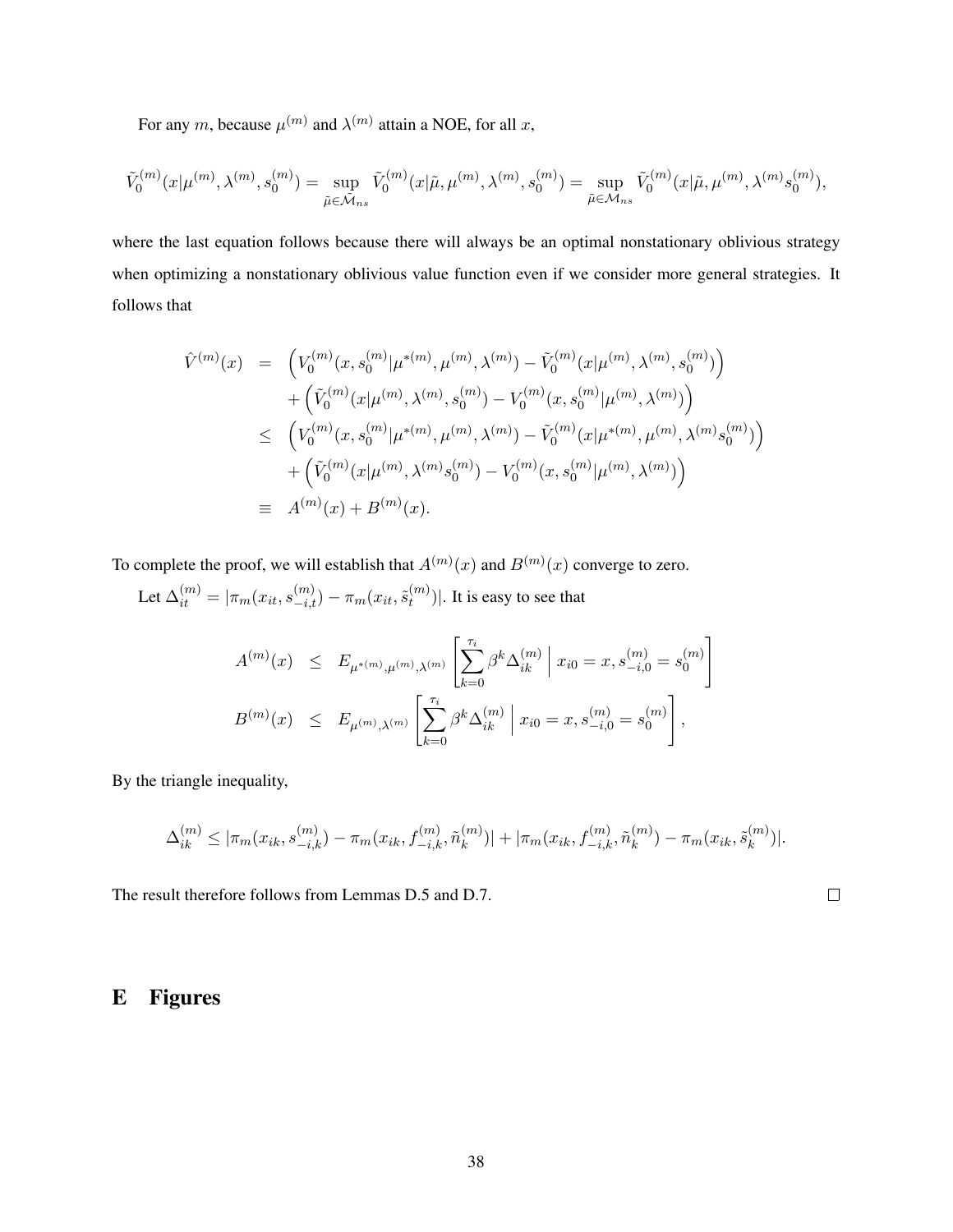For any $m$, because $\mu^{(m)}$ and $\lambda^{(m)}$ attain a NOE, for all $x$,

$$\tilde{V}_0^{(m)}(x|\mu^{(m)}, \lambda^{(m)}, s_0^{(m)}) = \sup_{\tilde{\mu} \in \tilde{\mathcal{M}}_{ns}} \tilde{V}_0^{(m)}(x|\tilde{\mu}, \mu^{(m)}, \lambda^{(m)}, s_0^{(m)}) = \sup_{\tilde{\mu} \in \mathcal{M}_{ns}} \tilde{V}_0^{(m)}(x|\tilde{\mu}, \mu^{(m)}, \lambda^{(m)} s_0^{(m)}),$$

where the last equation follows because there will always be an optimal nonstationary oblivious strategy when optimizing a nonstationary oblivious value function even if we consider more general strategies. It follows that

$$\begin{aligned}
\hat{V}^{(m)}(x) &= \left(V_0^{(m)}(x, s_0^{(m)}|\mu^{*(m)}, \mu^{(m)}, \lambda^{(m)}) - \tilde{V}_0^{(m)}(x|\mu^{(m)}, \lambda^{(m)}, s_0^{(m)})\right) \\
&\quad + \left(\tilde{V}_0^{(m)}(x|\mu^{(m)}, \lambda^{(m)}, s_0^{(m)}) - V_0^{(m)}(x, s_0^{(m)}|\mu^{(m)}, \lambda^{(m)})\right) \\
&\leq \left(V_0^{(m)}(x, s_0^{(m)}|\mu^{*(m)}, \mu^{(m)}, \lambda^{(m)}) - \tilde{V}_0^{(m)}(x|\mu^{*(m)}, \mu^{(m)}, \lambda^{(m)} s_0^{(m)})\right) \\
&\quad + \left(\tilde{V}_0^{(m)}(x|\mu^{(m)}, \lambda^{(m)} s_0^{(m)}) - V_0^{(m)}(x, s_0^{(m)}|\mu^{(m)}, \lambda^{(m)})\right) \\
&\equiv A^{(m)}(x) + B^{(m)}(x).
\end{aligned}$$

To complete the proof, we will establish that $A^{(m)}(x)$ and $B^{(m)}(x)$ converge to zero.

Let $\Delta_{it}^{(m)} = |\pi_m(x_{it}, s_{-i,t}^{(m)}) - \pi_m(x_{it}, \tilde{s}_t^{(m)})|$. It is easy to see that

$$\begin{aligned}
A^{(m)}(x) &\leq E_{\mu^{*(m)}, \mu^{(m)}, \lambda^{(m)}}\left[\sum_{k=0}^{\tau_i} \beta^k \Delta_{ik}^{(m)} \,\Big|\, x_{i0} = x, s_{-i,0}^{(m)} = s_0^{(m)}\right] \\
B^{(m)}(x) &\leq E_{\mu^{(m)}, \lambda^{(m)}}\left[\sum_{k=0}^{\tau_i} \beta^k \Delta_{ik}^{(m)} \,\Big|\, x_{i0} = x, s_{-i,0}^{(m)} = s_0^{(m)}\right],
\end{aligned}$$

By the triangle inequality,

$$\Delta_{ik}^{(m)} \leq |\pi_m(x_{ik}, s_{-i,k}^{(m)}) - \pi_m(x_{ik}, f_{-i,k}^{(m)}, \tilde{n}_k^{(m)})| + |\pi_m(x_{ik}, f_{-i,k}^{(m)}, \tilde{n}_k^{(m)}) - \pi_m(x_{ik}, \tilde{s}_k^{(m)})|.$$

The result therefore follows from Lemmas D.5 and D.7. $\square$

# E Figures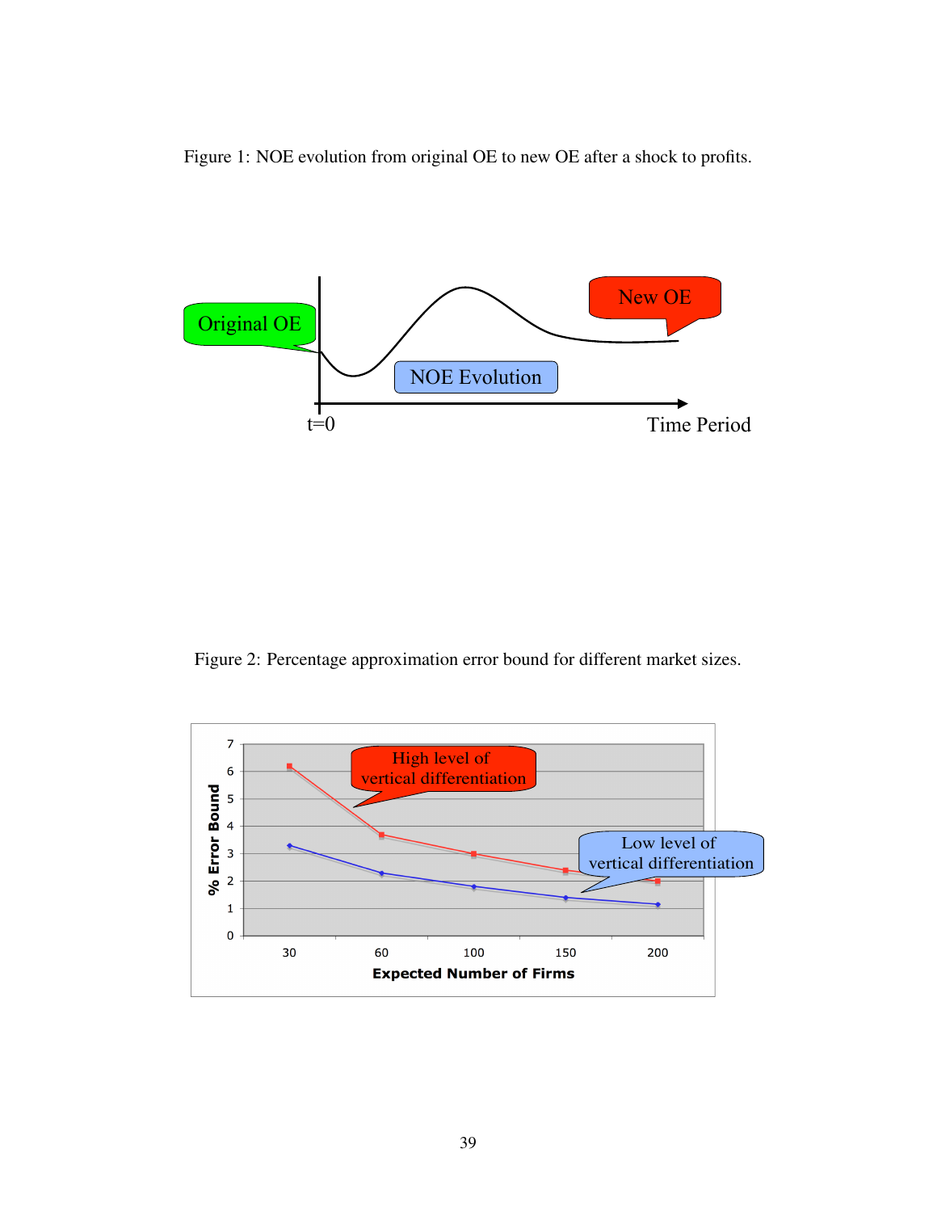Figure 1: NOE evolution from original OE to new OE after a shock to profits.

Figure 2: Percentage approximation error bound for different market sizes.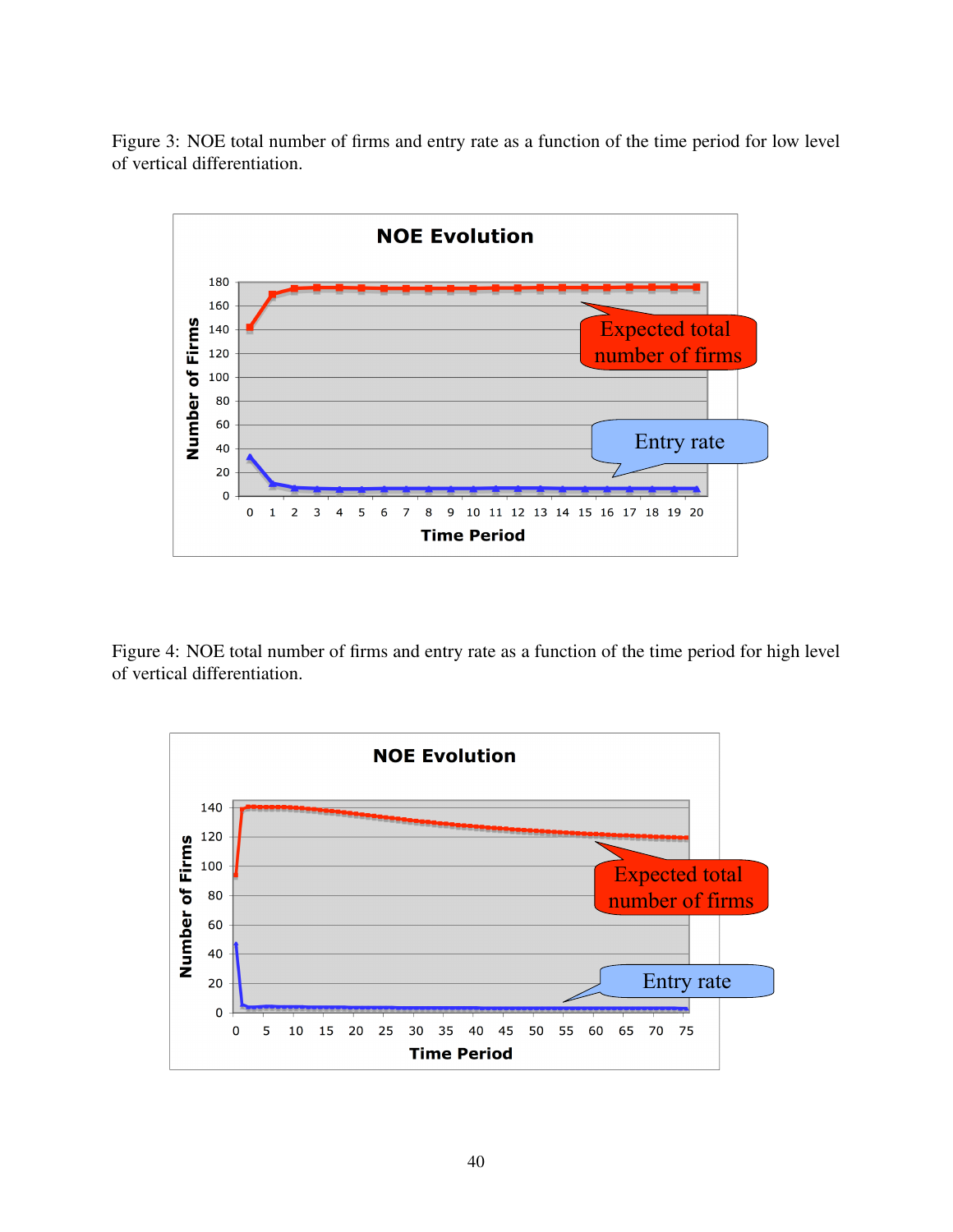Figure 3: NOE total number of firms and entry rate as a function of the time period for low level of vertical differentiation.

Figure 4: NOE total number of firms and entry rate as a function of the time period for high level of vertical differentiation.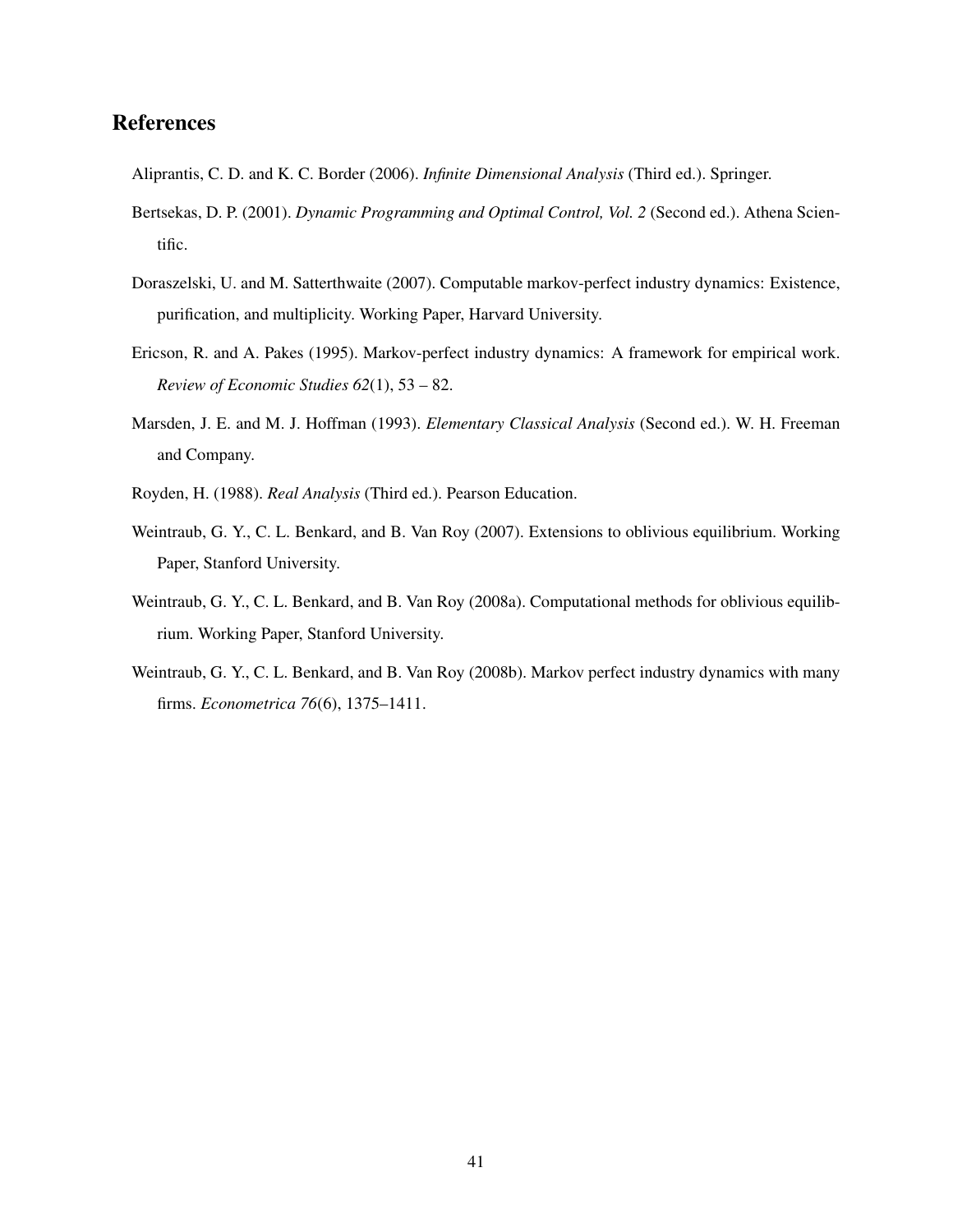## References

Aliprantis, C. D. and K. C. Border (2006). *Infinite Dimensional Analysis* (Third ed.). Springer.

Bertsekas, D. P. (2001). *Dynamic Programming and Optimal Control, Vol. 2* (Second ed.). Athena Scientific.

Doraszelski, U. and M. Satterthwaite (2007). Computable markov-perfect industry dynamics: Existence, purification, and multiplicity. Working Paper, Harvard University.

Ericson, R. and A. Pakes (1995). Markov-perfect industry dynamics: A framework for empirical work. *Review of Economic Studies 62*(1), 53 – 82.

Marsden, J. E. and M. J. Hoffman (1993). *Elementary Classical Analysis* (Second ed.). W. H. Freeman and Company.

Royden, H. (1988). *Real Analysis* (Third ed.). Pearson Education.

Weintraub, G. Y., C. L. Benkard, and B. Van Roy (2007). Extensions to oblivious equilibrium. Working Paper, Stanford University.

Weintraub, G. Y., C. L. Benkard, and B. Van Roy (2008a). Computational methods for oblivious equilibrium. Working Paper, Stanford University.

Weintraub, G. Y., C. L. Benkard, and B. Van Roy (2008b). Markov perfect industry dynamics with many firms. *Econometrica 76*(6), 1375–1411.